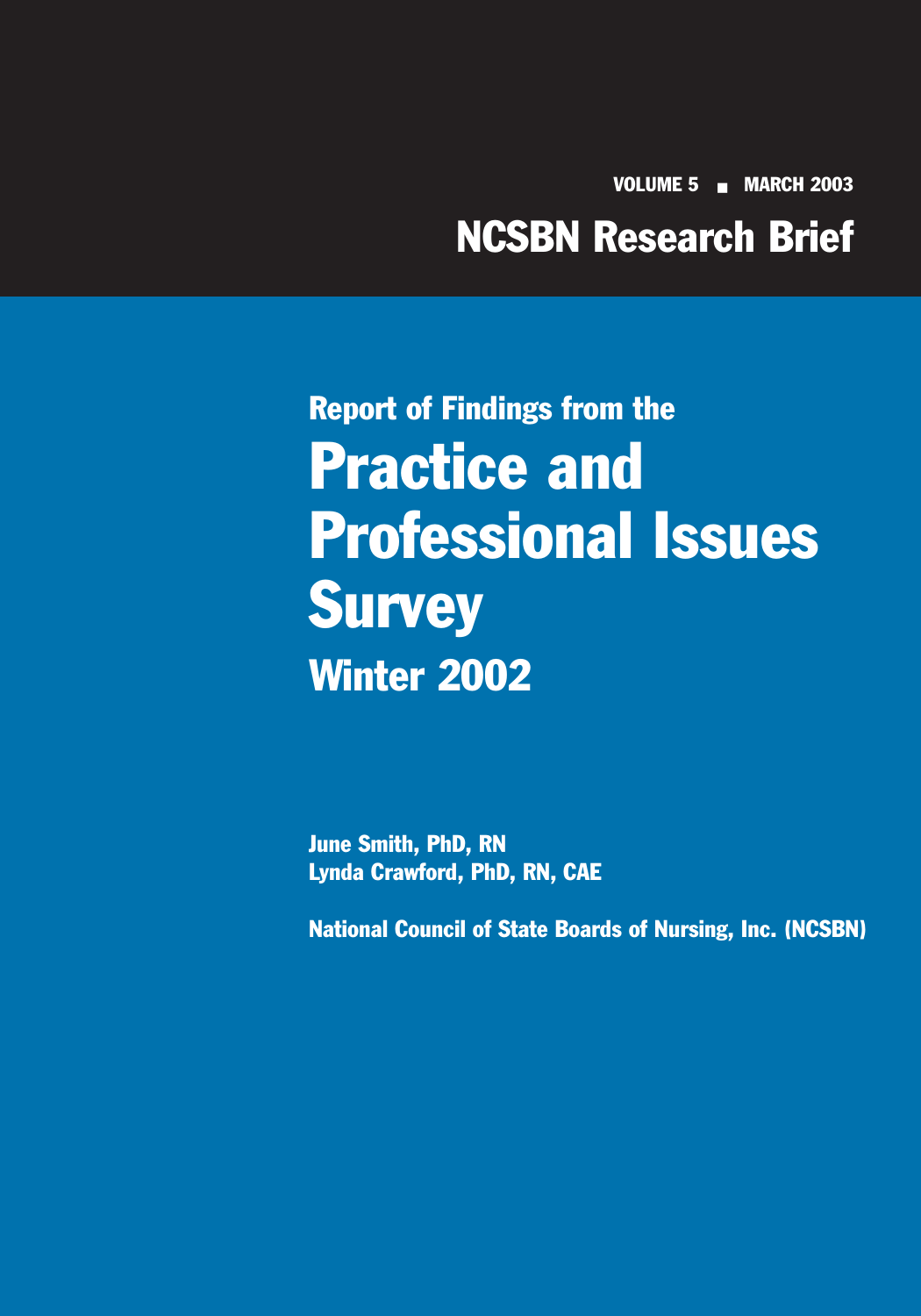VOLUME 5 ■ MARCH 2003

# NCSBN Research Brief

## Report of Findings from the

# Practice and Professional Issues Survey

## Winter 2002

**June Smith, PhD, RN**
**Lynda Crawford, PhD, RN, CAE**

**National Council of State Boards of Nursing, Inc. (NCSBN)**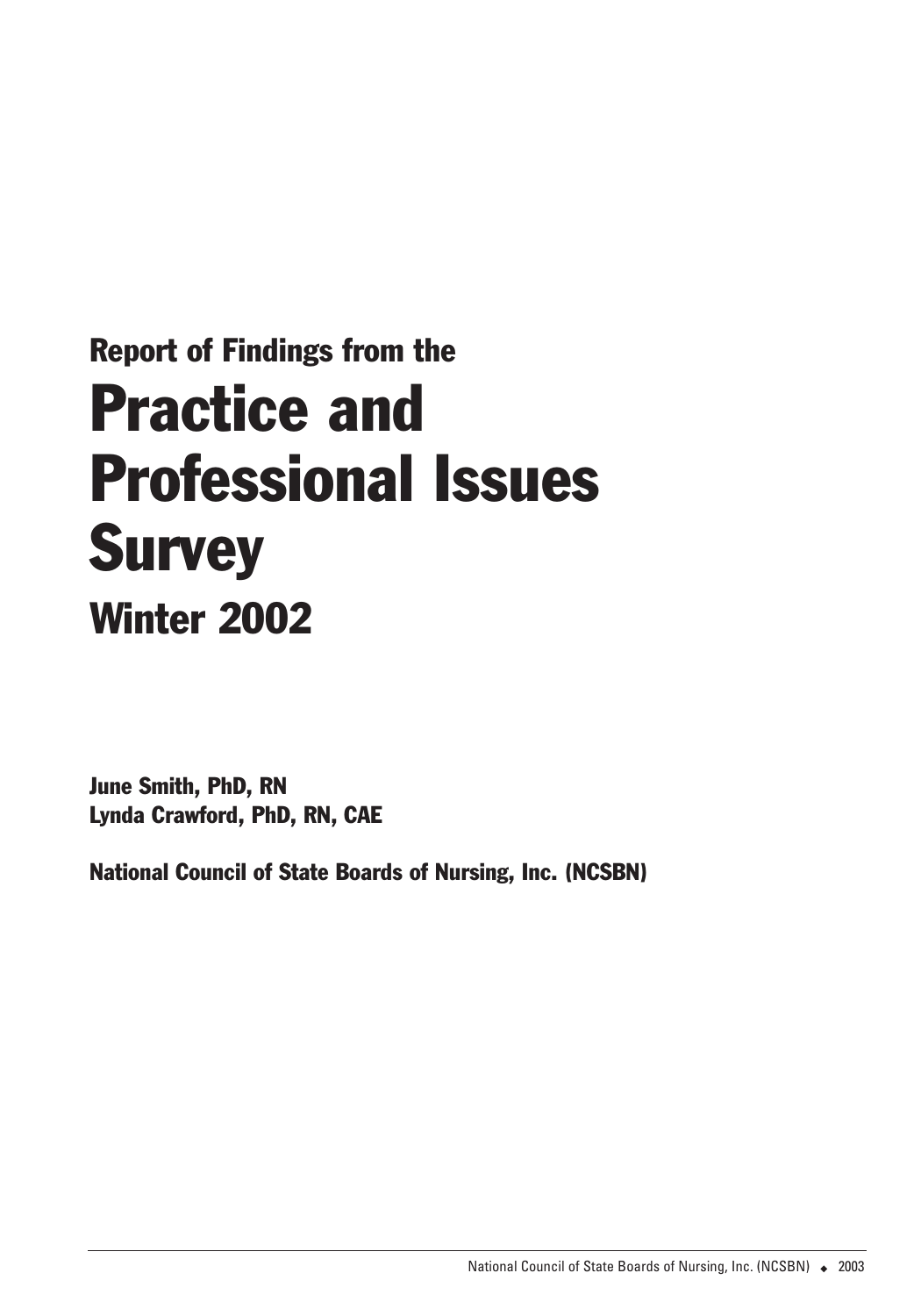## Report of Findings from the

# Practice and Professional Issues Survey

## Winter 2002

**June Smith, PhD, RN**
**Lynda Crawford, PhD, RN, CAE**

**National Council of State Boards of Nursing, Inc. (NCSBN)**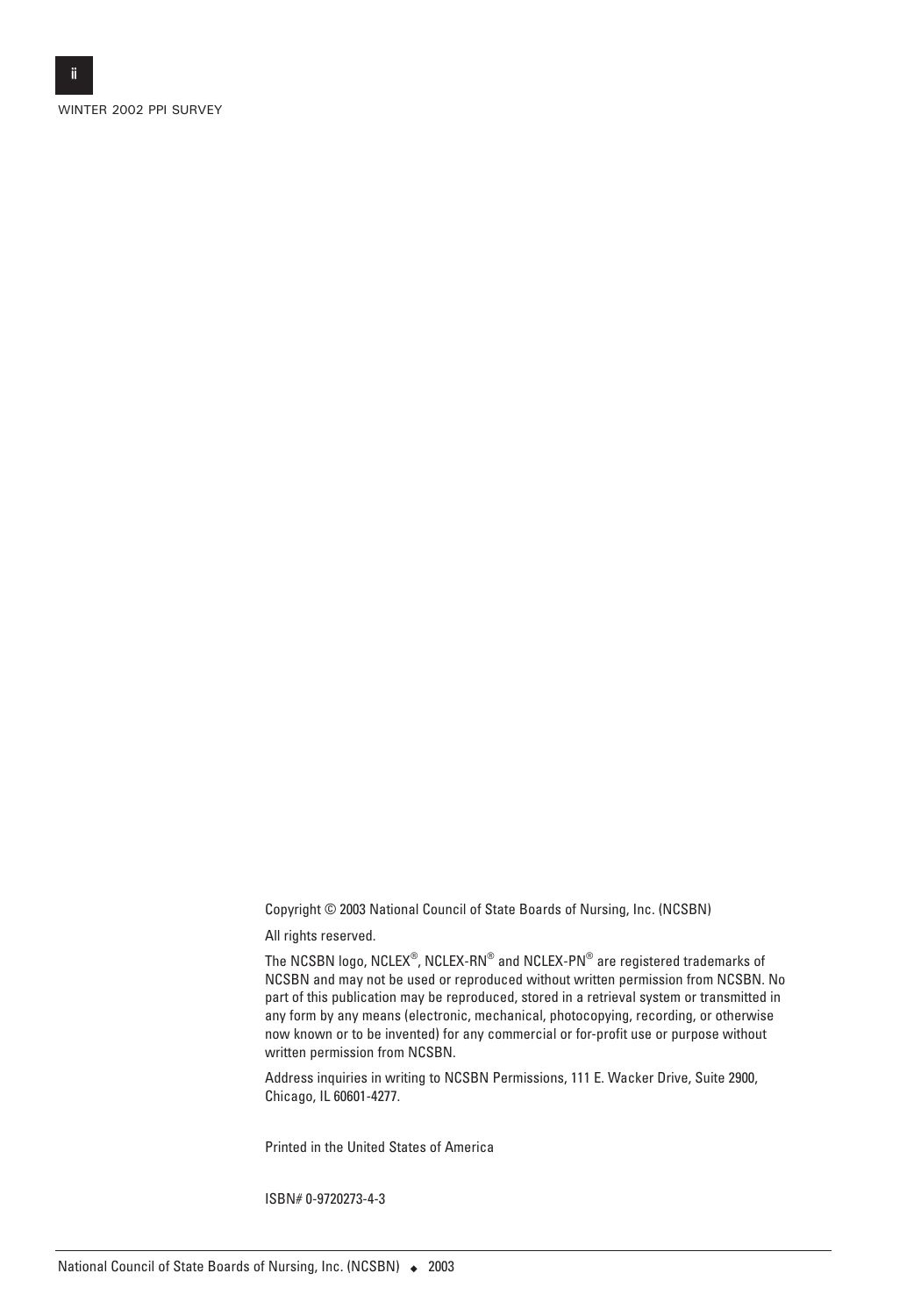Copyright © 2003 National Council of State Boards of Nursing, Inc. (NCSBN)

All rights reserved.

The NCSBN logo, NCLEX®, NCLEX-RN® and NCLEX-PN® are registered trademarks of NCSBN and may not be used or reproduced without written permission from NCSBN. No part of this publication may be reproduced, stored in a retrieval system or transmitted in any form by any means (electronic, mechanical, photocopying, recording, or otherwise now known or to be invented) for any commercial or for-profit use or purpose without written permission from NCSBN.

Address inquiries in writing to NCSBN Permissions, 111 E. Wacker Drive, Suite 2900, Chicago, IL 60601-4277.

Printed in the United States of America

ISBN# 0-9720273-4-3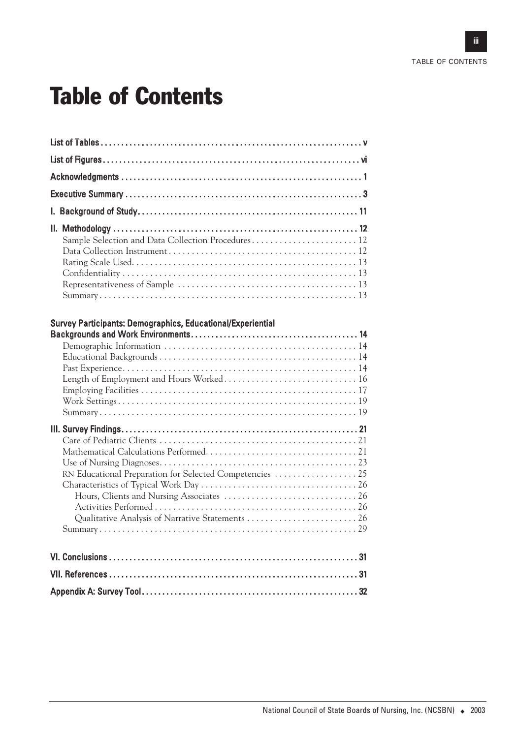# Table of Contents

List of Tables . . . . . . . . . . . . . . . . . . . . . . . . . . . . . . . . . . . . . . . . . . . . . . . . . . . . . . . . . . . . . . . v

List of Figures . . . . . . . . . . . . . . . . . . . . . . . . . . . . . . . . . . . . . . . . . . . . . . . . . . . . . . . . . . . . . . vi

Acknowledgments . . . . . . . . . . . . . . . . . . . . . . . . . . . . . . . . . . . . . . . . . . . . . . . . . . . . . . . . . . 1

Executive Summary . . . . . . . . . . . . . . . . . . . . . . . . . . . . . . . . . . . . . . . . . . . . . . . . . . . . . . . . 3

I. Background of Study. . . . . . . . . . . . . . . . . . . . . . . . . . . . . . . . . . . . . . . . . . . . . . . . . . . . . 11

II. Methodology . . . . . . . . . . . . . . . . . . . . . . . . . . . . . . . . . . . . . . . . . . . . . . . . . . . . . . . . . . 12
- Sample Selection and Data Collection Procedures. . . . . . . . . . . . . . . . . . . . . . . . 12
- Data Collection Instrument . . . . . . . . . . . . . . . . . . . . . . . . . . . . . . . . . . . . . . . . . . 12
- Rating Scale Used. . . . . . . . . . . . . . . . . . . . . . . . . . . . . . . . . . . . . . . . . . . . . . . . . 13
- Confidentiality . . . . . . . . . . . . . . . . . . . . . . . . . . . . . . . . . . . . . . . . . . . . . . . . . . . 13
- Representativeness of Sample . . . . . . . . . . . . . . . . . . . . . . . . . . . . . . . . . . . . . . . 13
- Summary . . . . . . . . . . . . . . . . . . . . . . . . . . . . . . . . . . . . . . . . . . . . . . . . . . . . . . . . 13

Survey Participants: Demographics, Educational/Experiential Backgrounds and Work Environments. . . . . . . . . . . . . . . . . . . . . . . . . . . . . . . . . . . . . . . . 14
- Demographic Information . . . . . . . . . . . . . . . . . . . . . . . . . . . . . . . . . . . . . . . . . . 14
- Educational Backgrounds . . . . . . . . . . . . . . . . . . . . . . . . . . . . . . . . . . . . . . . . . . . 14
- Past Experience. . . . . . . . . . . . . . . . . . . . . . . . . . . . . . . . . . . . . . . . . . . . . . . . . . . 14
- Length of Employment and Hours Worked. . . . . . . . . . . . . . . . . . . . . . . . . . . . . 16
- Employing Facilities . . . . . . . . . . . . . . . . . . . . . . . . . . . . . . . . . . . . . . . . . . . . . . . 17
- Work Settings. . . . . . . . . . . . . . . . . . . . . . . . . . . . . . . . . . . . . . . . . . . . . . . . . . . . 19
- Summary . . . . . . . . . . . . . . . . . . . . . . . . . . . . . . . . . . . . . . . . . . . . . . . . . . . . . . . . 19

III. Survey Findings. . . . . . . . . . . . . . . . . . . . . . . . . . . . . . . . . . . . . . . . . . . . . . . . . . . . . . . . 21
- Care of Pediatric Clients . . . . . . . . . . . . . . . . . . . . . . . . . . . . . . . . . . . . . . . . . . . 21
- Mathematical Calculations Performed. . . . . . . . . . . . . . . . . . . . . . . . . . . . . . . . . 21
- Use of Nursing Diagnoses. . . . . . . . . . . . . . . . . . . . . . . . . . . . . . . . . . . . . . . . . . . 23
- RN Educational Preparation for Selected Competencies . . . . . . . . . . . . . . . . . . 25
- Characteristics of Typical Work Day . . . . . . . . . . . . . . . . . . . . . . . . . . . . . . . . . . 26
  - Hours, Clients and Nursing Associates . . . . . . . . . . . . . . . . . . . . . . . . . . . . . 26
  - Activities Performed . . . . . . . . . . . . . . . . . . . . . . . . . . . . . . . . . . . . . . . . . . . . 26
  - Qualitative Analysis of Narrative Statements . . . . . . . . . . . . . . . . . . . . . . . . 26
- Summary . . . . . . . . . . . . . . . . . . . . . . . . . . . . . . . . . . . . . . . . . . . . . . . . . . . . . . . . 29

VI. Conclusions . . . . . . . . . . . . . . . . . . . . . . . . . . . . . . . . . . . . . . . . . . . . . . . . . . . . . . . . . . 31

VII. References . . . . . . . . . . . . . . . . . . . . . . . . . . . . . . . . . . . . . . . . . . . . . . . . . . . . . . . . . . 31

Appendix A: Survey Tool. . . . . . . . . . . . . . . . . . . . . . . . . . . . . . . . . . . . . . . . . . . . . . . . . . . 32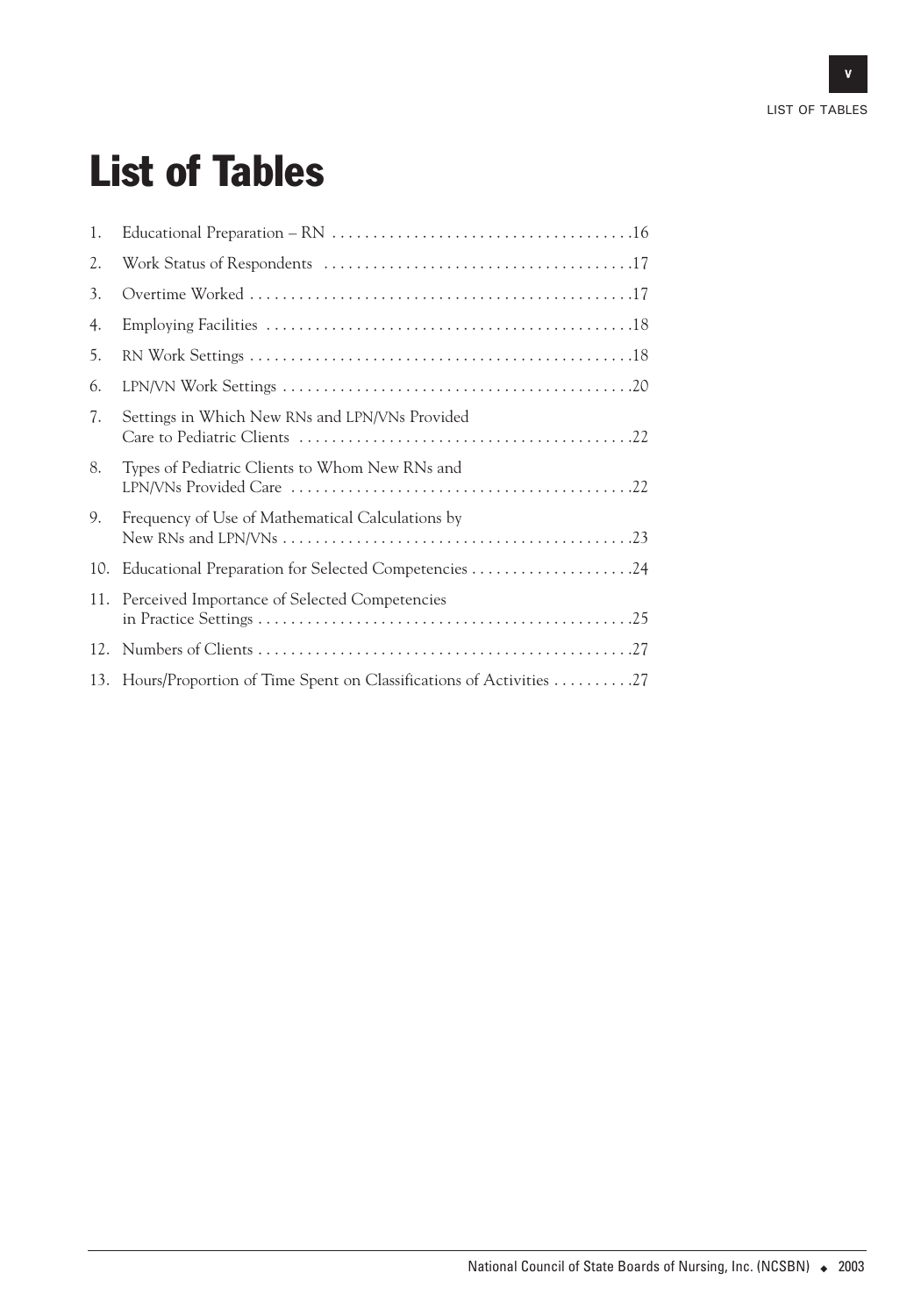# List of Tables

1. Educational Preparation – RN .....16
2. Work Status of Respondents .....17
3. Overtime Worked .....17
4. Employing Facilities .....18
5. RN Work Settings .....18
6. LPN/VN Work Settings .....20
7. Settings in Which New RNs and LPN/VNs Provided Care to Pediatric Clients .....22
8. Types of Pediatric Clients to Whom New RNs and LPN/VNs Provided Care .....22
9. Frequency of Use of Mathematical Calculations by New RNs and LPN/VNs .....23
10. Educational Preparation for Selected Competencies .....24
11. Perceived Importance of Selected Competencies in Practice Settings .....25
12. Numbers of Clients .....27
13. Hours/Proportion of Time Spent on Classifications of Activities .....27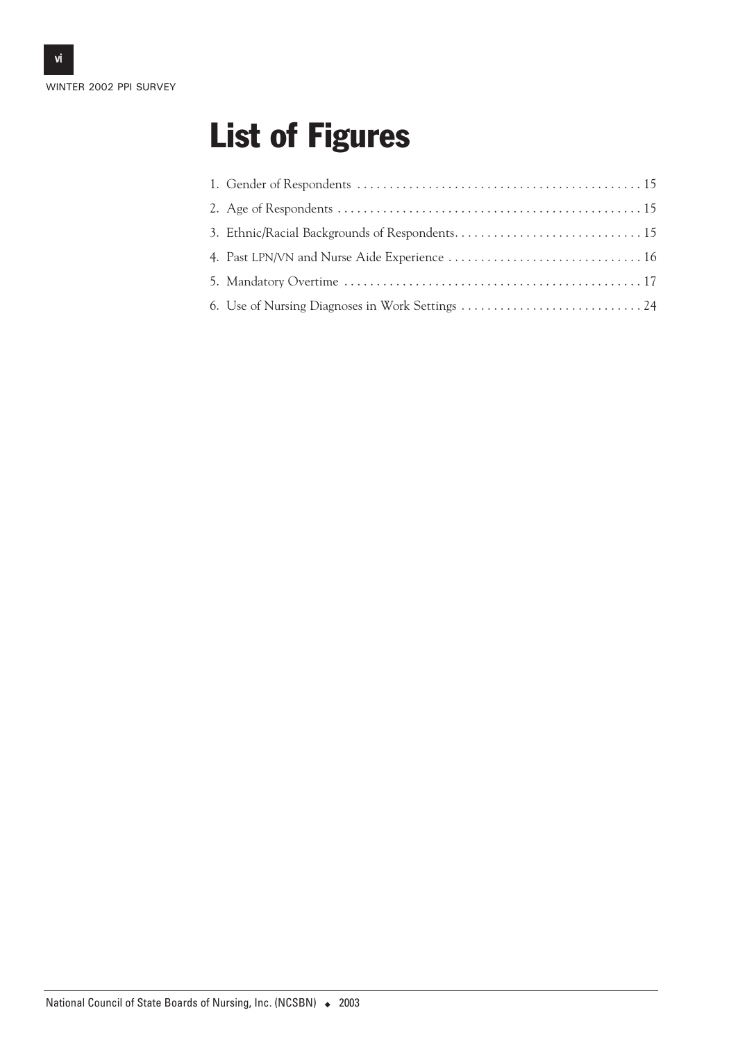# List of Figures

1. Gender of Respondents . . . . . . . . . . . . . . . . . . . . . . . . . . . . . . . . . . . . . . . . . . . . 15
2. Age of Respondents . . . . . . . . . . . . . . . . . . . . . . . . . . . . . . . . . . . . . . . . . . . . . . . 15
3. Ethnic/Racial Backgrounds of Respondents. . . . . . . . . . . . . . . . . . . . . . . . . . . . . 15
4. Past LPN/VN and Nurse Aide Experience . . . . . . . . . . . . . . . . . . . . . . . . . . . . . . 16
5. Mandatory Overtime . . . . . . . . . . . . . . . . . . . . . . . . . . . . . . . . . . . . . . . . . . . . . . 17
6. Use of Nursing Diagnoses in Work Settings . . . . . . . . . . . . . . . . . . . . . . . . . . . . 24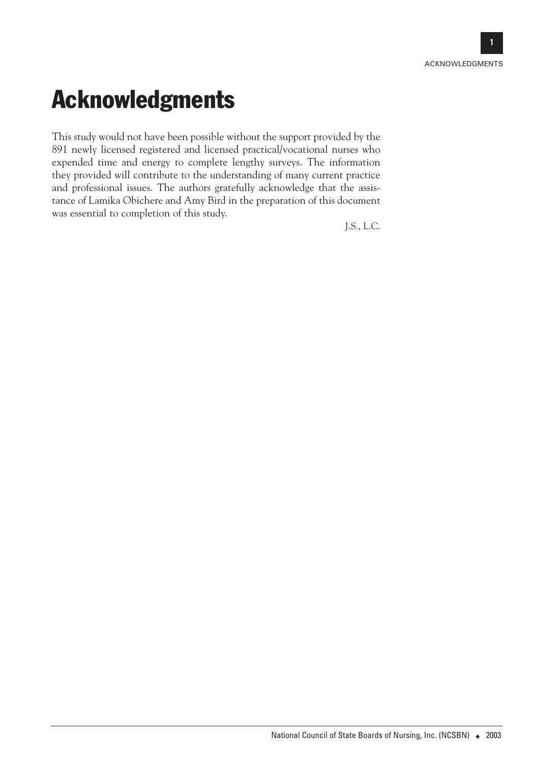# Acknowledgments

This study would not have been possible without the support provided by the 891 newly licensed registered and licensed practical/vocational nurses who expended time and energy to complete lengthy surveys. The information they provided will contribute to the understanding of many current practice and professional issues. The authors gratefully acknowledge that the assistance of Lamika Obichere and Amy Bird in the preparation of this document was essential to completion of this study.

J.S., L.C.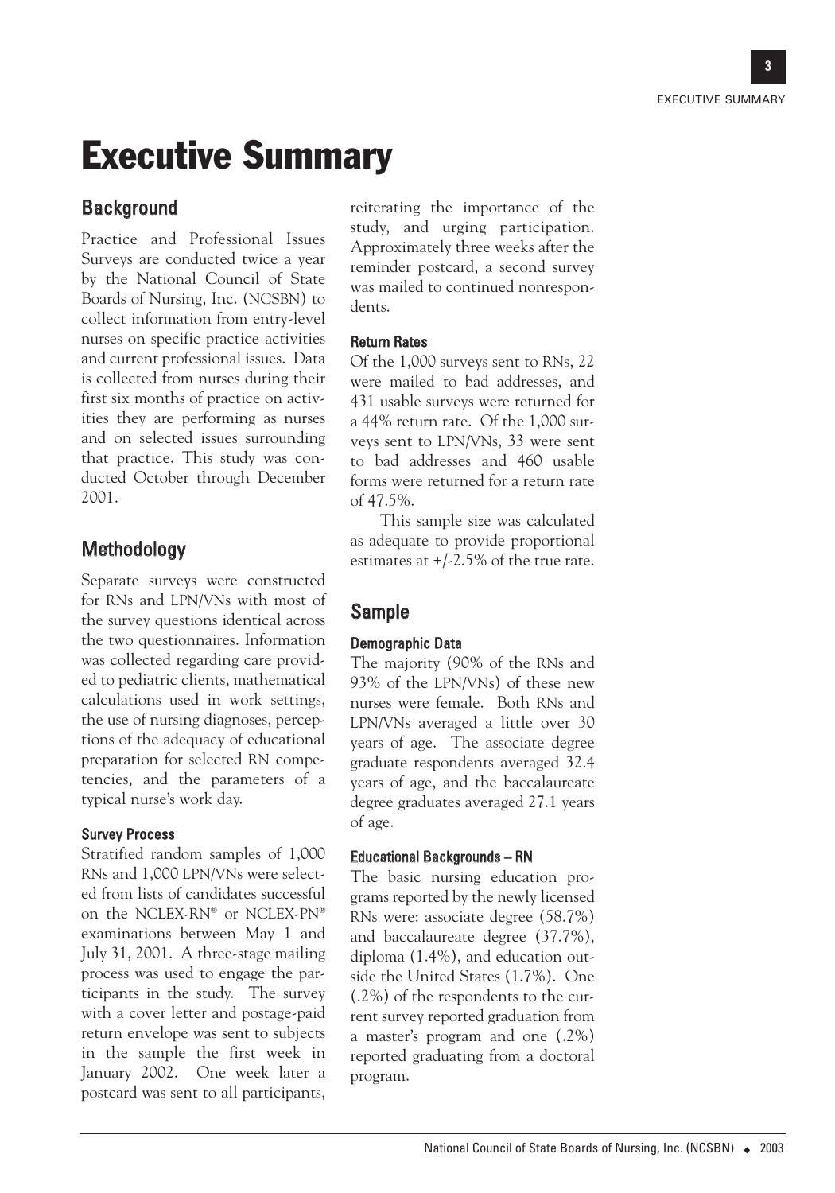# Executive Summary

## Background

Practice and Professional Issues Surveys are conducted twice a year by the National Council of State Boards of Nursing, Inc. (NCSBN) to collect information from entry-level nurses on specific practice activities and current professional issues. Data is collected from nurses during their first six months of practice on activities they are performing as nurses and on selected issues surrounding that practice. This study was conducted October through December 2001.

## Methodology

Separate surveys were constructed for RNs and LPN/VNs with most of the survey questions identical across the two questionnaires. Information was collected regarding care provided to pediatric clients, mathematical calculations used in work settings, the use of nursing diagnoses, perceptions of the adequacy of educational preparation for selected RN competencies, and the parameters of a typical nurse's work day.

### Survey Process

Stratified random samples of 1,000 RNs and 1,000 LPN/VNs were selected from lists of candidates successful on the NCLEX-RN® or NCLEX-PN® examinations between May 1 and July 31, 2001. A three-stage mailing process was used to engage the participants in the study. The survey with a cover letter and postage-paid return envelope was sent to subjects in the sample the first week in January 2002. One week later a postcard was sent to all participants, reiterating the importance of the study, and urging participation. Approximately three weeks after the reminder postcard, a second survey was mailed to continued nonrespondents.

### Return Rates

Of the 1,000 surveys sent to RNs, 22 were mailed to bad addresses, and 431 usable surveys were returned for a 44% return rate. Of the 1,000 surveys sent to LPN/VNs, 33 were sent to bad addresses and 460 usable forms were returned for a return rate of 47.5%.

This sample size was calculated as adequate to provide proportional estimates at +/-2.5% of the true rate.

## Sample

### Demographic Data

The majority (90% of the RNs and 93% of the LPN/VNs) of these new nurses were female. Both RNs and LPN/VNs averaged a little over 30 years of age. The associate degree graduate respondents averaged 32.4 years of age, and the baccalaureate degree graduates averaged 27.1 years of age.

### Educational Backgrounds – RN

The basic nursing education programs reported by the newly licensed RNs were: associate degree (58.7%) and baccalaureate degree (37.7%), diploma (1.4%), and education outside the United States (1.7%). One (.2%) of the respondents to the current survey reported graduation from a master's program and one (.2%) reported graduating from a doctoral program.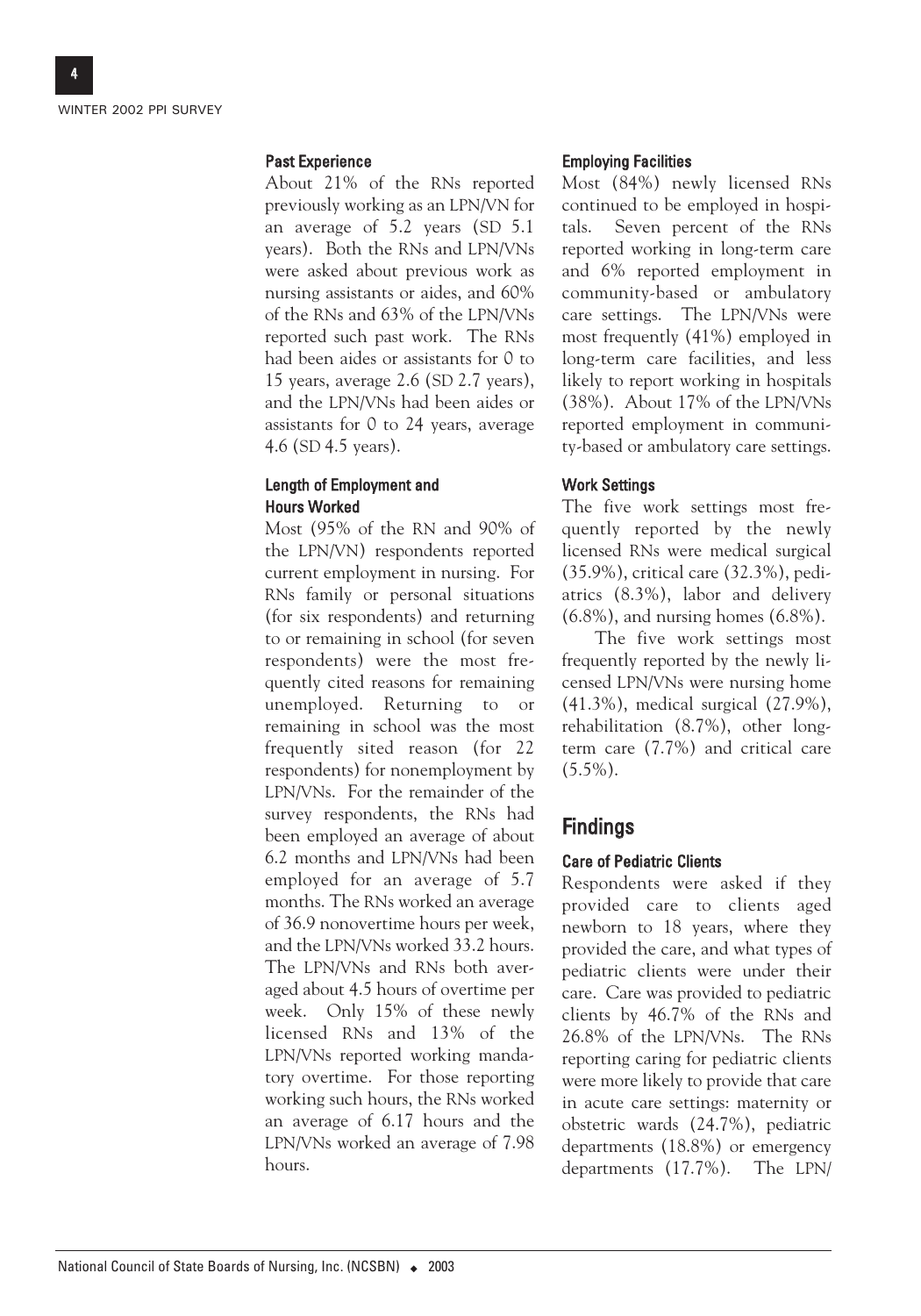### Past Experience

About 21% of the RNs reported previously working as an LPN/VN for an average of 5.2 years (SD 5.1 years). Both the RNs and LPN/VNs were asked about previous work as nursing assistants or aides, and 60% of the RNs and 63% of the LPN/VNs reported such past work. The RNs had been aides or assistants for 0 to 15 years, average 2.6 (SD 2.7 years), and the LPN/VNs had been aides or assistants for 0 to 24 years, average 4.6 (SD 4.5 years).

### Length of Employment and Hours Worked

Most (95% of the RN and 90% of the LPN/VN) respondents reported current employment in nursing. For RNs family or personal situations (for six respondents) and returning to or remaining in school (for seven respondents) were the most frequently cited reasons for remaining unemployed. Returning to or remaining in school was the most frequently sited reason (for 22 respondents) for nonemployment by LPN/VNs. For the remainder of the survey respondents, the RNs had been employed an average of about 6.2 months and LPN/VNs had been employed for an average of 5.7 months. The RNs worked an average of 36.9 nonovertime hours per week, and the LPN/VNs worked 33.2 hours. The LPN/VNs and RNs both averaged about 4.5 hours of overtime per week. Only 15% of these newly licensed RNs and 13% of the LPN/VNs reported working mandatory overtime. For those reporting working such hours, the RNs worked an average of 6.17 hours and the LPN/VNs worked an average of 7.98 hours.

### Employing Facilities

Most (84%) newly licensed RNs continued to be employed in hospitals. Seven percent of the RNs reported working in long-term care and 6% reported employment in community-based or ambulatory care settings. The LPN/VNs were most frequently (41%) employed in long-term care facilities, and less likely to report working in hospitals (38%). About 17% of the LPN/VNs reported employment in community-based or ambulatory care settings.

### Work Settings

The five work settings most frequently reported by the newly licensed RNs were medical surgical (35.9%), critical care (32.3%), pediatrics (8.3%), labor and delivery (6.8%), and nursing homes (6.8%).

The five work settings most frequently reported by the newly licensed LPN/VNs were nursing home (41.3%), medical surgical (27.9%), rehabilitation (8.7%), other long-term care (7.7%) and critical care (5.5%).

## Findings

### Care of Pediatric Clients

Respondents were asked if they provided care to clients aged newborn to 18 years, where they provided the care, and what types of pediatric clients were under their care. Care was provided to pediatric clients by 46.7% of the RNs and 26.8% of the LPN/VNs. The RNs reporting caring for pediatric clients were more likely to provide that care in acute care settings: maternity or obstetric wards (24.7%), pediatric departments (18.8%) or emergency departments (17.7%). The LPN/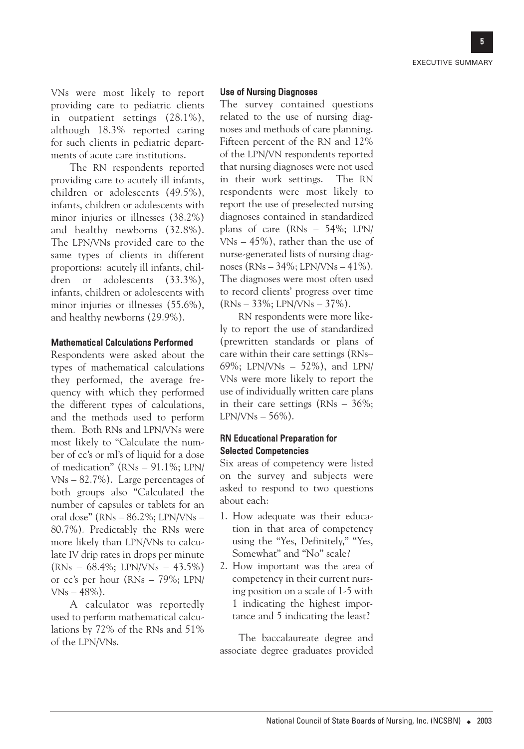VNs were most likely to report providing care to pediatric clients in outpatient settings (28.1%), although 18.3% reported caring for such clients in pediatric departments of acute care institutions.

The RN respondents reported providing care to acutely ill infants, children or adolescents (49.5%), infants, children or adolescents with minor injuries or illnesses (38.2%) and healthy newborns (32.8%). The LPN/VNs provided care to the same types of clients in different proportions: acutely ill infants, children or adolescents (33.3%), infants, children or adolescents with minor injuries or illnesses (55.6%), and healthy newborns (29.9%).

#### Mathematical Calculations Performed

Respondents were asked about the types of mathematical calculations they performed, the average frequency with which they performed the different types of calculations, and the methods used to perform them. Both RNs and LPN/VNs were most likely to "Calculate the number of cc's or ml's of liquid for a dose of medication" (RNs – 91.1%; LPN/VNs – 82.7%). Large percentages of both groups also "Calculated the number of capsules or tablets for an oral dose" (RNs – 86.2%; LPN/VNs – 80.7%). Predictably the RNs were more likely than LPN/VNs to calculate IV drip rates in drops per minute (RNs – 68.4%; LPN/VNs – 43.5%) or cc's per hour (RNs – 79%; LPN/VNs – 48%).

A calculator was reportedly used to perform mathematical calculations by 72% of the RNs and 51% of the LPN/VNs.

#### Use of Nursing Diagnoses

The survey contained questions related to the use of nursing diagnoses and methods of care planning. Fifteen percent of the RN and 12% of the LPN/VN respondents reported that nursing diagnoses were not used in their work settings. The RN respondents were most likely to report the use of preselected nursing diagnoses contained in standardized plans of care (RNs – 54%; LPN/VNs – 45%), rather than the use of nurse-generated lists of nursing diagnoses (RNs – 34%; LPN/VNs – 41%). The diagnoses were most often used to record clients' progress over time (RNs – 33%; LPN/VNs – 37%).

RN respondents were more likely to report the use of standardized (prewritten standards or plans of care within their care settings (RNs– 69%; LPN/VNs – 52%), and LPN/VNs were more likely to report the use of individually written care plans in their care settings (RNs – 36%; LPN/VNs – 56%).

#### RN Educational Preparation for Selected Competencies

Six areas of competency were listed on the survey and subjects were asked to respond to two questions about each:

1. How adequate was their education in that area of competency using the "Yes, Definitely," "Yes, Somewhat" and "No" scale?
2. How important was the area of competency in their current nursing position on a scale of 1-5 with 1 indicating the highest importance and 5 indicating the least?

The baccalaureate degree and associate degree graduates provided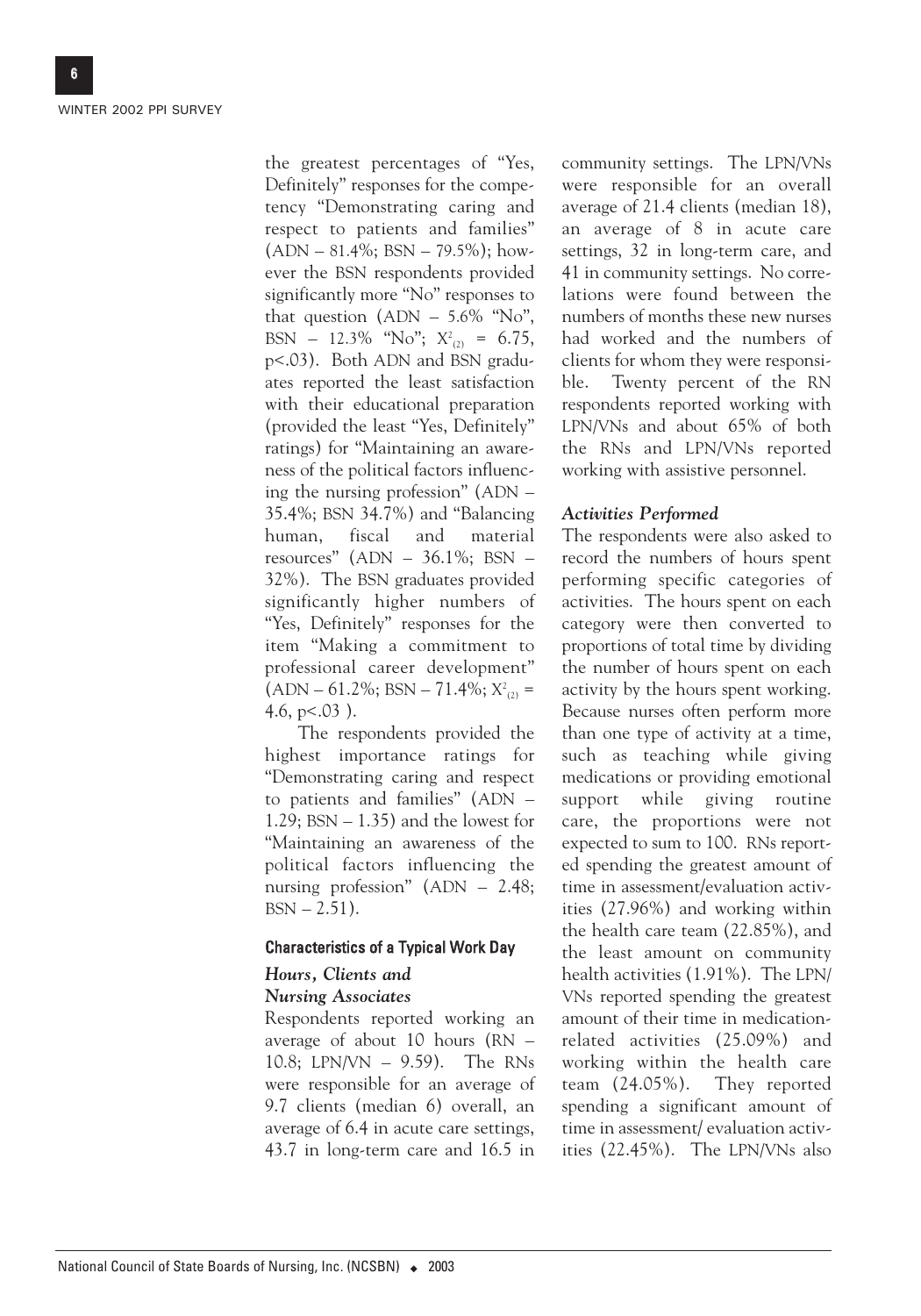the greatest percentages of "Yes, Definitely" responses for the competency "Demonstrating caring and respect to patients and families" (ADN – 81.4%; BSN – 79.5%); however the BSN respondents provided significantly more "No" responses to that question (ADN – 5.6% "No", BSN – 12.3% "No"; $X^2_{(2)} = 6.75$, $p<.03$). Both ADN and BSN graduates reported the least satisfaction with their educational preparation (provided the least "Yes, Definitely" ratings) for "Maintaining an awareness of the political factors influencing the nursing profession" (ADN – 35.4%; BSN 34.7%) and "Balancing human, fiscal and material resources" (ADN – 36.1%; BSN – 32%). The BSN graduates provided significantly higher numbers of "Yes, Definitely" responses for the item "Making a commitment to professional career development" (ADN – 61.2%; BSN – 71.4%; $X^2_{(2)} = 4.6$, $p<.03$ ).

The respondents provided the highest importance ratings for "Demonstrating caring and respect to patients and families" (ADN – 1.29; BSN – 1.35) and the lowest for "Maintaining an awareness of the political factors influencing the nursing profession" (ADN – 2.48; BSN – 2.51).

## Characteristics of a Typical Work Day

### *Hours, Clients and Nursing Associates*

Respondents reported working an average of about 10 hours (RN – 10.8; LPN/VN – 9.59). The RNs were responsible for an average of 9.7 clients (median 6) overall, an average of 6.4 in acute care settings, 43.7 in long-term care and 16.5 in community settings. The LPN/VNs were responsible for an overall average of 21.4 clients (median 18), an average of 8 in acute care settings, 32 in long-term care, and 41 in community settings. No correlations were found between the numbers of months these new nurses had worked and the numbers of clients for whom they were responsible. Twenty percent of the RN respondents reported working with LPN/VNs and about 65% of both the RNs and LPN/VNs reported working with assistive personnel.

### *Activities Performed*

The respondents were also asked to record the numbers of hours spent performing specific categories of activities. The hours spent on each category were then converted to proportions of total time by dividing the number of hours spent on each activity by the hours spent working. Because nurses often perform more than one type of activity at a time, such as teaching while giving medications or providing emotional support while giving routine care, the proportions were not expected to sum to 100. RNs reported spending the greatest amount of time in assessment/evaluation activities (27.96%) and working within the health care team (22.85%), and the least amount on community health activities (1.91%). The LPN/VNs reported spending the greatest amount of their time in medication-related activities (25.09%) and working within the health care team (24.05%). They reported spending a significant amount of time in assessment/ evaluation activities (22.45%). The LPN/VNs also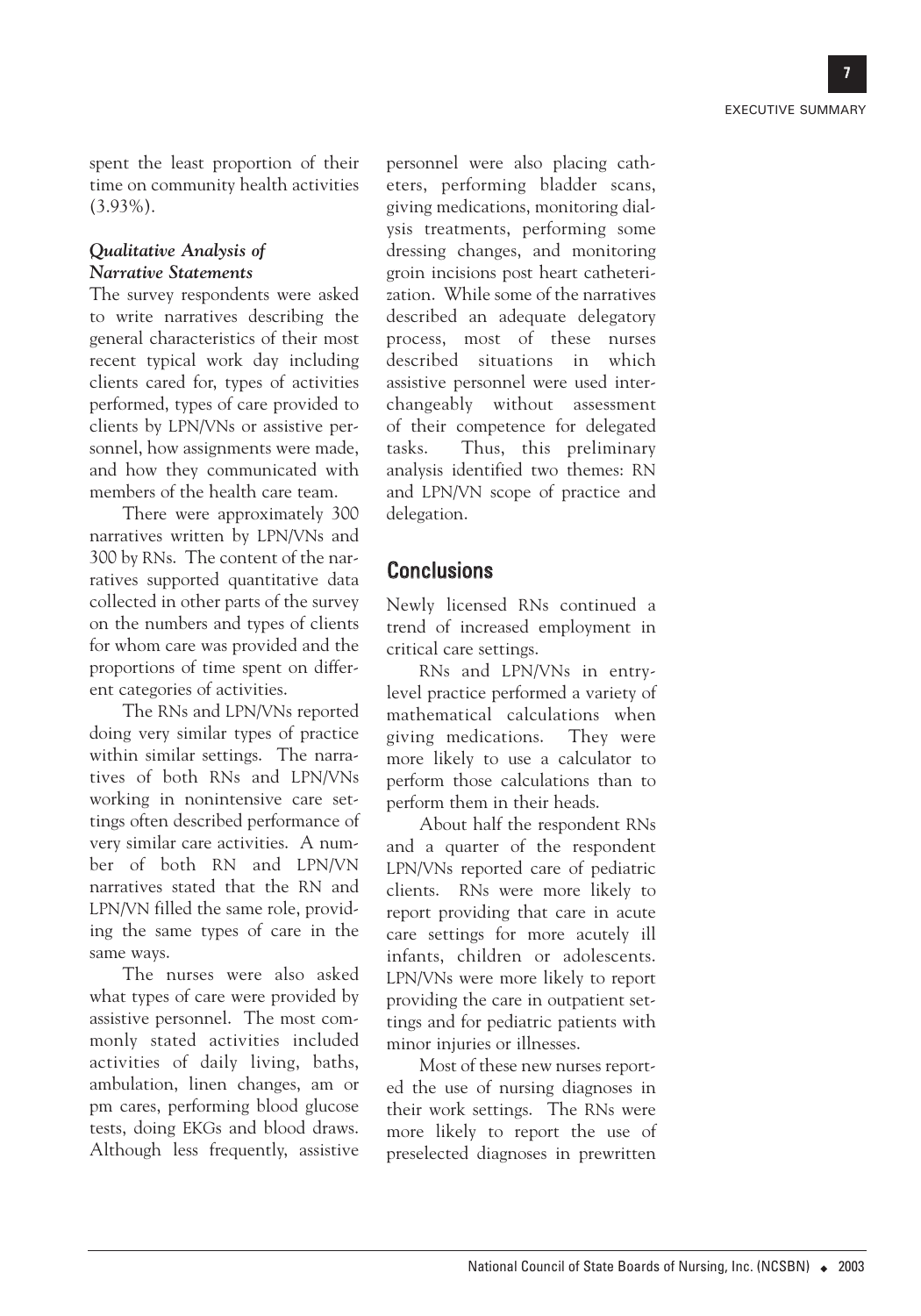spent the least proportion of their time on community health activities (3.93%).

### *Qualitative Analysis of Narrative Statements*

The survey respondents were asked to write narratives describing the general characteristics of their most recent typical work day including clients cared for, types of activities performed, types of care provided to clients by LPN/VNs or assistive personnel, how assignments were made, and how they communicated with members of the health care team.

There were approximately 300 narratives written by LPN/VNs and 300 by RNs. The content of the narratives supported quantitative data collected in other parts of the survey on the numbers and types of clients for whom care was provided and the proportions of time spent on different categories of activities.

The RNs and LPN/VNs reported doing very similar types of practice within similar settings. The narratives of both RNs and LPN/VNs working in nonintensive care settings often described performance of very similar care activities. A number of both RN and LPN/VN narratives stated that the RN and LPN/VN filled the same role, providing the same types of care in the same ways.

The nurses were also asked what types of care were provided by assistive personnel. The most commonly stated activities included activities of daily living, baths, ambulation, linen changes, am or pm cares, performing blood glucose tests, doing EKGs and blood draws. Although less frequently, assistive personnel were also placing catheters, performing bladder scans, giving medications, monitoring dialysis treatments, performing some dressing changes, and monitoring groin incisions post heart catheterization. While some of the narratives described an adequate delegatory process, most of these nurses described situations in which assistive personnel were used interchangeably without assessment of their competence for delegated tasks. Thus, this preliminary analysis identified two themes: RN and LPN/VN scope of practice and delegation.

## Conclusions

Newly licensed RNs continued a trend of increased employment in critical care settings.

RNs and LPN/VNs in entry-level practice performed a variety of mathematical calculations when giving medications. They were more likely to use a calculator to perform those calculations than to perform them in their heads.

About half the respondent RNs and a quarter of the respondent LPN/VNs reported care of pediatric clients. RNs were more likely to report providing that care in acute care settings for more acutely ill infants, children or adolescents. LPN/VNs were more likely to report providing the care in outpatient settings and for pediatric patients with minor injuries or illnesses.

Most of these new nurses reported the use of nursing diagnoses in their work settings. The RNs were more likely to report the use of preselected diagnoses in prewritten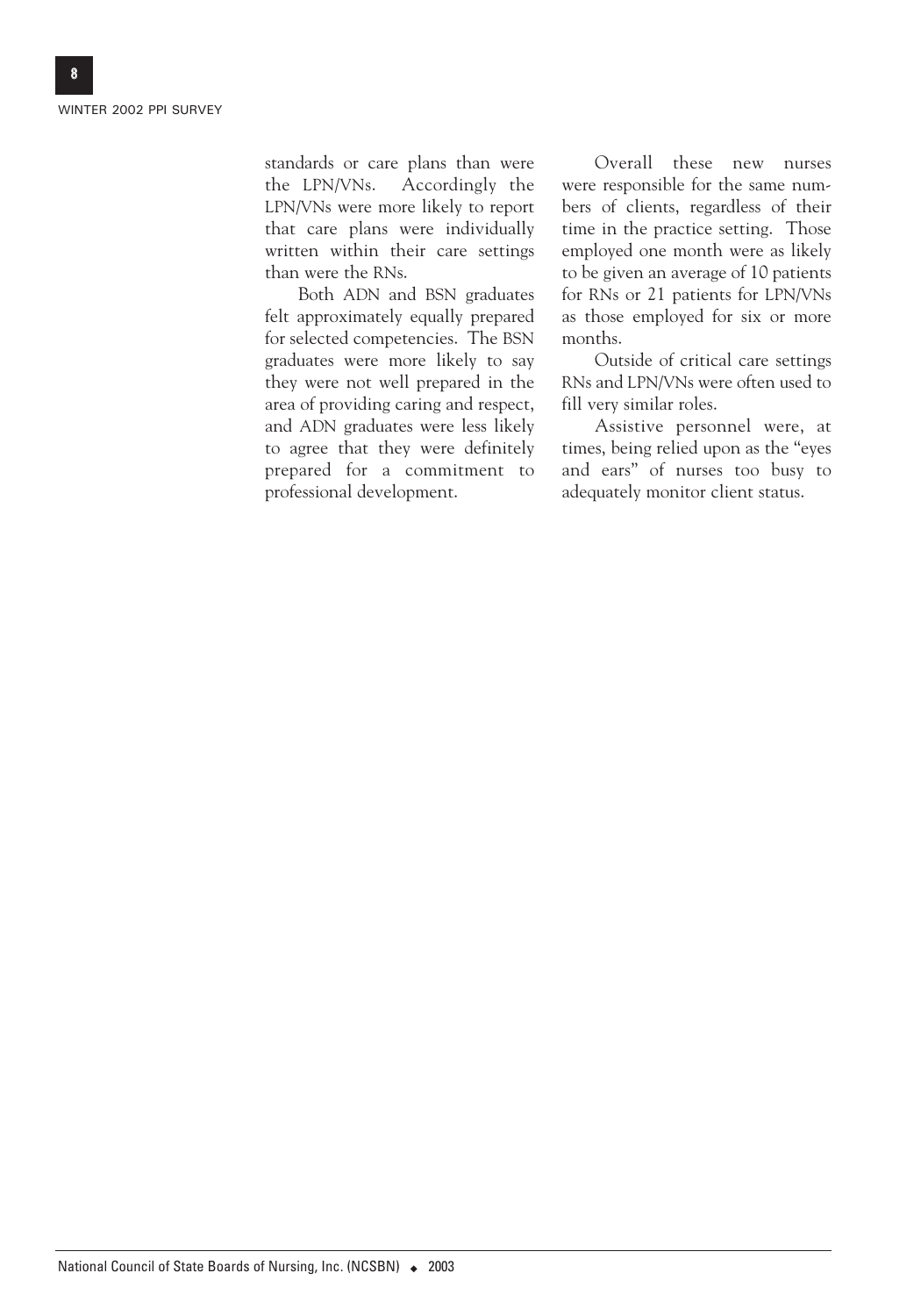standards or care plans than were the LPN/VNs. Accordingly the LPN/VNs were more likely to report that care plans were individually written within their care settings than were the RNs.

Both ADN and BSN graduates felt approximately equally prepared for selected competencies. The BSN graduates were more likely to say they were not well prepared in the area of providing caring and respect, and ADN graduates were less likely to agree that they were definitely prepared for a commitment to professional development.

Overall these new nurses were responsible for the same numbers of clients, regardless of their time in the practice setting. Those employed one month were as likely to be given an average of 10 patients for RNs or 21 patients for LPN/VNs as those employed for six or more months.

Outside of critical care settings RNs and LPN/VNs were often used to fill very similar roles.

Assistive personnel were, at times, being relied upon as the "eyes and ears" of nurses too busy to adequately monitor client status.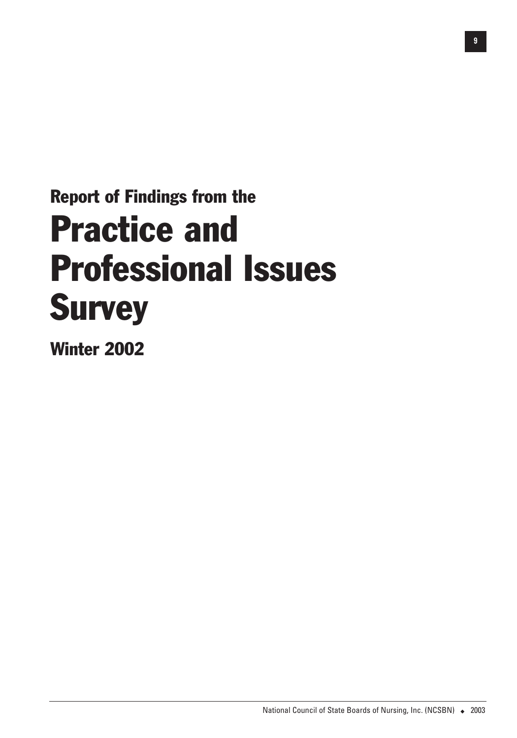## Report of Findings from the

# Practice and Professional Issues Survey

## Winter 2002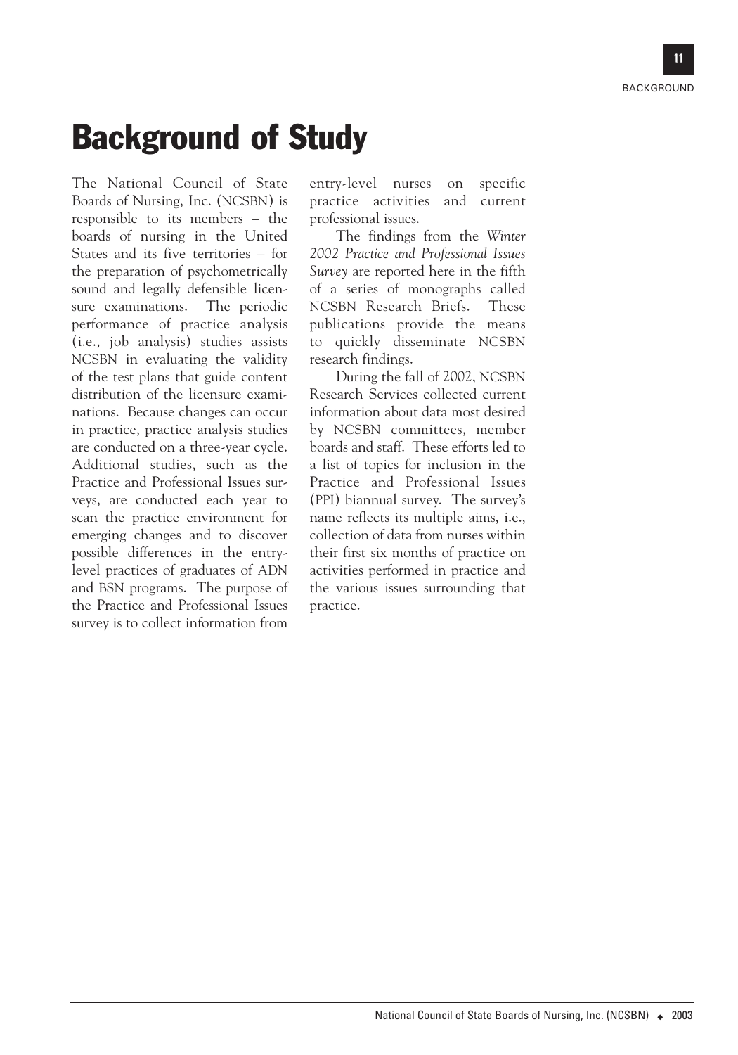# Background of Study

The National Council of State Boards of Nursing, Inc. (NCSBN) is responsible to its members – the boards of nursing in the United States and its five territories – for the preparation of psychometrically sound and legally defensible licensure examinations. The periodic performance of practice analysis (i.e., job analysis) studies assists NCSBN in evaluating the validity of the test plans that guide content distribution of the licensure examinations. Because changes can occur in practice, practice analysis studies are conducted on a three-year cycle. Additional studies, such as the Practice and Professional Issues surveys, are conducted each year to scan the practice environment for emerging changes and to discover possible differences in the entry-level practices of graduates of ADN and BSN programs. The purpose of the Practice and Professional Issues survey is to collect information from entry-level nurses on specific practice activities and current professional issues.

The findings from the *Winter 2002 Practice and Professional Issues Survey* are reported here in the fifth of a series of monographs called NCSBN Research Briefs. These publications provide the means to quickly disseminate NCSBN research findings.

During the fall of 2002, NCSBN Research Services collected current information about data most desired by NCSBN committees, member boards and staff. These efforts led to a list of topics for inclusion in the Practice and Professional Issues (PPI) biannual survey. The survey's name reflects its multiple aims, i.e., collection of data from nurses within their first six months of practice on activities performed in practice and the various issues surrounding that practice.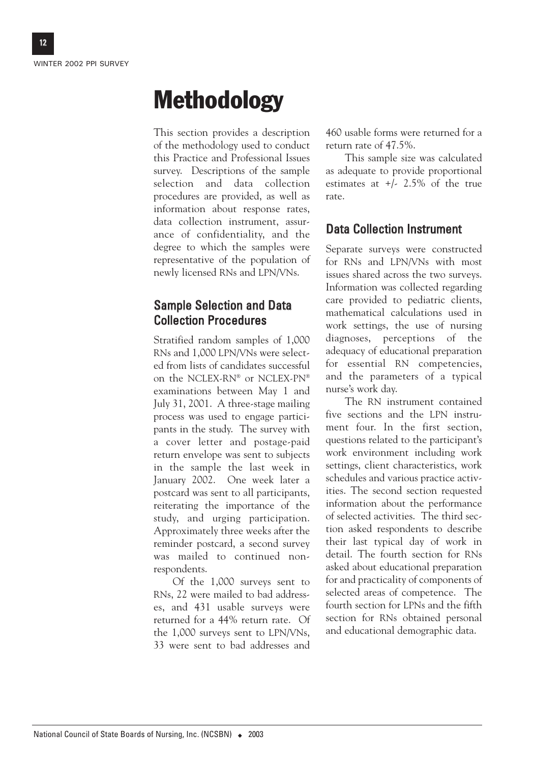# Methodology

This section provides a description of the methodology used to conduct this Practice and Professional Issues survey. Descriptions of the sample selection and data collection procedures are provided, as well as information about response rates, data collection instrument, assurance of confidentiality, and the degree to which the samples were representative of the population of newly licensed RNs and LPN/VNs.

## Sample Selection and Data Collection Procedures

Stratified random samples of 1,000 RNs and 1,000 LPN/VNs were selected from lists of candidates successful on the NCLEX-RN® or NCLEX-PN® examinations between May 1 and July 31, 2001. A three-stage mailing process was used to engage participants in the study. The survey with a cover letter and postage-paid return envelope was sent to subjects in the sample the last week in January 2002. One week later a postcard was sent to all participants, reiterating the importance of the study, and urging participation. Approximately three weeks after the reminder postcard, a second survey was mailed to continued non-respondents.

Of the 1,000 surveys sent to RNs, 22 were mailed to bad addresses, and 431 usable surveys were returned for a 44% return rate. Of the 1,000 surveys sent to LPN/VNs, 33 were sent to bad addresses and 460 usable forms were returned for a return rate of 47.5%.

This sample size was calculated as adequate to provide proportional estimates at +/- 2.5% of the true rate.

## Data Collection Instrument

Separate surveys were constructed for RNs and LPN/VNs with most issues shared across the two surveys. Information was collected regarding care provided to pediatric clients, mathematical calculations used in work settings, the use of nursing diagnoses, perceptions of the adequacy of educational preparation for essential RN competencies, and the parameters of a typical nurse's work day.

The RN instrument contained five sections and the LPN instrument four. In the first section, questions related to the participant's work environment including work settings, client characteristics, work schedules and various practice activities. The second section requested information about the performance of selected activities. The third section asked respondents to describe their last typical day of work in detail. The fourth section for RNs asked about educational preparation for and practicality of components of selected areas of competence. The fourth section for LPNs and the fifth section for RNs obtained personal and educational demographic data.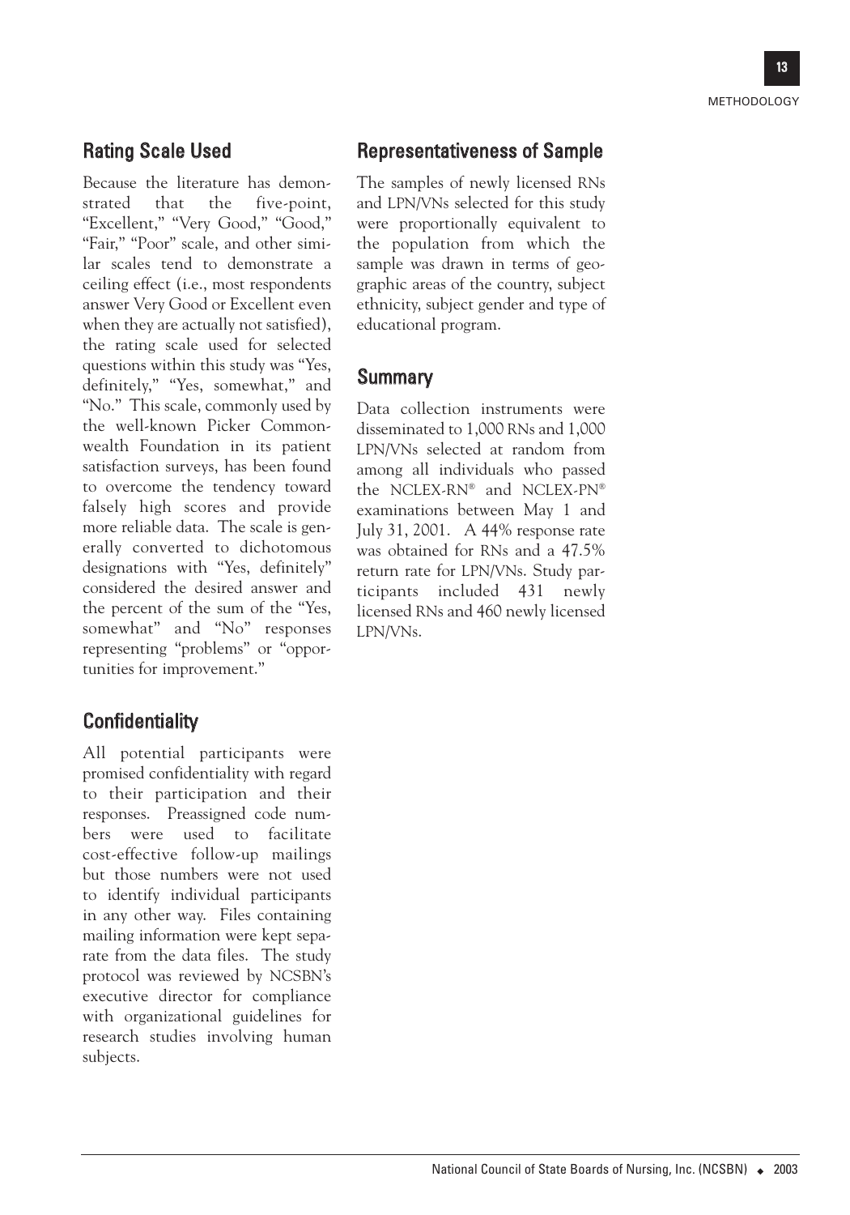## Rating Scale Used

Because the literature has demonstrated that the five-point, "Excellent," "Very Good," "Good," "Fair," "Poor" scale, and other similar scales tend to demonstrate a ceiling effect (i.e., most respondents answer Very Good or Excellent even when they are actually not satisfied), the rating scale used for selected questions within this study was "Yes, definitely," "Yes, somewhat," and "No." This scale, commonly used by the well-known Picker Commonwealth Foundation in its patient satisfaction surveys, has been found to overcome the tendency toward falsely high scores and provide more reliable data. The scale is generally converted to dichotomous designations with "Yes, definitely" considered the desired answer and the percent of the sum of the "Yes, somewhat" and "No" responses representing "problems" or "opportunities for improvement."

## Confidentiality

All potential participants were promised confidentiality with regard to their participation and their responses. Preassigned code numbers were used to facilitate cost-effective follow-up mailings but those numbers were not used to identify individual participants in any other way. Files containing mailing information were kept separate from the data files. The study protocol was reviewed by NCSBN's executive director for compliance with organizational guidelines for research studies involving human subjects.

## Representativeness of Sample

The samples of newly licensed RNs and LPN/VNs selected for this study were proportionally equivalent to the population from which the sample was drawn in terms of geographic areas of the country, subject ethnicity, subject gender and type of educational program.

## Summary

Data collection instruments were disseminated to 1,000 RNs and 1,000 LPN/VNs selected at random from among all individuals who passed the NCLEX-RN® and NCLEX-PN® examinations between May 1 and July 31, 2001. A 44% response rate was obtained for RNs and a 47.5% return rate for LPN/VNs. Study participants included 431 newly licensed RNs and 460 newly licensed LPN/VNs.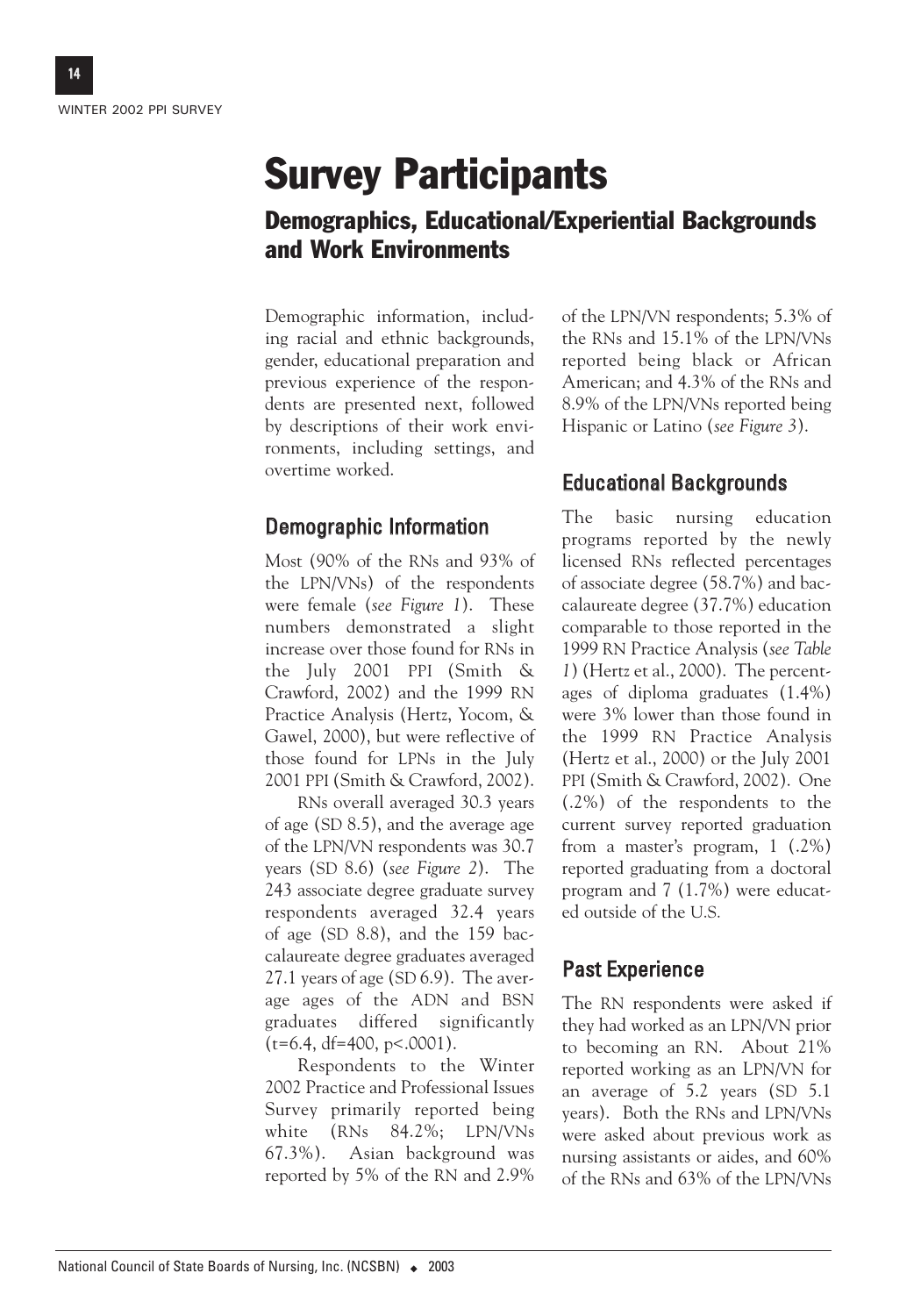# Survey Participants

## Demographics, Educational/Experiential Backgrounds and Work Environments

Demographic information, including racial and ethnic backgrounds, gender, educational preparation and previous experience of the respondents are presented next, followed by descriptions of their work environments, including settings, and overtime worked.

### Demographic Information

Most (90% of the RNs and 93% of the LPN/VNs) of the respondents were female (*see Figure 1*). These numbers demonstrated a slight increase over those found for RNs in the July 2001 PPI (Smith & Crawford, 2002) and the 1999 RN Practice Analysis (Hertz, Yocom, & Gawel, 2000), but were reflective of those found for LPNs in the July 2001 PPI (Smith & Crawford, 2002).

RNs overall averaged 30.3 years of age (SD 8.5), and the average age of the LPN/VN respondents was 30.7 years (SD 8.6) (*see Figure 2*). The 243 associate degree graduate survey respondents averaged 32.4 years of age (SD 8.8), and the 159 baccalaureate degree graduates averaged 27.1 years of age (SD 6.9). The average ages of the ADN and BSN graduates differed significantly ($t=6.4$, $df=400$, $p<.0001$).

Respondents to the Winter 2002 Practice and Professional Issues Survey primarily reported being white (RNs 84.2%; LPN/VNs 67.3%). Asian background was reported by 5% of the RN and 2.9% of the LPN/VN respondents; 5.3% of the RNs and 15.1% of the LPN/VNs reported being black or African American; and 4.3% of the RNs and 8.9% of the LPN/VNs reported being Hispanic or Latino (*see Figure 3*).

### Educational Backgrounds

The basic nursing education programs reported by the newly licensed RNs reflected percentages of associate degree (58.7%) and baccalaureate degree (37.7%) education comparable to those reported in the 1999 RN Practice Analysis (*see Table 1*) (Hertz et al., 2000). The percentages of diploma graduates (1.4%) were 3% lower than those found in the 1999 RN Practice Analysis (Hertz et al., 2000) or the July 2001 PPI (Smith & Crawford, 2002). One (.2%) of the respondents to the current survey reported graduation from a master's program, 1 (.2%) reported graduating from a doctoral program and 7 (1.7%) were educated outside of the U.S.

### Past Experience

The RN respondents were asked if they had worked as an LPN/VN prior to becoming an RN. About 21% reported working as an LPN/VN for an average of 5.2 years (SD 5.1 years). Both the RNs and LPN/VNs were asked about previous work as nursing assistants or aides, and 60% of the RNs and 63% of the LPN/VNs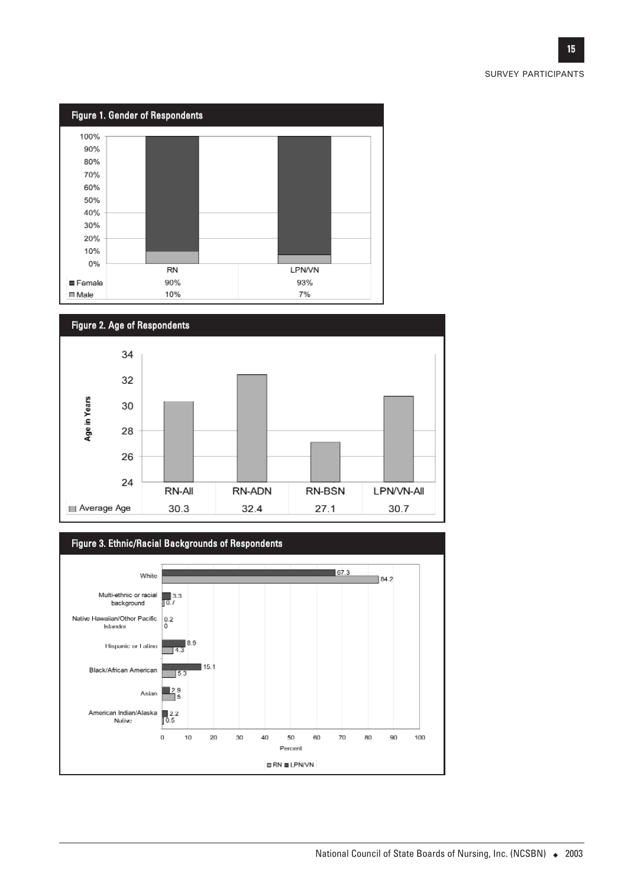### Figure 1. Gender of Respondents

| | RN | LPN/VN |
|---|---|---|
| Female | 90% | 93% |
| Male | 10% | 7% |

### Figure 2. Age of Respondents

| | RN-All | RN-ADN | RN-BSN | LPN/VN-All |
|---|---|---|---|---|
| Average Age | 30.3 | 32.4 | 27.1 | 30.7 |

### Figure 3. Ethnic/Racial Backgrounds of Respondents

| | LPN/VN | RN |
|---|---|---|
| White | 67.3 | 84.2 |
| Multi-ethnic or racial background | 3.3 | 0.7 |
| Native Hawaiian/Other Pacific Islander | 0.2 | 0 |
| Hispanic or Latino | 8.9 | 4.3 |
| Black/African American | 15.1 | 5.3 |
| Asian | 2.9 | 5 |
| American Indian/Alaska Native | 2.2 | 0.5 |

Percent

RN ■ LPN/VN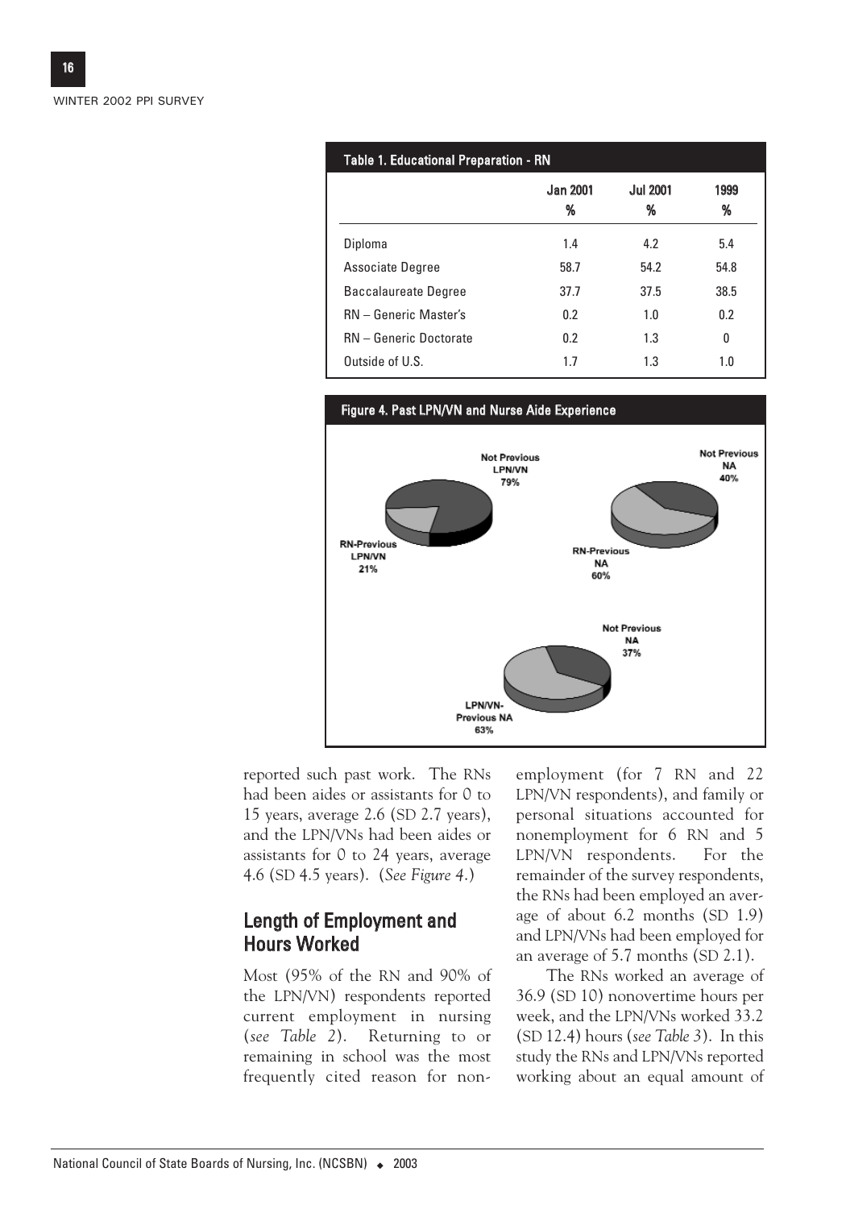**Table 1. Educational Preparation - RN**

| | Jan 2001 % | Jul 2001 % | 1999 % |
|---|---|---|---|
| Diploma | 1.4 | 4.2 | 5.4 |
| Associate Degree | 58.7 | 54.2 | 54.8 |
| Baccalaureate Degree | 37.7 | 37.5 | 38.5 |
| RN – Generic Master's | 0.2 | 1.0 | 0.2 |
| RN – Generic Doctorate | 0.2 | 1.3 | 0 |
| Outside of U.S. | 1.7 | 1.3 | 1.0 |

**Figure 4. Past LPN/VN and Nurse Aide Experience**

Not Previous LPN/VN 79%
RN-Previous LPN/VN 21%
Not Previous NA 40%
RN-Previous NA 60%
Not Previous NA 37%
LPN/VN-Previous NA 63%

reported such past work. The RNs had been aides or assistants for 0 to 15 years, average 2.6 (SD 2.7 years), and the LPN/VNs had been aides or assistants for 0 to 24 years, average 4.6 (SD 4.5 years). (*See Figure 4.*)

## Length of Employment and Hours Worked

Most (95% of the RN and 90% of the LPN/VN) respondents reported current employment in nursing (*see Table 2*). Returning to or remaining in school was the most frequently cited reason for nonemployment (for 7 RN and 22 LPN/VN respondents), and family or personal situations accounted for nonemployment for 6 RN and 5 LPN/VN respondents. For the remainder of the survey respondents, the RNs had been employed an average of about 6.2 months (SD 1.9) and LPN/VNs had been employed for an average of 5.7 months (SD 2.1).

The RNs worked an average of 36.9 (SD 10) nonovertime hours per week, and the LPN/VNs worked 33.2 (SD 12.4) hours (*see Table 3*). In this study the RNs and LPN/VNs reported working about an equal amount of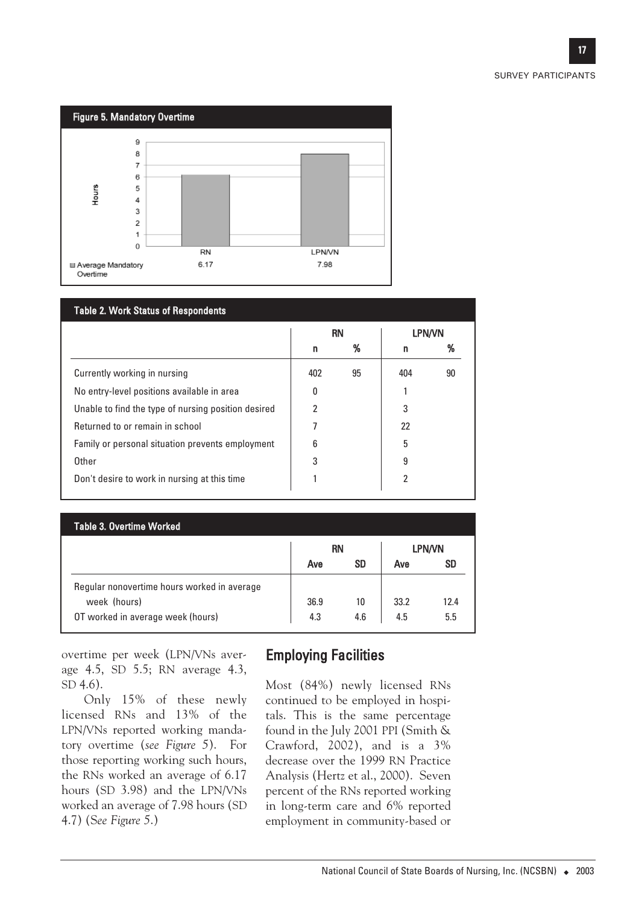Figure 5. Mandatory Overtime

| | RN | LPN/VN |
|---|---|---|
| Average Mandatory Overtime | 6.17 | 7.98 |

**Table 2. Work Status of Respondents**

| | RN | | LPN/VN | |
|---|---|---|---|---|
| | n | % | n | % |
| Currently working in nursing | 402 | 95 | 404 | 90 |
| No entry-level positions available in area | 0 | | 1 | |
| Unable to find the type of nursing position desired | 2 | | 3 | |
| Returned to or remain in school | 7 | | 22 | |
| Family or personal situation prevents employment | 6 | | 5 | |
| Other | 3 | | 9 | |
| Don't desire to work in nursing at this time | 1 | | 2 | |

**Table 3. Overtime Worked**

| | RN | | LPN/VN | |
|---|---|---|---|---|
| | Ave | SD | Ave | SD |
| Regular nonovertime hours worked in average week (hours) | 36.9 | 10 | 33.2 | 12.4 |
| OT worked in average week (hours) | 4.3 | 4.6 | 4.5 | 5.5 |

overtime per week (LPN/VNs average 4.5, SD 5.5; RN average 4.3, SD 4.6).

Only 15% of these newly licensed RNs and 13% of the LPN/VNs reported working mandatory overtime (*see Figure 5*). For those reporting working such hours, the RNs worked an average of 6.17 hours (SD 3.98) and the LPN/VNs worked an average of 7.98 hours (SD 4.7) (*See Figure 5.*)

## Employing Facilities

Most (84%) newly licensed RNs continued to be employed in hospitals. This is the same percentage found in the July 2001 PPI (Smith & Crawford, 2002), and is a 3% decrease over the 1999 RN Practice Analysis (Hertz et al., 2000). Seven percent of the RNs reported working in long-term care and 6% reported employment in community-based or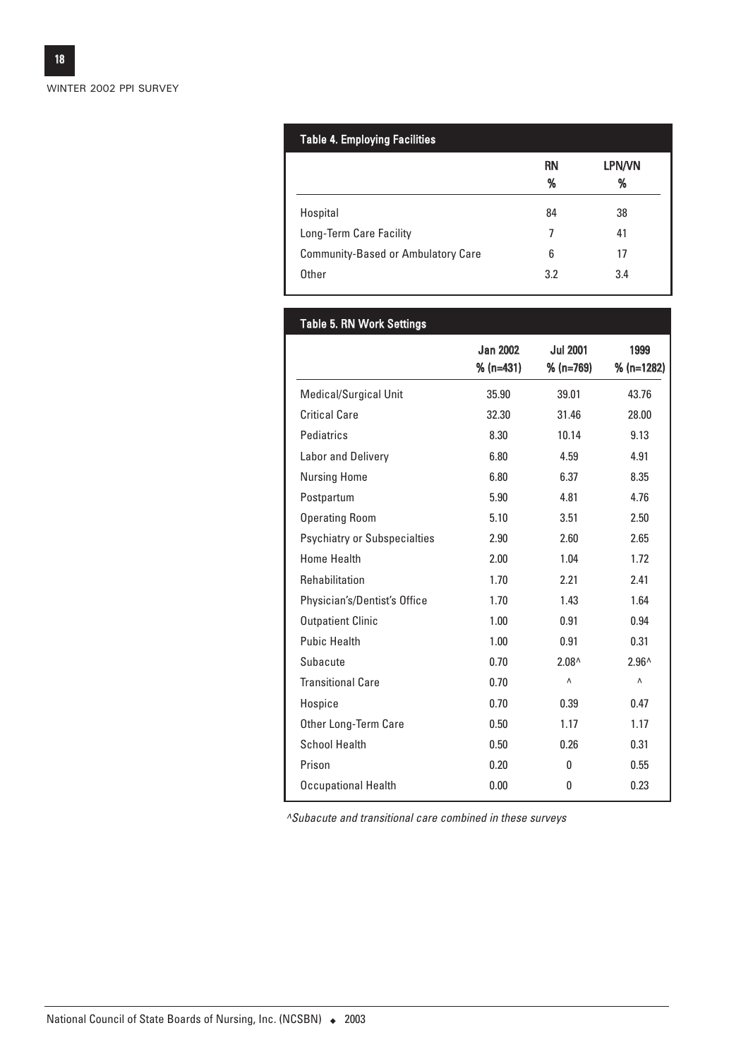**Table 4. Employing Facilities**

| | RN % | LPN/VN % |
|---|---|---|
| Hospital | 84 | 38 |
| Long-Term Care Facility | 7 | 41 |
| Community-Based or Ambulatory Care | 6 | 17 |
| Other | 3.2 | 3.4 |

**Table 5. RN Work Settings**

| | Jan 2002 % (n=431) | Jul 2001 % (n=769) | 1999 % (n=1282) |
|---|---|---|---|
| Medical/Surgical Unit | 35.90 | 39.01 | 43.76 |
| Critical Care | 32.30 | 31.46 | 28.00 |
| Pediatrics | 8.30 | 10.14 | 9.13 |
| Labor and Delivery | 6.80 | 4.59 | 4.91 |
| Nursing Home | 6.80 | 6.37 | 8.35 |
| Postpartum | 5.90 | 4.81 | 4.76 |
| Operating Room | 5.10 | 3.51 | 2.50 |
| Psychiatry or Subspecialties | 2.90 | 2.60 | 2.65 |
| Home Health | 2.00 | 1.04 | 1.72 |
| Rehabilitation | 1.70 | 2.21 | 2.41 |
| Physician's/Dentist's Office | 1.70 | 1.43 | 1.64 |
| Outpatient Clinic | 1.00 | 0.91 | 0.94 |
| Pubic Health | 1.00 | 0.91 | 0.31 |
| Subacute | 0.70 | 2.08^ | 2.96^ |
| Transitional Care | 0.70 | ^ | ^ |
| Hospice | 0.70 | 0.39 | 0.47 |
| Other Long-Term Care | 0.50 | 1.17 | 1.17 |
| School Health | 0.50 | 0.26 | 0.31 |
| Prison | 0.20 | 0 | 0.55 |
| Occupational Health | 0.00 | 0 | 0.23 |

*^Subacute and transitional care combined in these surveys*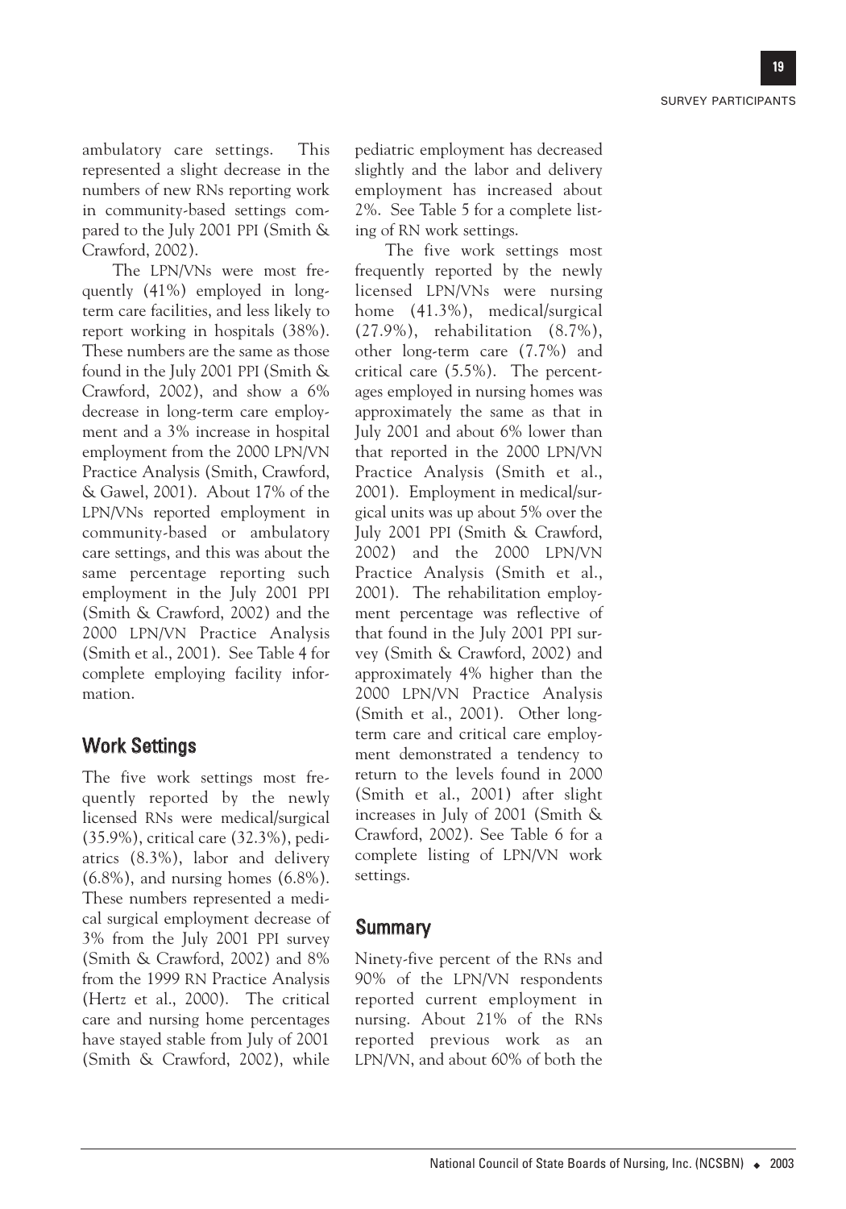ambulatory care settings. This represented a slight decrease in the numbers of new RNs reporting work in community-based settings compared to the July 2001 PPI (Smith & Crawford, 2002).

The LPN/VNs were most frequently (41%) employed in long-term care facilities, and less likely to report working in hospitals (38%). These numbers are the same as those found in the July 2001 PPI (Smith & Crawford, 2002), and show a 6% decrease in long-term care employment and a 3% increase in hospital employment from the 2000 LPN/VN Practice Analysis (Smith, Crawford, & Gawel, 2001). About 17% of the LPN/VNs reported employment in community-based or ambulatory care settings, and this was about the same percentage reporting such employment in the July 2001 PPI (Smith & Crawford, 2002) and the 2000 LPN/VN Practice Analysis (Smith et al., 2001). See Table 4 for complete employing facility information.

## Work Settings

The five work settings most frequently reported by the newly licensed RNs were medical/surgical (35.9%), critical care (32.3%), pediatrics (8.3%), labor and delivery (6.8%), and nursing homes (6.8%). These numbers represented a medical surgical employment decrease of 3% from the July 2001 PPI survey (Smith & Crawford, 2002) and 8% from the 1999 RN Practice Analysis (Hertz et al., 2000). The critical care and nursing home percentages have stayed stable from July of 2001 (Smith & Crawford, 2002), while pediatric employment has decreased slightly and the labor and delivery employment has increased about 2%. See Table 5 for a complete listing of RN work settings.

The five work settings most frequently reported by the newly licensed LPN/VNs were nursing home (41.3%), medical/surgical (27.9%), rehabilitation (8.7%), other long-term care (7.7%) and critical care (5.5%). The percentages employed in nursing homes was approximately the same as that in July 2001 and about 6% lower than that reported in the 2000 LPN/VN Practice Analysis (Smith et al., 2001). Employment in medical/surgical units was up about 5% over the July 2001 PPI (Smith & Crawford, 2002) and the 2000 LPN/VN Practice Analysis (Smith et al., 2001). The rehabilitation employment percentage was reflective of that found in the July 2001 PPI survey (Smith & Crawford, 2002) and approximately 4% higher than the 2000 LPN/VN Practice Analysis (Smith et al., 2001). Other long-term care and critical care employment demonstrated a tendency to return to the levels found in 2000 (Smith et al., 2001) after slight increases in July of 2001 (Smith & Crawford, 2002). See Table 6 for a complete listing of LPN/VN work settings.

## Summary

Ninety-five percent of the RNs and 90% of the LPN/VN respondents reported current employment in nursing. About 21% of the RNs reported previous work as an LPN/VN, and about 60% of both the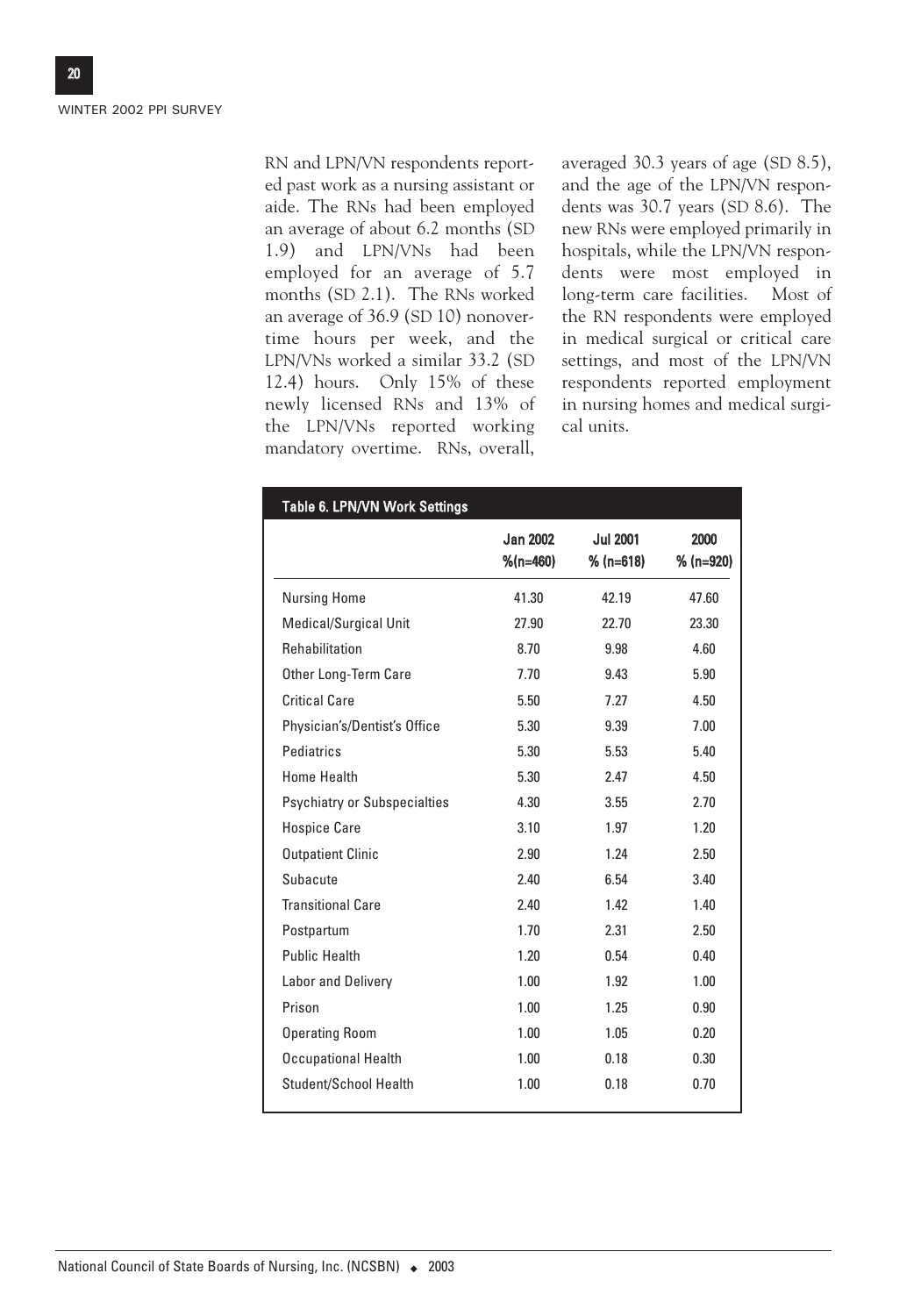RN and LPN/VN respondents reported past work as a nursing assistant or aide. The RNs had been employed an average of about 6.2 months (SD 1.9) and LPN/VNs had been employed for an average of 5.7 months (SD 2.1). The RNs worked an average of 36.9 (SD 10) nonovertime hours per week, and the LPN/VNs worked a similar 33.2 (SD 12.4) hours. Only 15% of these newly licensed RNs and 13% of the LPN/VNs reported working mandatory overtime. RNs, overall, averaged 30.3 years of age (SD 8.5), and the age of the LPN/VN respondents was 30.7 years (SD 8.6). The new RNs were employed primarily in hospitals, while the LPN/VN respondents were most employed in long-term care facilities. Most of the RN respondents were employed in medical surgical or critical care settings, and most of the LPN/VN respondents reported employment in nursing homes and medical surgical units.

**Table 6. LPN/VN Work Settings**

| | Jan 2002 %(n=460) | Jul 2001 % (n=618) | 2000 % (n=920) |
|---|---|---|---|
| Nursing Home | 41.30 | 42.19 | 47.60 |
| Medical/Surgical Unit | 27.90 | 22.70 | 23.30 |
| Rehabilitation | 8.70 | 9.98 | 4.60 |
| Other Long-Term Care | 7.70 | 9.43 | 5.90 |
| Critical Care | 5.50 | 7.27 | 4.50 |
| Physician's/Dentist's Office | 5.30 | 9.39 | 7.00 |
| Pediatrics | 5.30 | 5.53 | 5.40 |
| Home Health | 5.30 | 2.47 | 4.50 |
| Psychiatry or Subspecialties | 4.30 | 3.55 | 2.70 |
| Hospice Care | 3.10 | 1.97 | 1.20 |
| Outpatient Clinic | 2.90 | 1.24 | 2.50 |
| Subacute | 2.40 | 6.54 | 3.40 |
| Transitional Care | 2.40 | 1.42 | 1.40 |
| Postpartum | 1.70 | 2.31 | 2.50 |
| Public Health | 1.20 | 0.54 | 0.40 |
| Labor and Delivery | 1.00 | 1.92 | 1.00 |
| Prison | 1.00 | 1.25 | 0.90 |
| Operating Room | 1.00 | 1.05 | 0.20 |
| Occupational Health | 1.00 | 0.18 | 0.30 |
| Student/School Health | 1.00 | 0.18 | 0.70 |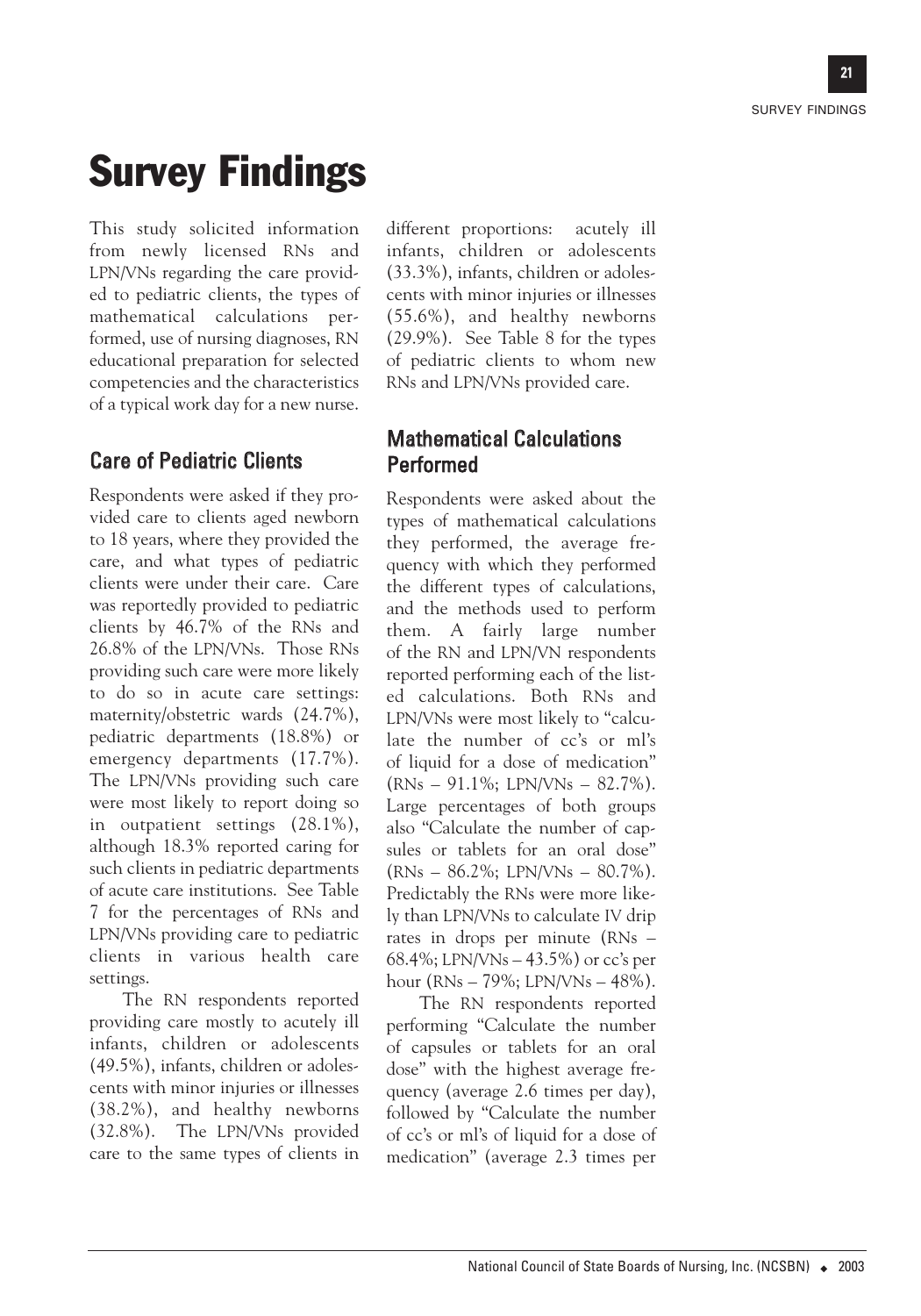# Survey Findings

This study solicited information from newly licensed RNs and LPN/VNs regarding the care provided to pediatric clients, the types of mathematical calculations performed, use of nursing diagnoses, RN educational preparation for selected competencies and the characteristics of a typical work day for a new nurse.

## Care of Pediatric Clients

Respondents were asked if they provided care to clients aged newborn to 18 years, where they provided the care, and what types of pediatric clients were under their care. Care was reportedly provided to pediatric clients by 46.7% of the RNs and 26.8% of the LPN/VNs. Those RNs providing such care were more likely to do so in acute care settings: maternity/obstetric wards (24.7%), pediatric departments (18.8%) or emergency departments (17.7%). The LPN/VNs providing such care were most likely to report doing so in outpatient settings (28.1%), although 18.3% reported caring for such clients in pediatric departments of acute care institutions. See Table 7 for the percentages of RNs and LPN/VNs providing care to pediatric clients in various health care settings.

The RN respondents reported providing care mostly to acutely ill infants, children or adolescents (49.5%), infants, children or adolescents with minor injuries or illnesses (38.2%), and healthy newborns (32.8%). The LPN/VNs provided care to the same types of clients in different proportions: acutely ill infants, children or adolescents (33.3%), infants, children or adolescents with minor injuries or illnesses (55.6%), and healthy newborns (29.9%). See Table 8 for the types of pediatric clients to whom new RNs and LPN/VNs provided care.

## Mathematical Calculations Performed

Respondents were asked about the types of mathematical calculations they performed, the average frequency with which they performed the different types of calculations, and the methods used to perform them. A fairly large number of the RN and LPN/VN respondents reported performing each of the listed calculations. Both RNs and LPN/VNs were most likely to "calculate the number of cc's or ml's of liquid for a dose of medication" (RNs – 91.1%; LPN/VNs – 82.7%). Large percentages of both groups also "Calculate the number of capsules or tablets for an oral dose" (RNs – 86.2%; LPN/VNs – 80.7%). Predictably the RNs were more likely than LPN/VNs to calculate IV drip rates in drops per minute (RNs – 68.4%; LPN/VNs – 43.5%) or cc's per hour (RNs – 79%; LPN/VNs – 48%).

The RN respondents reported performing "Calculate the number of capsules or tablets for an oral dose" with the highest average frequency (average 2.6 times per day), followed by "Calculate the number of cc's or ml's of liquid for a dose of medication" (average 2.3 times per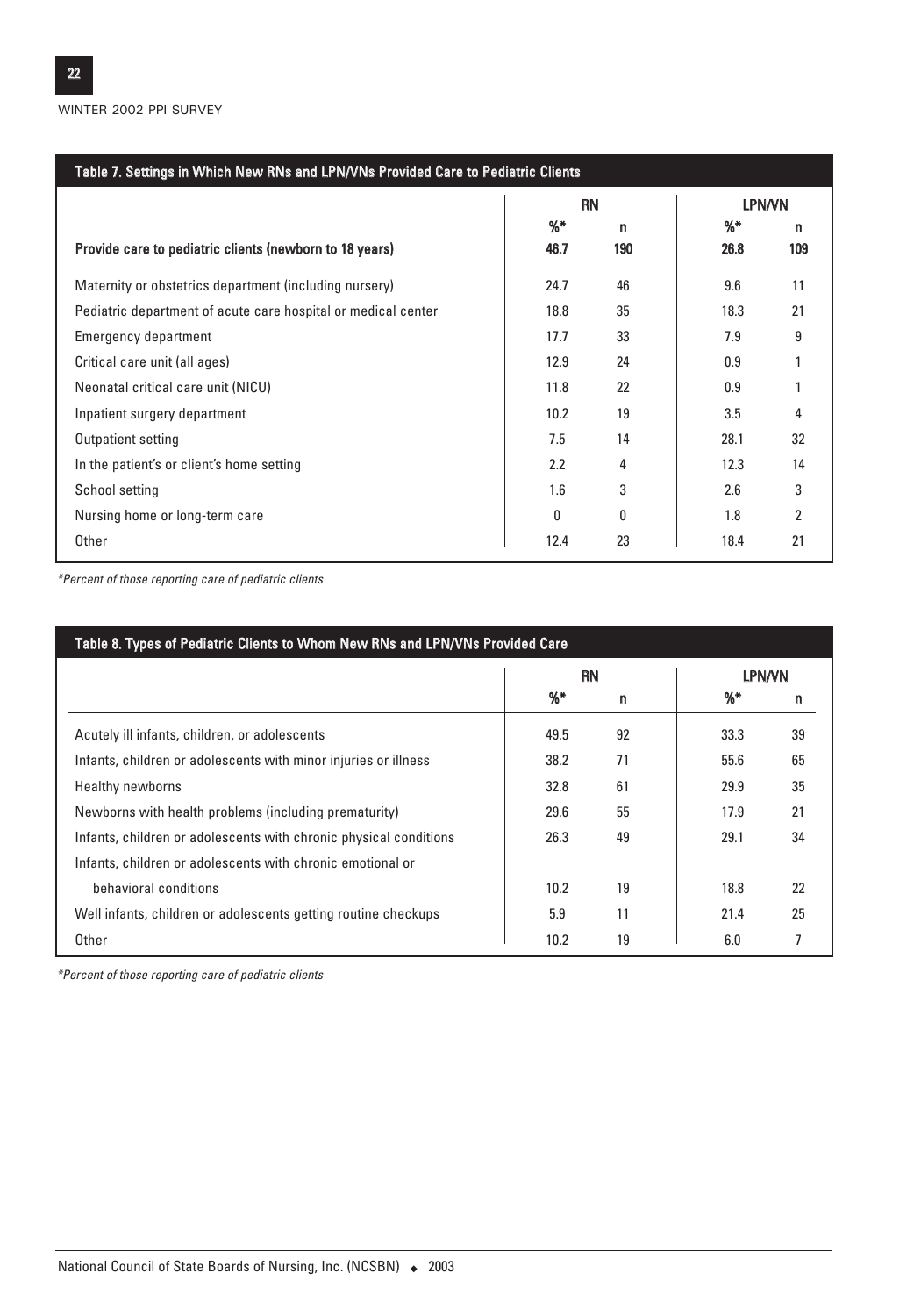### Table 7. Settings in Which New RNs and LPN/VNs Provided Care to Pediatric Clients

| | RN | | LPN/VN | |
|---|---|---|---|---|
| | %* | n | %* | n |
| **Provide care to pediatric clients (newborn to 18 years)** | **46.7** | **190** | **26.8** | **109** |
| Maternity or obstetrics department (including nursery) | 24.7 | 46 | 9.6 | 11 |
| Pediatric department of acute care hospital or medical center | 18.8 | 35 | 18.3 | 21 |
| Emergency department | 17.7 | 33 | 7.9 | 9 |
| Critical care unit (all ages) | 12.9 | 24 | 0.9 | 1 |
| Neonatal critical care unit (NICU) | 11.8 | 22 | 0.9 | 1 |
| Inpatient surgery department | 10.2 | 19 | 3.5 | 4 |
| Outpatient setting | 7.5 | 14 | 28.1 | 32 |
| In the patient's or client's home setting | 2.2 | 4 | 12.3 | 14 |
| School setting | 1.6 | 3 | 2.6 | 3 |
| Nursing home or long-term care | 0 | 0 | 1.8 | 2 |
| Other | 12.4 | 23 | 18.4 | 21 |

*Percent of those reporting care of pediatric clients*

### Table 8. Types of Pediatric Clients to Whom New RNs and LPN/VNs Provided Care

| | RN | | LPN/VN | |
|---|---|---|---|---|
| | %* | n | %* | n |
| Acutely ill infants, children, or adolescents | 49.5 | 92 | 33.3 | 39 |
| Infants, children or adolescents with minor injuries or illness | 38.2 | 71 | 55.6 | 65 |
| Healthy newborns | 32.8 | 61 | 29.9 | 35 |
| Newborns with health problems (including prematurity) | 29.6 | 55 | 17.9 | 21 |
| Infants, children or adolescents with chronic physical conditions | 26.3 | 49 | 29.1 | 34 |
| Infants, children or adolescents with chronic emotional or behavioral conditions | 10.2 | 19 | 18.8 | 22 |
| Well infants, children or adolescents getting routine checkups | 5.9 | 11 | 21.4 | 25 |
| Other | 10.2 | 19 | 6.0 | 7 |

*Percent of those reporting care of pediatric clients*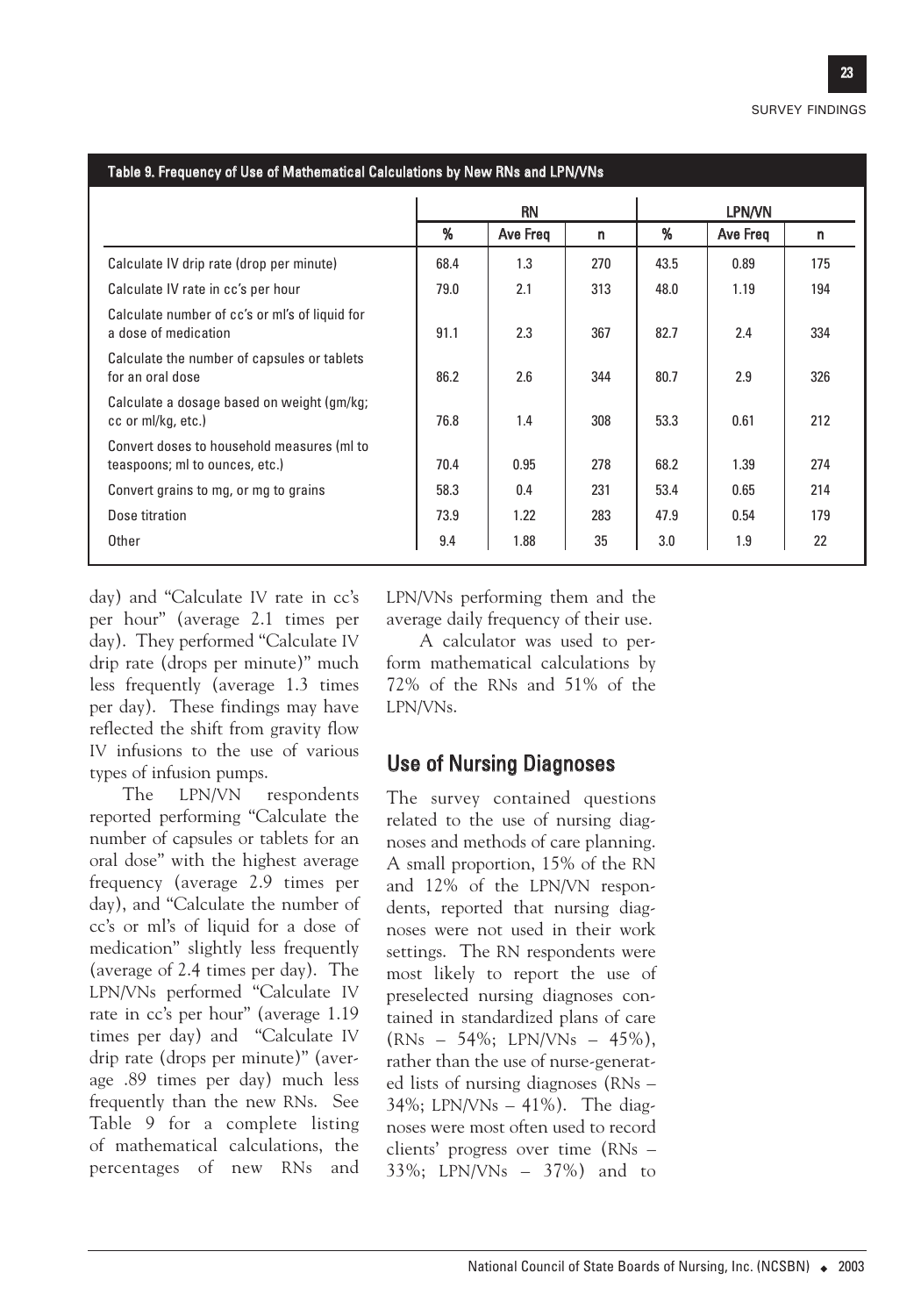**Table 9. Frequency of Use of Mathematical Calculations by New RNs and LPN/VNs**

| | RN | | | LPN/VN | | |
|---|---|---|---|---|---|---|
| | % | Ave Freq | n | % | Ave Freq | n |
| Calculate IV drip rate (drop per minute) | 68.4 | 1.3 | 270 | 43.5 | 0.89 | 175 |
| Calculate IV rate in cc's per hour | 79.0 | 2.1 | 313 | 48.0 | 1.19 | 194 |
| Calculate number of cc's or ml's of liquid for a dose of medication | 91.1 | 2.3 | 367 | 82.7 | 2.4 | 334 |
| Calculate the number of capsules or tablets for an oral dose | 86.2 | 2.6 | 344 | 80.7 | 2.9 | 326 |
| Calculate a dosage based on weight (gm/kg; cc or ml/kg, etc.) | 76.8 | 1.4 | 308 | 53.3 | 0.61 | 212 |
| Convert doses to household measures (ml to teaspoons; ml to ounces, etc.) | 70.4 | 0.95 | 278 | 68.2 | 1.39 | 274 |
| Convert grains to mg, or mg to grains | 58.3 | 0.4 | 231 | 53.4 | 0.65 | 214 |
| Dose titration | 73.9 | 1.22 | 283 | 47.9 | 0.54 | 179 |
| Other | 9.4 | 1.88 | 35 | 3.0 | 1.9 | 22 |

day) and "Calculate IV rate in cc's per hour" (average 2.1 times per day). They performed "Calculate IV drip rate (drops per minute)" much less frequently (average 1.3 times per day). These findings may have reflected the shift from gravity flow IV infusions to the use of various types of infusion pumps.

The LPN/VN respondents reported performing "Calculate the number of capsules or tablets for an oral dose" with the highest average frequency (average 2.9 times per day), and "Calculate the number of cc's or ml's of liquid for a dose of medication" slightly less frequently (average of 2.4 times per day). The LPN/VNs performed "Calculate IV rate in cc's per hour" (average 1.19 times per day) and "Calculate IV drip rate (drops per minute)" (average .89 times per day) much less frequently than the new RNs. See Table 9 for a complete listing of mathematical calculations, the percentages of new RNs and LPN/VNs performing them and the average daily frequency of their use.

A calculator was used to perform mathematical calculations by 72% of the RNs and 51% of the LPN/VNs.

## Use of Nursing Diagnoses

The survey contained questions related to the use of nursing diagnoses and methods of care planning. A small proportion, 15% of the RN and 12% of the LPN/VN respondents, reported that nursing diagnoses were not used in their work settings. The RN respondents were most likely to report the use of preselected nursing diagnoses contained in standardized plans of care (RNs – 54%; LPN/VNs – 45%), rather than the use of nurse-generated lists of nursing diagnoses (RNs – 34%; LPN/VNs – 41%). The diagnoses were most often used to record clients' progress over time (RNs – 33%; LPN/VNs – 37%) and to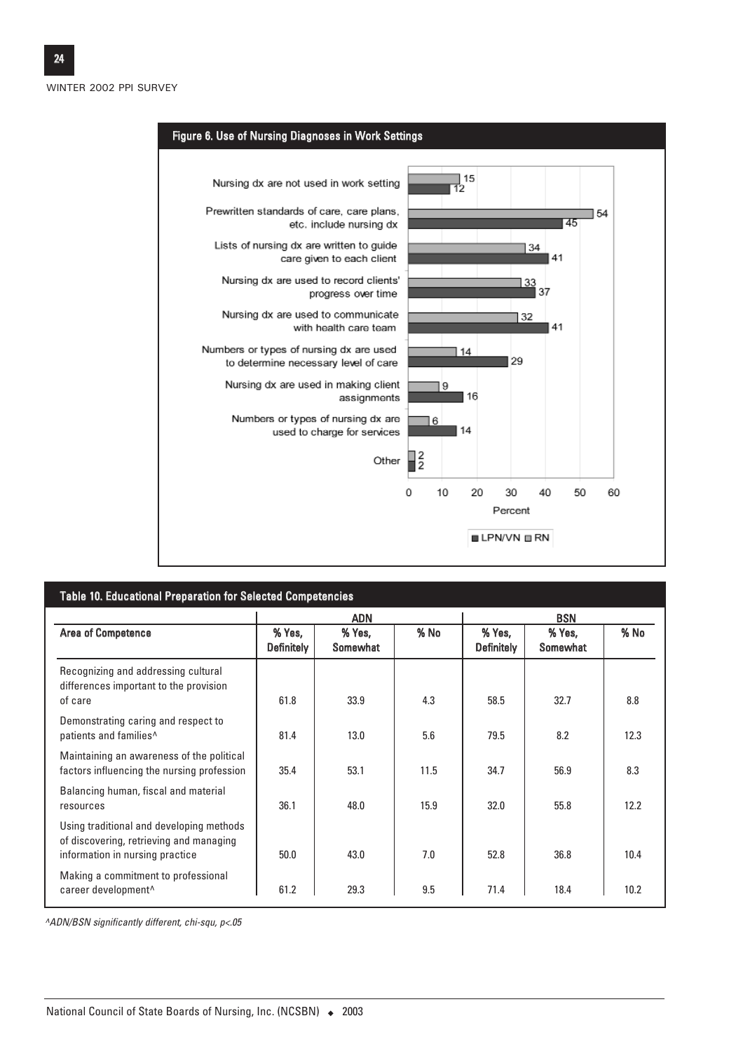## Figure 6. Use of Nursing Diagnoses in Work Settings

| | RN | LPN/VN |
|---|---|---|
| Nursing dx are not used in work setting | 15 | 12 |
| Prewritten standards of care, care plans, etc. include nursing dx | 54 | 45 |
| Lists of nursing dx are written to guide care given to each client | 34 | 41 |
| Nursing dx are used to record clients' progress over time | 33 | 37 |
| Nursing dx are used to communicate with health care team | 32 | 41 |
| Numbers or types of nursing dx are used to determine necessary level of care | 14 | 29 |
| Nursing dx are used in making client assignments | 9 | 16 |
| Numbers or types of nursing dx are used to charge for services | 6 | 14 |
| Other | 2 | 2 |

Percent

## Table 10. Educational Preparation for Selected Competencies

| Area of Competence | ADN | | | BSN | | |
|---|---|---|---|---|---|---|
| | % Yes, Definitely | % Yes, Somewhat | % No | % Yes, Definitely | % Yes, Somewhat | % No |
| Recognizing and addressing cultural differences important to the provision of care | 61.8 | 33.9 | 4.3 | 58.5 | 32.7 | 8.8 |
| Demonstrating caring and respect to patients and families^ | 81.4 | 13.0 | 5.6 | 79.5 | 8.2 | 12.3 |
| Maintaining an awareness of the political factors influencing the nursing profession | 35.4 | 53.1 | 11.5 | 34.7 | 56.9 | 8.3 |
| Balancing human, fiscal and material resources | 36.1 | 48.0 | 15.9 | 32.0 | 55.8 | 12.2 |
| Using traditional and developing methods of discovering, retrieving and managing information in nursing practice | 50.0 | 43.0 | 7.0 | 52.8 | 36.8 | 10.4 |
| Making a commitment to professional career development^ | 61.2 | 29.3 | 9.5 | 71.4 | 18.4 | 10.2 |

*^ADN/BSN significantly different, chi-squ, $p<.05$*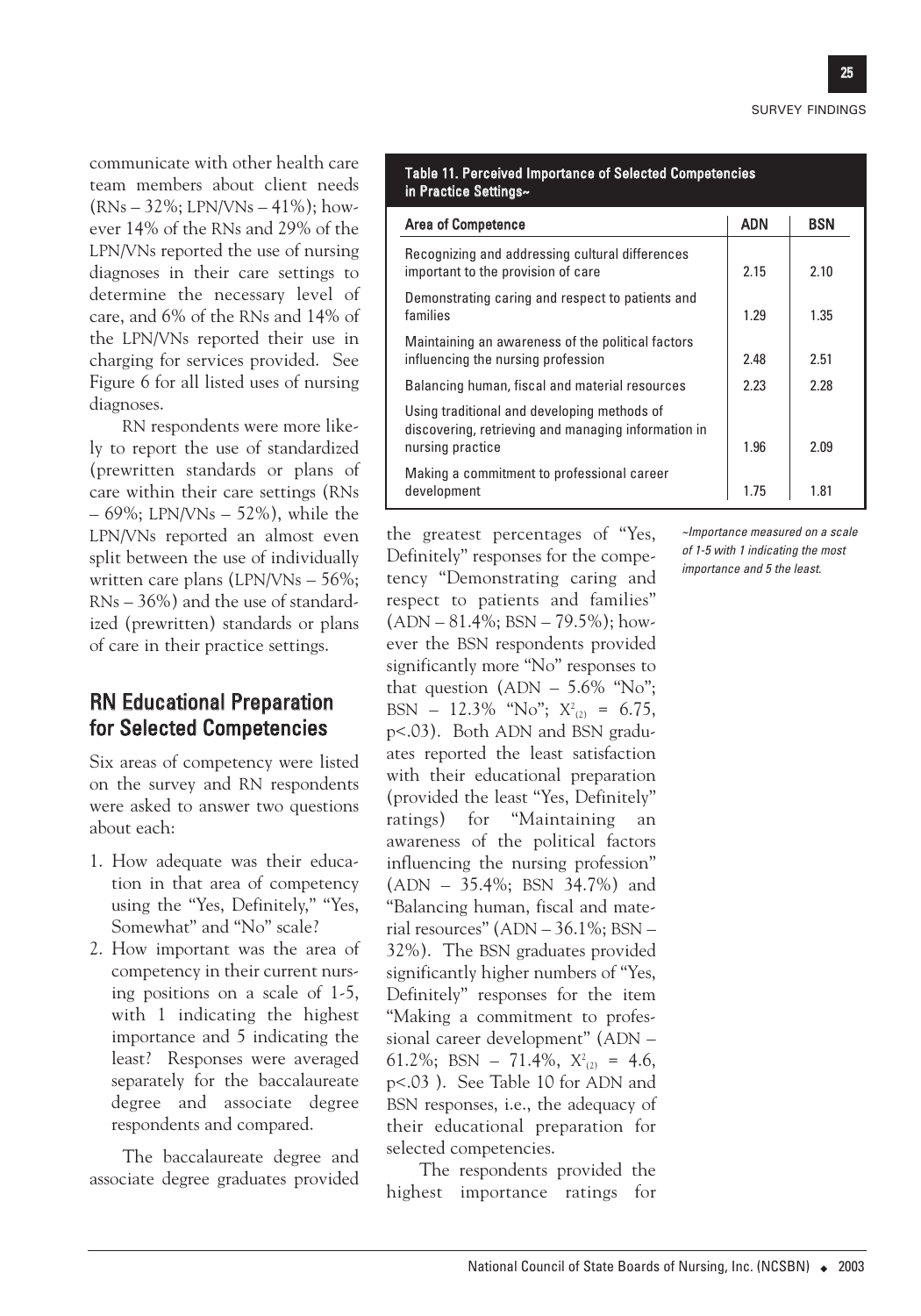communicate with other health care team members about client needs (RNs – 32%; LPN/VNs – 41%); however 14% of the RNs and 29% of the LPN/VNs reported the use of nursing diagnoses in their care settings to determine the necessary level of care, and 6% of the RNs and 14% of the LPN/VNs reported their use in charging for services provided. See Figure 6 for all listed uses of nursing diagnoses.

RN respondents were more likely to report the use of standardized (prewritten standards or plans of care within their care settings (RNs – 69%; LPN/VNs – 52%), while the LPN/VNs reported an almost even split between the use of individually written care plans (LPN/VNs – 56%; RNs – 36%) and the use of standardized (prewritten) standards or plans of care in their practice settings.

## RN Educational Preparation for Selected Competencies

Six areas of competency were listed on the survey and RN respondents were asked to answer two questions about each:

1. How adequate was their education in that area of competency using the "Yes, Definitely," "Yes, Somewhat" and "No" scale?
2. How important was the area of competency in their current nursing positions on a scale of 1-5, with 1 indicating the highest importance and 5 indicating the least? Responses were averaged separately for the baccalaureate degree and associate degree respondents and compared.

The baccalaureate degree and associate degree graduates provided the greatest percentages of "Yes, Definitely" responses for the competency "Demonstrating caring and respect to patients and families" (ADN – 81.4%; BSN – 79.5%); however the BSN respondents provided significantly more "No" responses to that question (ADN – 5.6% "No"; BSN – 12.3% "No"; $X^2_{(2)} = 6.75$, $p<.03$). Both ADN and BSN graduates reported the least satisfaction with their educational preparation (provided the least "Yes, Definitely" ratings) for "Maintaining an awareness of the political factors influencing the nursing profession" (ADN – 35.4%; BSN 34.7%) and "Balancing human, fiscal and material resources" (ADN – 36.1%; BSN – 32%). The BSN graduates provided significantly higher numbers of "Yes, Definitely" responses for the item "Making a commitment to professional career development" (ADN – 61.2%; BSN – 71.4%, $X^2_{(2)} = 4.6$, $p<.03$ ). See Table 10 for ADN and BSN responses, i.e., the adequacy of their educational preparation for selected competencies.

The respondents provided the highest importance ratings for

**Table 11. Perceived Importance of Selected Competencies in Practice Settings~**

| Area of Competence | ADN | BSN |
|---|---|---|
| Recognizing and addressing cultural differences important to the provision of care | 2.15 | 2.10 |
| Demonstrating caring and respect to patients and families | 1.29 | 1.35 |
| Maintaining an awareness of the political factors influencing the nursing profession | 2.48 | 2.51 |
| Balancing human, fiscal and material resources | 2.23 | 2.28 |
| Using traditional and developing methods of discovering, retrieving and managing information in nursing practice | 1.96 | 2.09 |
| Making a commitment to professional career development | 1.75 | 1.81 |

*~Importance measured on a scale of 1-5 with 1 indicating the most importance and 5 the least.*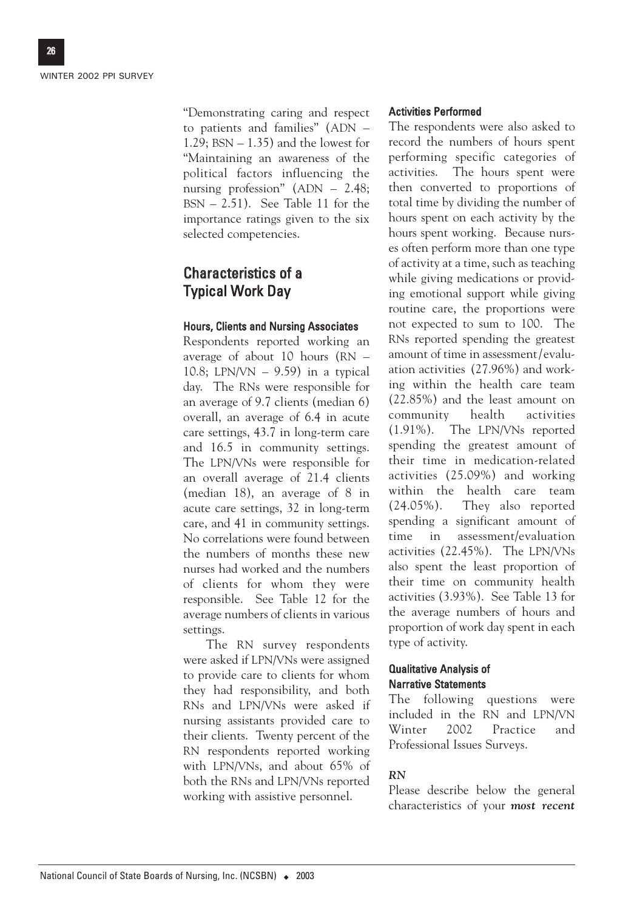"Demonstrating caring and respect to patients and families" (ADN – 1.29; BSN – 1.35) and the lowest for "Maintaining an awareness of the political factors influencing the nursing profession" (ADN – 2.48; BSN – 2.51). See Table 11 for the importance ratings given to the six selected competencies.

## Characteristics of a Typical Work Day

### Hours, Clients and Nursing Associates

Respondents reported working an average of about 10 hours (RN – 10.8; LPN/VN – 9.59) in a typical day. The RNs were responsible for an average of 9.7 clients (median 6) overall, an average of 6.4 in acute care settings, 43.7 in long-term care and 16.5 in community settings. The LPN/VNs were responsible for an overall average of 21.4 clients (median 18), an average of 8 in acute care settings, 32 in long-term care, and 41 in community settings. No correlations were found between the numbers of months these new nurses had worked and the numbers of clients for whom they were responsible. See Table 12 for the average numbers of clients in various settings.

The RN survey respondents were asked if LPN/VNs were assigned to provide care to clients for whom they had responsibility, and both RNs and LPN/VNs were asked if nursing assistants provided care to their clients. Twenty percent of the RN respondents reported working with LPN/VNs, and about 65% of both the RNs and LPN/VNs reported working with assistive personnel.

### Activities Performed

The respondents were also asked to record the numbers of hours spent performing specific categories of activities. The hours spent were then converted to proportions of total time by dividing the number of hours spent on each activity by the hours spent working. Because nurses often perform more than one type of activity at a time, such as teaching while giving medications or providing emotional support while giving routine care, the proportions were not expected to sum to 100. The RNs reported spending the greatest amount of time in assessment/evaluation activities (27.96%) and working within the health care team (22.85%) and the least amount on community health activities (1.91%). The LPN/VNs reported spending the greatest amount of their time in medication-related activities (25.09%) and working within the health care team (24.05%). They also reported spending a significant amount of time in assessment/evaluation activities (22.45%). The LPN/VNs also spent the least proportion of their time on community health activities (3.93%). See Table 13 for the average numbers of hours and proportion of work day spent in each type of activity.

### Qualitative Analysis of Narrative Statements

The following questions were included in the RN and LPN/VN Winter 2002 Practice and Professional Issues Surveys.

***RN***

Please describe below the general characteristics of your ***most recent***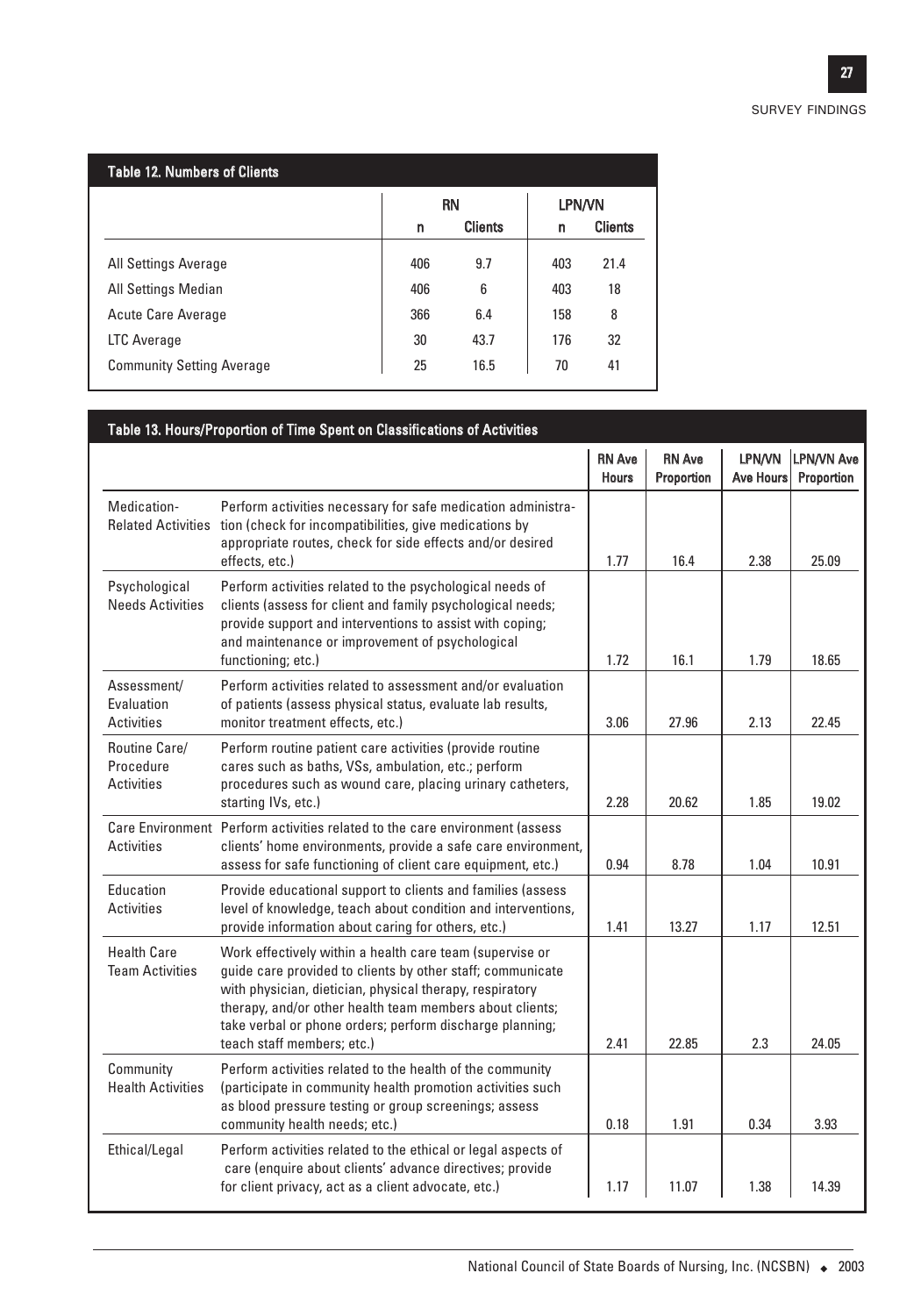**Table 12. Numbers of Clients**

| | RN | | LPN/VN | |
|---|---|---|---|---|
| | n | Clients | n | Clients |
| All Settings Average | 406 | 9.7 | 403 | 21.4 |
| All Settings Median | 406 | 6 | 403 | 18 |
| Acute Care Average | 366 | 6.4 | 158 | 8 |
| LTC Average | 30 | 43.7 | 176 | 32 |
| Community Setting Average | 25 | 16.5 | 70 | 41 |

**Table 13. Hours/Proportion of Time Spent on Classifications of Activities**

| | | RN Ave Hours | RN Ave Proportion | LPN/VN Ave Hours | LPN/VN Ave Proportion |
|---|---|---|---|---|---|
| Medication-Related Activities | Perform activities necessary for safe medication administration (check for incompatibilities, give medications by appropriate routes, check for side effects and/or desired effects, etc.) | 1.77 | 16.4 | 2.38 | 25.09 |
| Psychological Needs Activities | Perform activities related to the psychological needs of clients (assess for client and family psychological needs; provide support and interventions to assist with coping; and maintenance or improvement of psychological functioning; etc.) | 1.72 | 16.1 | 1.79 | 18.65 |
| Assessment/ Evaluation Activities | Perform activities related to assessment and/or evaluation of patients (assess physical status, evaluate lab results, monitor treatment effects, etc.) | 3.06 | 27.96 | 2.13 | 22.45 |
| Routine Care/ Procedure Activities | Perform routine patient care activities (provide routine cares such as baths, VSs, ambulation, etc.; perform procedures such as wound care, placing urinary catheters, starting IVs, etc.) | 2.28 | 20.62 | 1.85 | 19.02 |
| Care Environment Activities | Perform activities related to the care environment (assess clients' home environments, provide a safe care environment, assess for safe functioning of client care equipment, etc.) | 0.94 | 8.78 | 1.04 | 10.91 |
| Education Activities | Provide educational support to clients and families (assess level of knowledge, teach about condition and interventions, provide information about caring for others, etc.) | 1.41 | 13.27 | 1.17 | 12.51 |
| Health Care Team Activities | Work effectively within a health care team (supervise or guide care provided to clients by other staff; communicate with physician, dietician, physical therapy, respiratory therapy, and/or other health team members about clients; take verbal or phone orders; perform discharge planning; teach staff members; etc.) | 2.41 | 22.85 | 2.3 | 24.05 |
| Community Health Activities | Perform activities related to the health of the community (participate in community health promotion activities such as blood pressure testing or group screenings; assess community health needs; etc.) | 0.18 | 1.91 | 0.34 | 3.93 |
| Ethical/Legal | Perform activities related to the ethical or legal aspects of care (enquire about clients' advance directives; provide for client privacy, act as a client advocate, etc.) | 1.17 | 11.07 | 1.38 | 14.39 |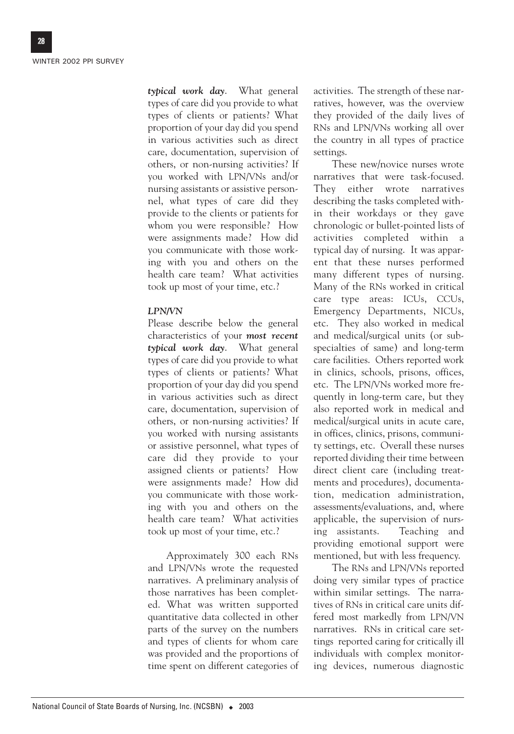***typical work day***. What general types of care did you provide to what types of clients or patients? What proportion of your day did you spend in various activities such as direct care, documentation, supervision of others, or non-nursing activities? If you worked with LPN/VNs and/or nursing assistants or assistive personnel, what types of care did they provide to the clients or patients for whom you were responsible? How were assignments made? How did you communicate with those working with you and others on the health care team? What activities took up most of your time, etc.?

***LPN/VN***

Please describe below the general characteristics of your ***most recent typical work day***. What general types of care did you provide to what types of clients or patients? What proportion of your day did you spend in various activities such as direct care, documentation, supervision of others, or non-nursing activities? If you worked with nursing assistants or assistive personnel, what types of care did they provide to your assigned clients or patients? How were assignments made? How did you communicate with those working with you and others on the health care team? What activities took up most of your time, etc.?

Approximately 300 each RNs and LPN/VNs wrote the requested narratives. A preliminary analysis of those narratives has been completed. What was written supported quantitative data collected in other parts of the survey on the numbers and types of clients for whom care was provided and the proportions of time spent on different categories of activities. The strength of these narratives, however, was the overview they provided of the daily lives of RNs and LPN/VNs working all over the country in all types of practice settings.

These new/novice nurses wrote narratives that were task-focused. They either wrote narratives describing the tasks completed within their workdays or they gave chronologic or bullet-pointed lists of activities completed within a typical day of nursing. It was apparent that these nurses performed many different types of nursing. Many of the RNs worked in critical care type areas: ICUs, CCUs, Emergency Departments, NICUs, etc. They also worked in medical and medical/surgical units (or subspecialties of same) and long-term care facilities. Others reported work in clinics, schools, prisons, offices, etc. The LPN/VNs worked more frequently in long-term care, but they also reported work in medical and medical/surgical units in acute care, in offices, clinics, prisons, community settings, etc. Overall these nurses reported dividing their time between direct client care (including treatments and procedures), documentation, medication administration, assessments/evaluations, and, where applicable, the supervision of nursing assistants. Teaching and providing emotional support were mentioned, but with less frequency.

The RNs and LPN/VNs reported doing very similar types of practice within similar settings. The narratives of RNs in critical care units differed most markedly from LPN/VN narratives. RNs in critical care settings reported caring for critically ill individuals with complex monitoring devices, numerous diagnostic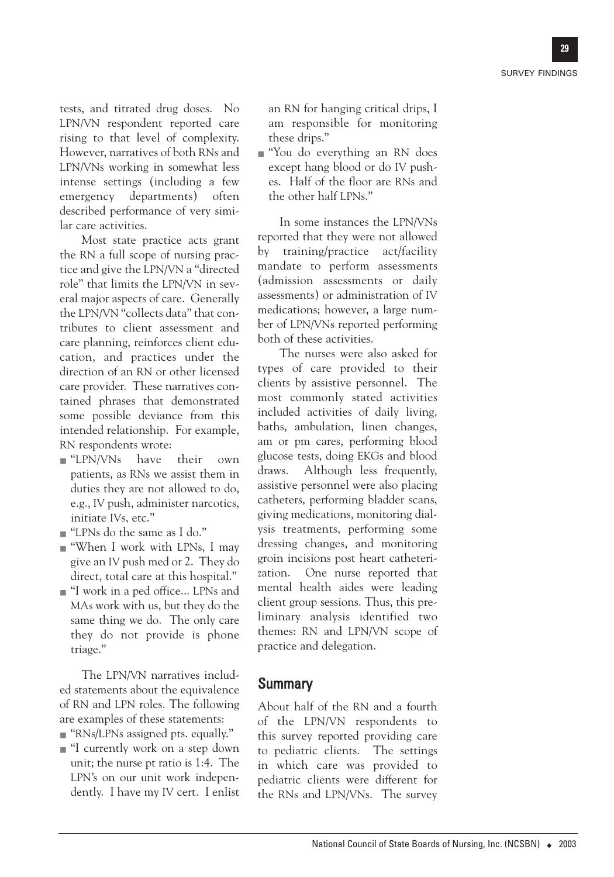tests, and titrated drug doses. No LPN/VN respondent reported care rising to that level of complexity. However, narratives of both RNs and LPN/VNs working in somewhat less intense settings (including a few emergency departments) often described performance of very similar care activities.

Most state practice acts grant the RN a full scope of nursing practice and give the LPN/VN a "directed role" that limits the LPN/VN in several major aspects of care. Generally the LPN/VN "collects data" that contributes to client assessment and care planning, reinforces client education, and practices under the direction of an RN or other licensed care provider. These narratives contained phrases that demonstrated some possible deviance from this intended relationship. For example, RN respondents wrote:

- "LPN/VNs have their own patients, as RNs we assist them in duties they are not allowed to do, e.g., IV push, administer narcotics, initiate IVs, etc."
- "LPNs do the same as I do."
- "When I work with LPNs, I may give an IV push med or 2. They do direct, total care at this hospital."
- "I work in a ped office... LPNs and MAs work with us, but they do the same thing we do. The only care they do not provide is phone triage."

The LPN/VN narratives included statements about the equivalence of RN and LPN roles. The following are examples of these statements:

- "RNs/LPNs assigned pts. equally."
- "I currently work on a step down unit; the nurse pt ratio is 1:4. The LPN's on our unit work independently. I have my IV cert. I enlist an RN for hanging critical drips, I am responsible for monitoring these drips."
- "You do everything an RN does except hang blood or do IV pushes. Half of the floor are RNs and the other half LPNs."

In some instances the LPN/VNs reported that they were not allowed by training/practice act/facility mandate to perform assessments (admission assessments or daily assessments) or administration of IV medications; however, a large number of LPN/VNs reported performing both of these activities.

The nurses were also asked for types of care provided to their clients by assistive personnel. The most commonly stated activities included activities of daily living, baths, ambulation, linen changes, am or pm cares, performing blood glucose tests, doing EKGs and blood draws. Although less frequently, assistive personnel were also placing catheters, performing bladder scans, giving medications, monitoring dialysis treatments, performing some dressing changes, and monitoring groin incisions post heart catheterization. One nurse reported that mental health aides were leading client group sessions. Thus, this preliminary analysis identified two themes: RN and LPN/VN scope of practice and delegation.

## Summary

About half of the RN and a fourth of the LPN/VN respondents to this survey reported providing care to pediatric clients. The settings in which care was provided to pediatric clients were different for the RNs and LPN/VNs. The survey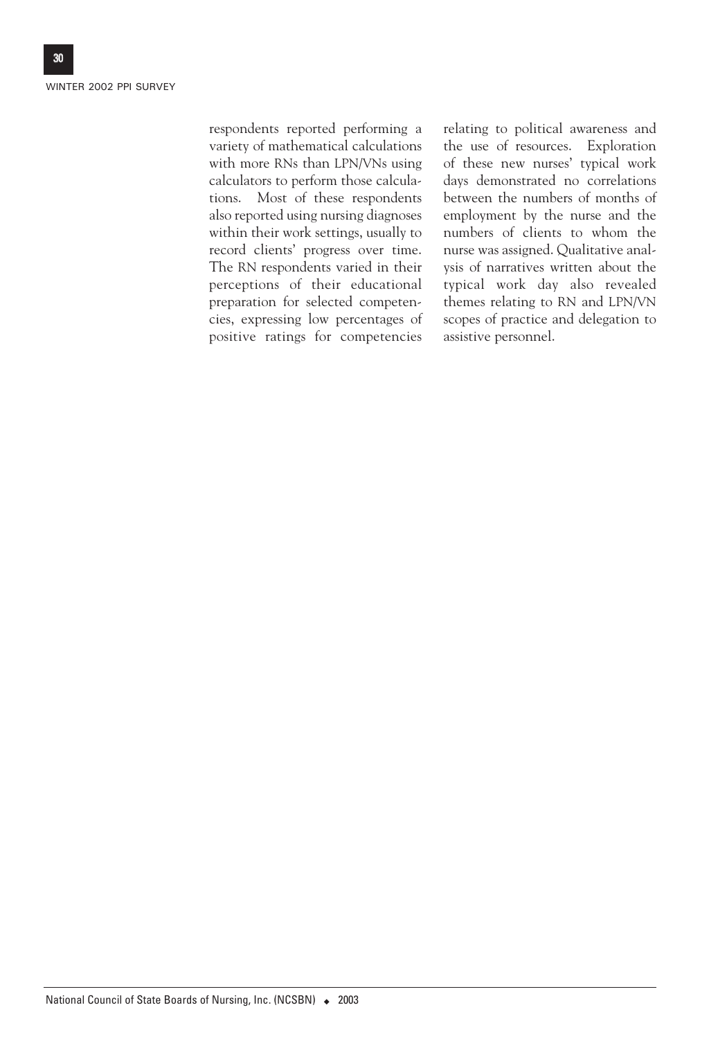respondents reported performing a variety of mathematical calculations with more RNs than LPN/VNs using calculators to perform those calculations. Most of these respondents also reported using nursing diagnoses within their work settings, usually to record clients' progress over time. The RN respondents varied in their perceptions of their educational preparation for selected competencies, expressing low percentages of positive ratings for competencies relating to political awareness and the use of resources. Exploration of these new nurses' typical work days demonstrated no correlations between the numbers of months of employment by the nurse and the numbers of clients to whom the nurse was assigned. Qualitative analysis of narratives written about the typical work day also revealed themes relating to RN and LPN/VN scopes of practice and delegation to assistive personnel.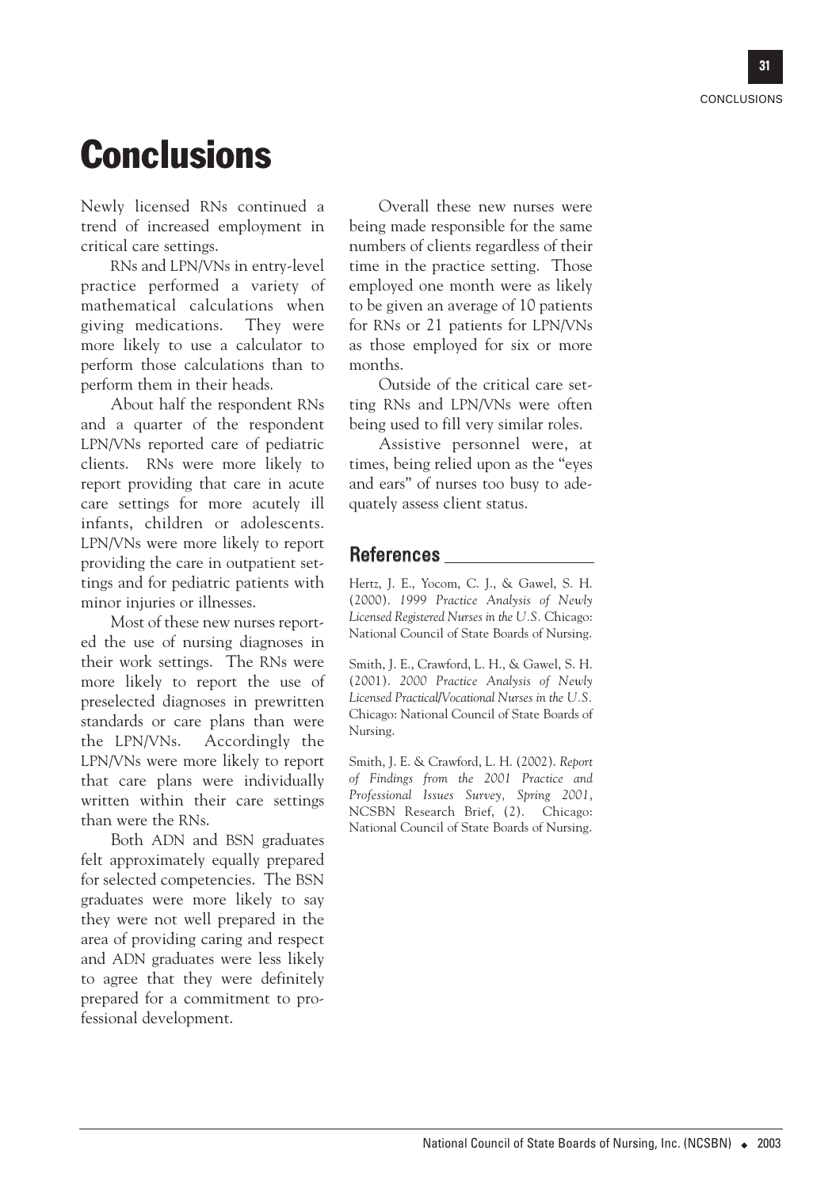# Conclusions

Newly licensed RNs continued a trend of increased employment in critical care settings.

RNs and LPN/VNs in entry-level practice performed a variety of mathematical calculations when giving medications. They were more likely to use a calculator to perform those calculations than to perform them in their heads.

About half the respondent RNs and a quarter of the respondent LPN/VNs reported care of pediatric clients. RNs were more likely to report providing that care in acute care settings for more acutely ill infants, children or adolescents. LPN/VNs were more likely to report providing the care in outpatient settings and for pediatric patients with minor injuries or illnesses.

Most of these new nurses reported the use of nursing diagnoses in their work settings. The RNs were more likely to report the use of preselected diagnoses in prewritten standards or care plans than were the LPN/VNs. Accordingly the LPN/VNs were more likely to report that care plans were individually written within their care settings than were the RNs.

Both ADN and BSN graduates felt approximately equally prepared for selected competencies. The BSN graduates were more likely to say they were not well prepared in the area of providing caring and respect and ADN graduates were less likely to agree that they were definitely prepared for a commitment to professional development.

Overall these new nurses were being made responsible for the same numbers of clients regardless of their time in the practice setting. Those employed one month were as likely to be given an average of 10 patients for RNs or 21 patients for LPN/VNs as those employed for six or more months.

Outside of the critical care setting RNs and LPN/VNs were often being used to fill very similar roles.

Assistive personnel were, at times, being relied upon as the "eyes and ears" of nurses too busy to adequately assess client status.

## References

Hertz, J. E., Yocom, C. J., & Gawel, S. H. (2000). *1999 Practice Analysis of Newly Licensed Registered Nurses in the U.S.* Chicago: National Council of State Boards of Nursing.

Smith, J. E., Crawford, L. H., & Gawel, S. H. (2001). *2000 Practice Analysis of Newly Licensed Practical/Vocational Nurses in the U.S.* Chicago: National Council of State Boards of Nursing.

Smith, J. E. & Crawford, L. H. (2002). *Report of Findings from the 2001 Practice and Professional Issues Survey, Spring 2001*, NCSBN Research Brief, (2). Chicago: National Council of State Boards of Nursing.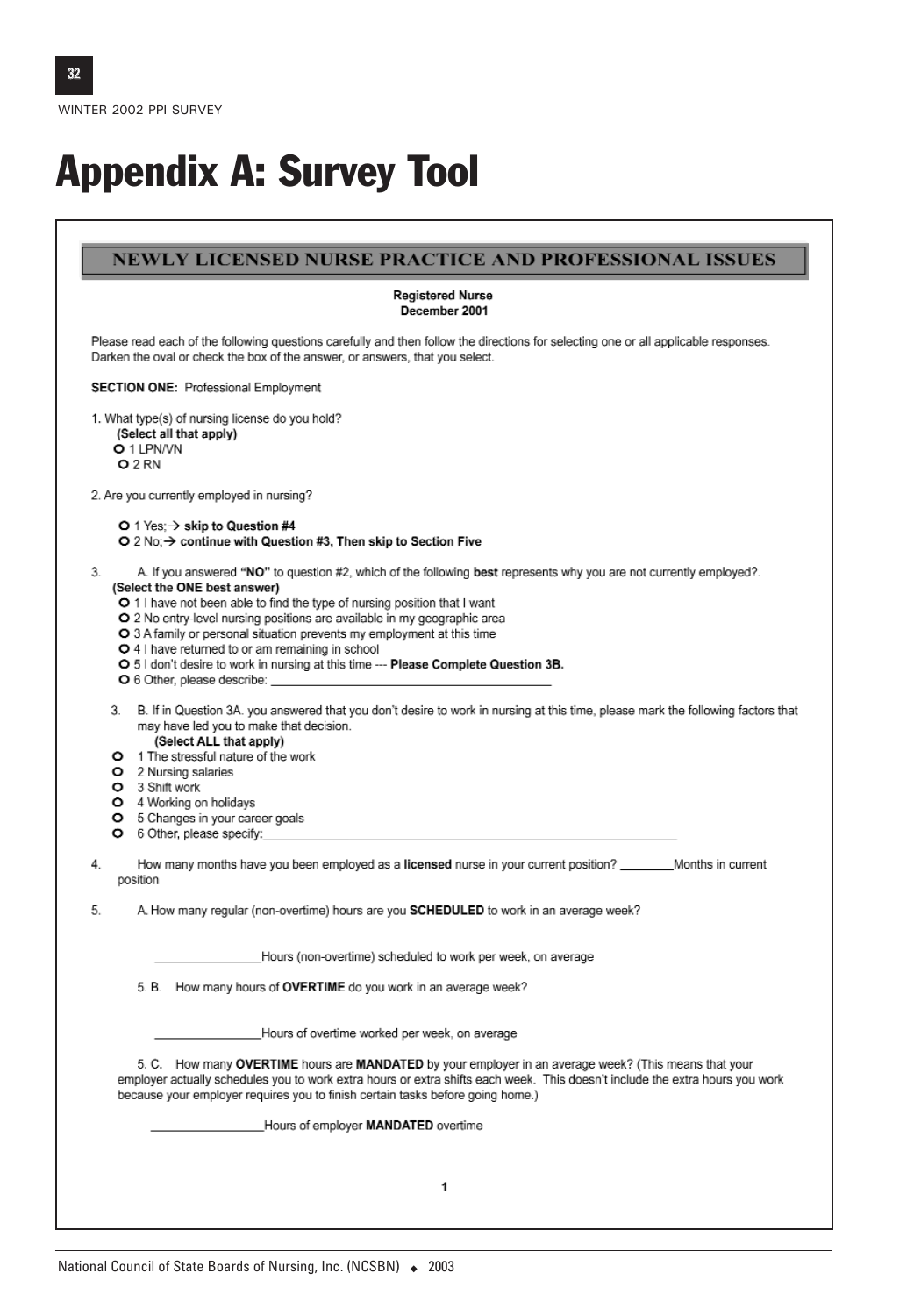# Appendix A: Survey Tool

## NEWLY LICENSED NURSE PRACTICE AND PROFESSIONAL ISSUES

**Registered Nurse**
**December 2001**

Please read each of the following questions carefully and then follow the directions for selecting one or all applicable responses. Darken the oval or check the box of the answer, or answers, that you select.

**SECTION ONE:** Professional Employment

1. What type(s) of nursing license do you hold?
   **(Select all that apply)**
   - O 1 LPN/VN
   - O 2 RN

2. Are you currently employed in nursing?
   - O 1 Yes;→ **skip to Question #4**
   - O 2 No;→ **continue with Question #3, Then skip to Section Five**

3. A. If you answered **"NO"** to question #2, which of the following **best** represents why you are not currently employed?.
   **(Select the ONE best answer)**
   - O 1 I have not been able to find the type of nursing position that I want
   - O 2 No entry-level nursing positions are available in my geographic area
   - O 3 A family or personal situation prevents my employment at this time
   - O 4 I have returned to or am remaining in school
   - O 5 I don't desire to work in nursing at this time --- **Please Complete Question 3B.**
   - O 6 Other, please describe: ________________________________________

   3. B. If in Question 3A. you answered that you don't desire to work in nursing at this time, please mark the following factors that may have led you to make that decision.
   **(Select ALL that apply)**
   - O 1 The stressful nature of the work
   - O 2 Nursing salaries
   - O 3 Shift work
   - O 4 Working on holidays
   - O 5 Changes in your career goals
   - O 6 Other, please specify: ________________________________________

4. How many months have you been employed as a **licensed** nurse in your current position? ________Months in current position

5. A. How many regular (non-overtime) hours are you **SCHEDULED** to work in an average week?

   _______________Hours (non-overtime) scheduled to work per week, on average

   5. B. How many hours of **OVERTIME** do you work in an average week?

   _______________Hours of overtime worked per week, on average

   5. C. How many **OVERTIME** hours are **MANDATED** by your employer in an average week? (This means that your employer actually schedules you to work extra hours or extra shifts each week. This doesn't include the extra hours you work because your employer requires you to finish certain tasks before going home.)

   ________________Hours of employer **MANDATED** overtime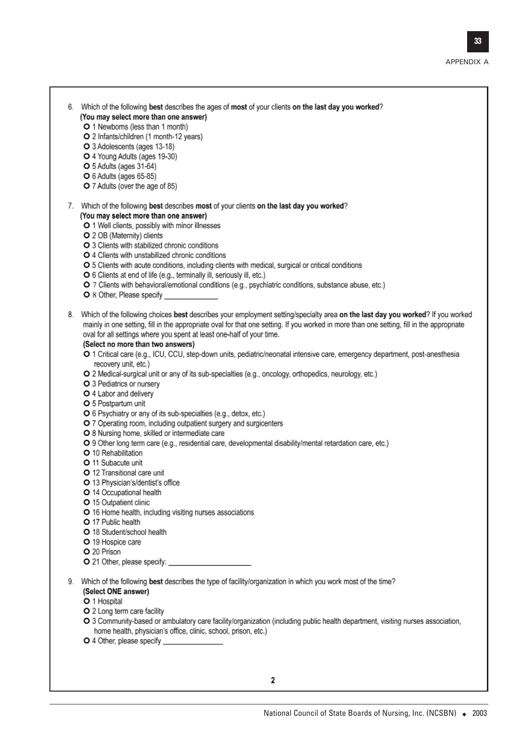6. Which of the following **best** describes the ages of **most** of your clients **on the last day you worked**?
**(You may select more than one answer)**
- O 1 Newborns (less than 1 month)
- O 2 Infants/children (1 month-12 years)
- O 3 Adolescents (ages 13-18)
- O 4 Young Adults (ages 19-30)
- O 5 Adults (ages 31-64)
- O 6 Adults (ages 65-85)
- O 7 Adults (over the age of 85)

7. Which of the following **best** describes **most** of your clients **on the last day you worked**?
**(You may select more than one answer)**
- O 1 Well clients, possibly with minor illnesses
- O 2 OB (Maternity) clients
- O 3 Clients with stabilized chronic conditions
- O 4 Clients with unstabilized chronic conditions
- O 5 Clients with acute conditions, including clients with medical, surgical or critical conditions
- O 6 Clients at end of life (e.g., terminally ill, seriously ill, etc.)
- O 7 Clients with behavioral/emotional conditions (e.g., psychiatric conditions, substance abuse, etc.)
- O 8 Other, Please specify ______________

8. Which of the following choices **best** describes your employment setting/specialty area **on the last day you worked**? If you worked mainly in one setting, fill in the appropriate oval for that one setting. If you worked in more than one setting, fill in the appropriate oval for all settings where you spent at least one-half of your time.
**(Select no more than two answers)**
- O 1 Critical care (e.g., ICU, CCU, step-down units, pediatric/neonatal intensive care, emergency department, post-anesthesia recovery unit, etc.)
- O 2 Medical-surgical unit or any of its sub-specialties (e.g., oncology, orthopedics, neurology, etc.)
- O 3 Pediatrics or nursery
- O 4 Labor and delivery
- O 5 Postpartum unit
- O 6 Psychiatry or any of its sub-specialties (e.g., detox, etc.)
- O 7 Operating room, including outpatient surgery and surgicenters
- O 8 Nursing home, skilled or intermediate care
- O 9 Other long term care (e.g., residential care, developmental disability/mental retardation care, etc.)
- O 10 Rehabilitation
- O 11 Subacute unit
- O 12 Transitional care unit
- O 13 Physician's/dentist's office
- O 14 Occupational health
- O 15 Outpatient clinic
- O 16 Home health, including visiting nurses associations
- O 17 Public health
- O 18 Student/school health
- O 19 Hospice care
- O 20 Prison
- O 21 Other, please specify: ____________________

9. Which of the following **best** describes the type of facility/organization in which you work most of the time?
**(Select ONE answer)**
- O 1 Hospital
- O 2 Long term care facility
- O 3 Community-based or ambulatory care facility/organization (including public health department, visiting nurses association, home health, physician's office, clinic, school, prison, etc.)
- O 4 Other, please specify ______________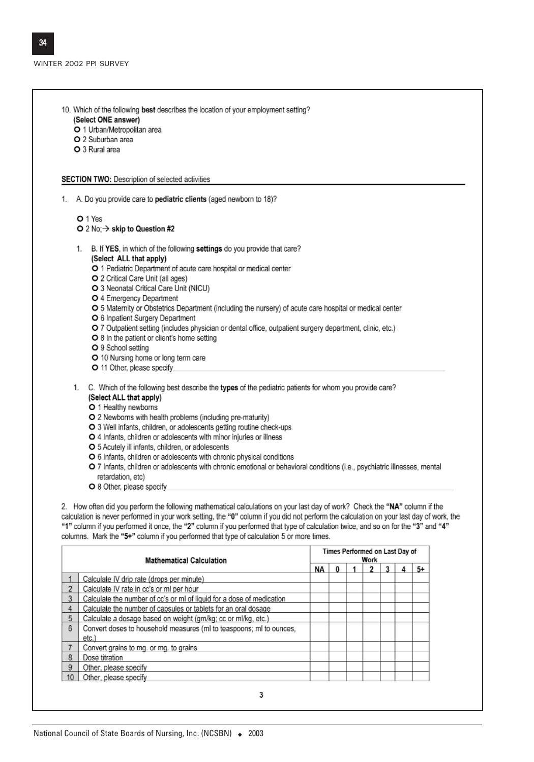10. Which of the following **best** describes the location of your employment setting?
**(Select ONE answer)**
- O 1 Urban/Metropolitan area
- O 2 Suburban area
- O 3 Rural area

**SECTION TWO:** Description of selected activities

1. A. Do you provide care to **pediatric clients** (aged newborn to 18)?

- O 1 Yes
- O 2 No;→ **skip to Question #2**

1. B. If **YES**, in which of the following **settings** do you provide that care?
**(Select ALL that apply)**
- O 1 Pediatric Department of acute care hospital or medical center
- O 2 Critical Care Unit (all ages)
- O 3 Neonatal Critical Care Unit (NICU)
- O 4 Emergency Department
- O 5 Maternity or Obstetrics Department (including the nursery) of acute care hospital or medical center
- O 6 Inpatient Surgery Department
- O 7 Outpatient setting (includes physician or dental office, outpatient surgery department, clinic, etc.)
- O 8 In the patient or client's home setting
- O 9 School setting
- O 10 Nursing home or long term care
- O 11 Other, please specify\_\_\_\_\_\_\_\_\_\_\_\_\_\_\_\_\_\_\_\_\_\_\_\_\_\_\_\_\_\_\_\_\_\_\_\_\_\_\_\_\_\_\_\_\_\_

1. C. Which of the following best describe the **types** of the pediatric patients for whom you provide care?
**(Select ALL that apply)**
- O 1 Healthy newborns
- O 2 Newborns with health problems (including pre-maturity)
- O 3 Well infants, children, or adolescents getting routine check-ups
- O 4 Infants, children or adolescents with minor injuries or illness
- O 5 Acutely ill infants, children, or adolescents
- O 6 Infants, children or adolescents with chronic physical conditions
- O 7 Infants, children or adolescents with chronic emotional or behavioral conditions (i.e., psychiatric illnesses, mental retardation, etc)
- O 8 Other, please specify\_\_\_\_\_\_\_\_\_\_\_\_\_\_\_\_\_\_\_\_\_\_\_\_\_\_\_\_\_\_\_\_\_\_\_\_\_\_\_\_\_\_\_\_\_\_

2. How often did you perform the following mathematical calculations on your last day of work? Check the **"NA"** column if the calculation is never performed in your work setting, the **"0"** column if you did not perform the calculation on your last day of work, the **"1"** column if you performed it once, the **"2"** column if you performed that type of calculation twice, and so on for the **"3"** and **"4"** columns. Mark the **"5+"** column if you performed that type of calculation 5 or more times.

| | Mathematical Calculation | Times Performed on Last Day of Work | | | | | | |
|---|---|---|---|---|---|---|---|---|
| | | NA | 0 | 1 | 2 | 3 | 4 | 5+ |
| 1 | Calculate IV drip rate (drops per minute) | | | | | | | |
| 2 | Calculate IV rate in cc's or ml per hour | | | | | | | |
| 3 | Calculate the number of cc's or ml of liquid for a dose of medication | | | | | | | |
| 4 | Calculate the number of capsules or tablets for an oral dosage | | | | | | | |
| 5 | Calculate a dosage based on weight (gm/kg; cc or ml/kg, etc.) | | | | | | | |
| 6 | Convert doses to household measures (ml to teaspoons; ml to ounces, etc.) | | | | | | | |
| 7 | Convert grains to mg. or mg. to grains | | | | | | | |
| 8 | Dose titration | | | | | | | |
| 9 | Other, please specify | | | | | | | |
| 10 | Other, please specify | | | | | | | |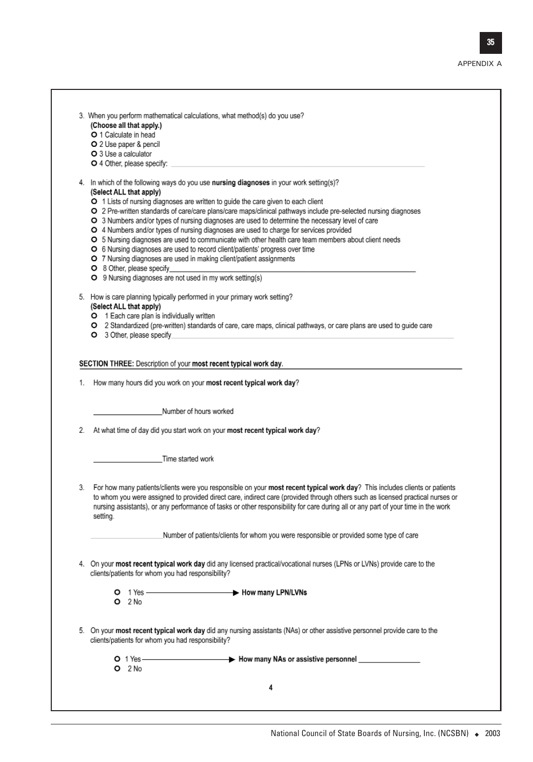3. When you perform mathematical calculations, what method(s) do you use?
   **(Choose all that apply.)**
   - O 1 Calculate in head
   - O 2 Use paper & pencil
   - O 3 Use a calculator
   - O 4 Other, please specify: ______________________

4. In which of the following ways do you use **nursing diagnoses** in your work setting(s)?
   **(Select ALL that apply)**
   - O 1 Lists of nursing diagnoses are written to guide the care given to each client
   - O 2 Pre-written standards of care/care plans/care maps/clinical pathways include pre-selected nursing diagnoses
   - O 3 Numbers and/or types of nursing diagnoses are used to determine the necessary level of care
   - O 4 Numbers and/or types of nursing diagnoses are used to charge for services provided
   - O 5 Nursing diagnoses are used to communicate with other health care team members about client needs
   - O 6 Nursing diagnoses are used to record client/patients' progress over time
   - O 7 Nursing diagnoses are used in making client/patient assignments
   - O 8 Other, please specify______________________
   - O 9 Nursing diagnoses are not used in my work setting(s)

5. How is care planning typically performed in your primary work setting?
   **(Select ALL that apply)**
   - O 1 Each care plan is individually written
   - O 2 Standardized (pre-written) standards of care, care maps, clinical pathways, or care plans are used to guide care
   - O 3 Other, please specify______________________

**SECTION THREE:** Description of your **most recent typical work day**.

1. How many hours did you work on your **most recent typical work day**?

   __________________Number of hours worked

2. At what time of day did you start work on your **most recent typical work day**?

   __________________Time started work

3. For how many patients/clients were you responsible on your **most recent typical work day**? This includes clients or patients to whom you were assigned to provided direct care, indirect care (provided through others such as licensed practical nurses or nursing assistants), or any performance of tasks or other responsibility for care during all or any part of your time in the work setting.

   __________________Number of patients/clients for whom you were responsible or provided some type of care

4. On your **most recent typical work day** did any licensed practical/vocational nurses (LPNs or LVNs) provide care to the clients/patients for whom you had responsibility?

   - O 1 Yes ———————→ **How many LPN/LVNs**
   - O 2 No

5. On your **most recent typical work day** did any nursing assistants (NAs) or other assistive personnel provide care to the clients/patients for whom you had responsibility?

   - O 1 Yes ———————→ **How many NAs or assistive personnel** ______________
   - O 2 No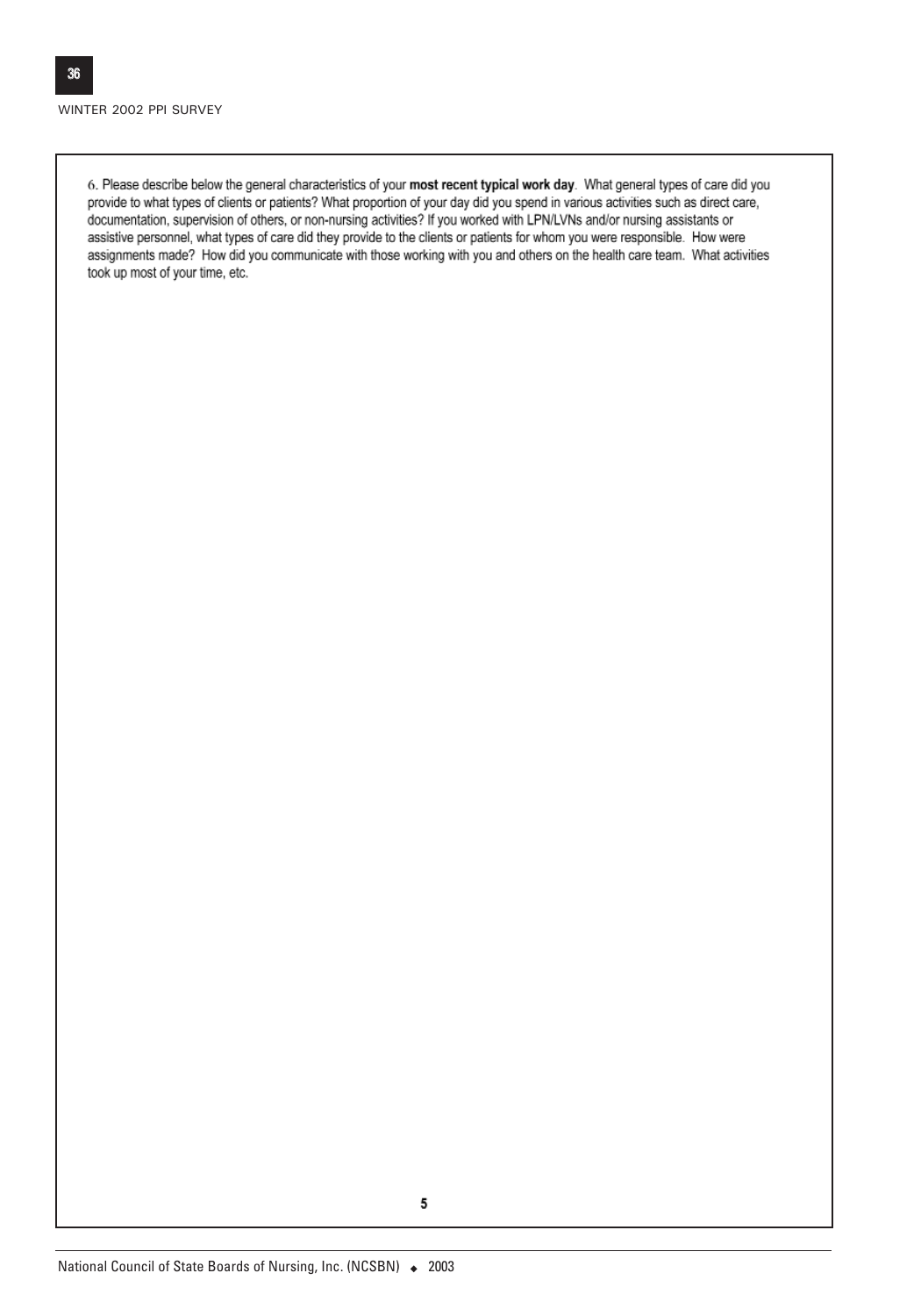6. Please describe below the general characteristics of your **most recent typical work day**. What general types of care did you provide to what types of clients or patients? What proportion of your day did you spend in various activities such as direct care, documentation, supervision of others, or non-nursing activities? If you worked with LPN/LVNs and/or nursing assistants or assistive personnel, what types of care did they provide to the clients or patients for whom you were responsible. How were assignments made? How did you communicate with those working with you and others on the health care team. What activities took up most of your time, etc.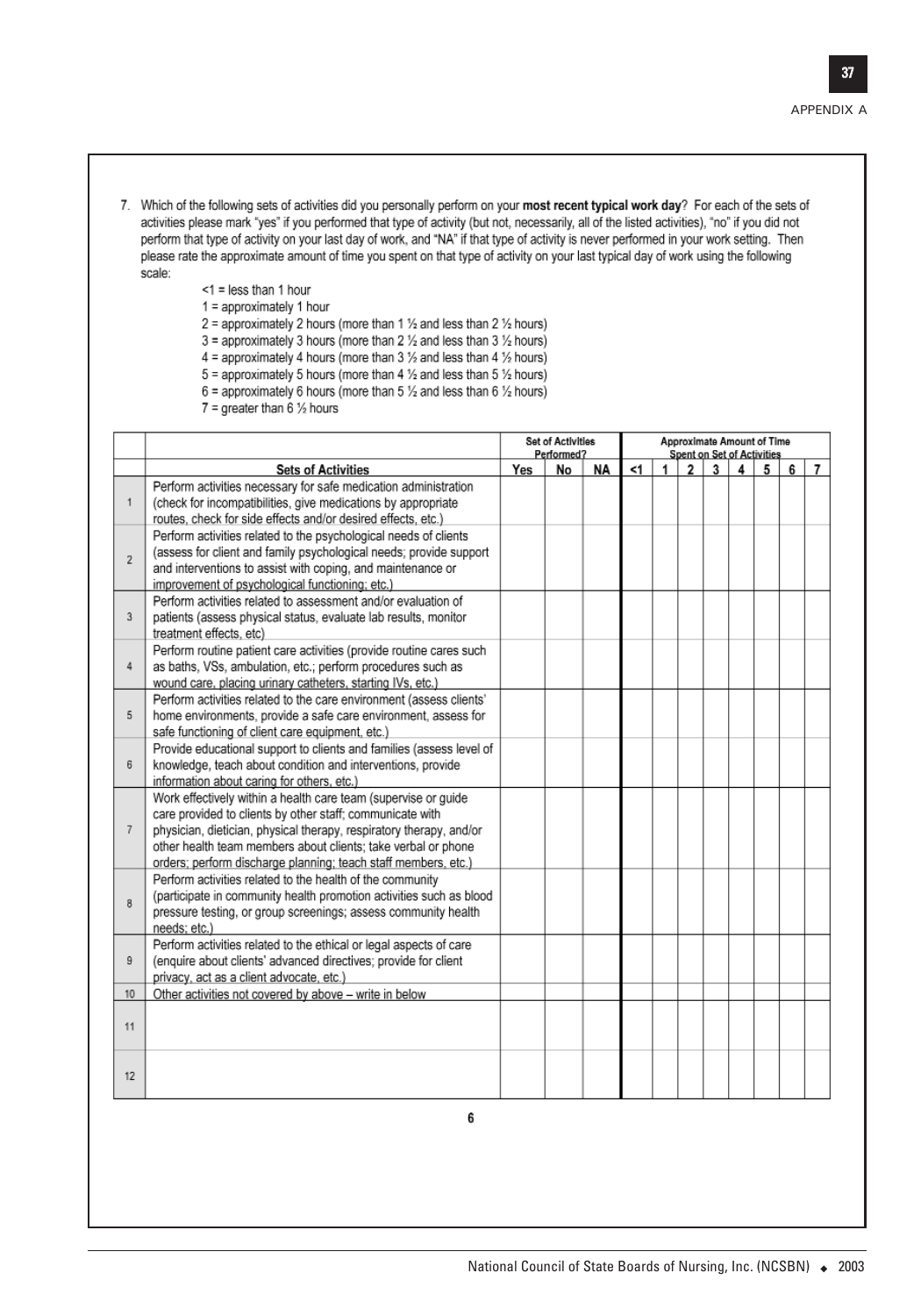7. Which of the following sets of activities did you personally perform on your **most recent typical work day**? For each of the sets of activities please mark "yes" if you performed that type of activity (but not, necessarily, all of the listed activities), "no" if you did not perform that type of activity on your last day of work, and "NA" if that type of activity is never performed in your work setting. Then please rate the approximate amount of time you spent on that type of activity on your last typical day of work using the following scale:

   <1 = less than 1 hour
   1 = approximately 1 hour
   2 = approximately 2 hours (more than 1 ½ and less than 2 ½ hours)
   3 = approximately 3 hours (more than 2 ½ and less than 3 ½ hours)
   4 = approximately 4 hours (more than 3 ½ and less than 4 ½ hours)
   5 = approximately 5 hours (more than 4 ½ and less than 5 ½ hours)
   6 = approximately 6 hours (more than 5 ½ and less than 6 ½ hours)
   7 = greater than 6 ½ hours

| | | Set of Activities Performed? | | | Approximate Amount of Time Spent on Set of Activities | | | | | | | |
|---|---|---|---|---|---|---|---|---|---|---|---|---|
| | **Sets of Activities** | **Yes** | **No** | **NA** | **<1** | **1** | **2** | **3** | **4** | **5** | **6** | **7** |
| 1 | Perform activities necessary for safe medication administration (check for incompatibilities, give medications by appropriate routes, check for side effects and/or desired effects, etc.) | | | | | | | | | | | |
| 2 | Perform activities related to the psychological needs of clients (assess for client and family psychological needs; provide support and interventions to assist with coping, and maintenance or improvement of psychological functioning; etc.) | | | | | | | | | | | |
| 3 | Perform activities related to assessment and/or evaluation of patients (assess physical status, evaluate lab results, monitor treatment effects, etc) | | | | | | | | | | | |
| 4 | Perform routine patient care activities (provide routine cares such as baths, VSs, ambulation, etc.; perform procedures such as wound care, placing urinary catheters, starting IVs, etc.) | | | | | | | | | | | |
| 5 | Perform activities related to the care environment (assess clients' home environments, provide a safe care environment, assess for safe functioning of client care equipment, etc.) | | | | | | | | | | | |
| 6 | Provide educational support to clients and families (assess level of knowledge, teach about condition and interventions, provide information about caring for others, etc.) | | | | | | | | | | | |
| 7 | Work effectively within a health care team (supervise or guide care provided to clients by other staff; communicate with physician, dietician, physical therapy, respiratory therapy, and/or other health team members about clients; take verbal or phone orders; perform discharge planning; teach staff members, etc.) | | | | | | | | | | | |
| 8 | Perform activities related to the health of the community (participate in community health promotion activities such as blood pressure testing, or group screenings; assess community health needs; etc.) | | | | | | | | | | | |
| 9 | Perform activities related to the ethical or legal aspects of care (enquire about clients' advanced directives; provide for client privacy, act as a client advocate, etc.) | | | | | | | | | | | |
| 10 | Other activities not covered by above – write in below | | | | | | | | | | | |
| 11 | | | | | | | | | | | | |
| 12 | | | | | | | | | | | | |

6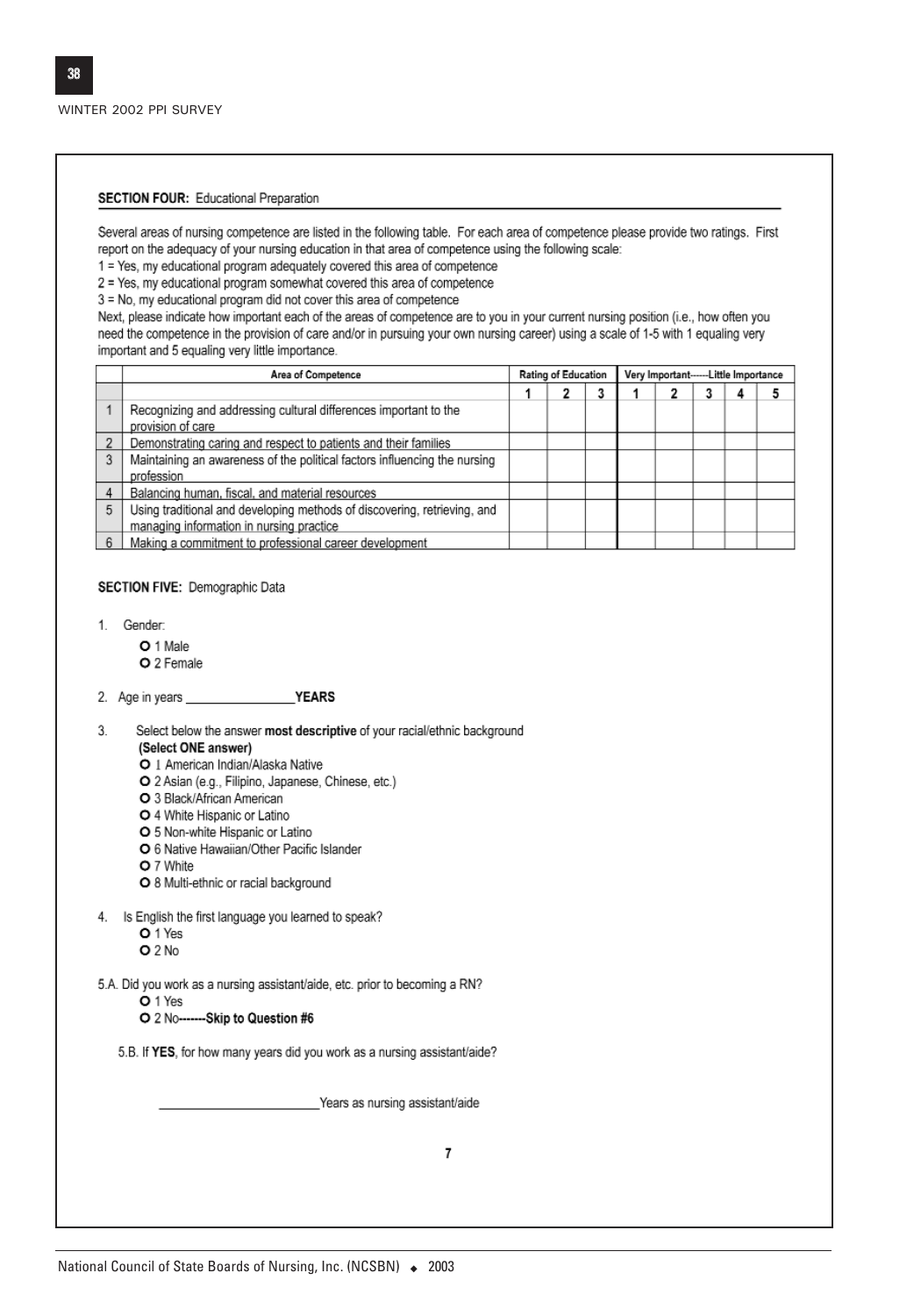WINTER 2002 PPI SURVEY

**SECTION FOUR:** Educational Preparation

Several areas of nursing competence are listed in the following table. For each area of competence please provide two ratings. First report on the adequacy of your nursing education in that area of competence using the following scale:
1 = Yes, my educational program adequately covered this area of competence
2 = Yes, my educational program somewhat covered this area of competence
3 = No, my educational program did not cover this area of competence
Next, please indicate how important each of the areas of competence are to you in your current nursing position (i.e., how often you need the competence in the provision of care and/or in pursuing your own nursing career) using a scale of 1-5 with 1 equaling very important and 5 equaling very little importance.

| | Area of Competence | Rating of Education | | | Very Important------Little Importance | | | | |
|---|---|---|---|---|---|---|---|---|---|
| | | 1 | 2 | 3 | 1 | 2 | 3 | 4 | 5 |
| 1 | Recognizing and addressing cultural differences important to the provision of care | | | | | | | | |
| 2 | Demonstrating caring and respect to patients and their families | | | | | | | | |
| 3 | Maintaining an awareness of the political factors influencing the nursing profession | | | | | | | | |
| 4 | Balancing human, fiscal, and material resources | | | | | | | | |
| 5 | Using traditional and developing methods of discovering, retrieving, and managing information in nursing practice | | | | | | | | |
| 6 | Making a commitment to professional career development | | | | | | | | |

**SECTION FIVE:** Demographic Data

1. Gender:
   - O 1 Male
   - O 2 Female

2. Age in years _______________**YEARS**

3. Select below the answer **most descriptive** of your racial/ethnic background **(Select ONE answer)**
   - O 1 American Indian/Alaska Native
   - O 2 Asian (e.g., Filipino, Japanese, Chinese, etc.)
   - O 3 Black/African American
   - O 4 White Hispanic or Latino
   - O 5 Non-white Hispanic or Latino
   - O 6 Native Hawaiian/Other Pacific Islander
   - O 7 White
   - O 8 Multi-ethnic or racial background

4. Is English the first language you learned to speak?
   - O 1 Yes
   - O 2 No

5.A. Did you work as a nursing assistant/aide, etc. prior to becoming a RN?
   - O 1 Yes
   - O 2 No**-------Skip to Question #6**

5.B. If **YES**, for how many years did you work as a nursing assistant/aide?

_______________________Years as nursing assistant/aide

7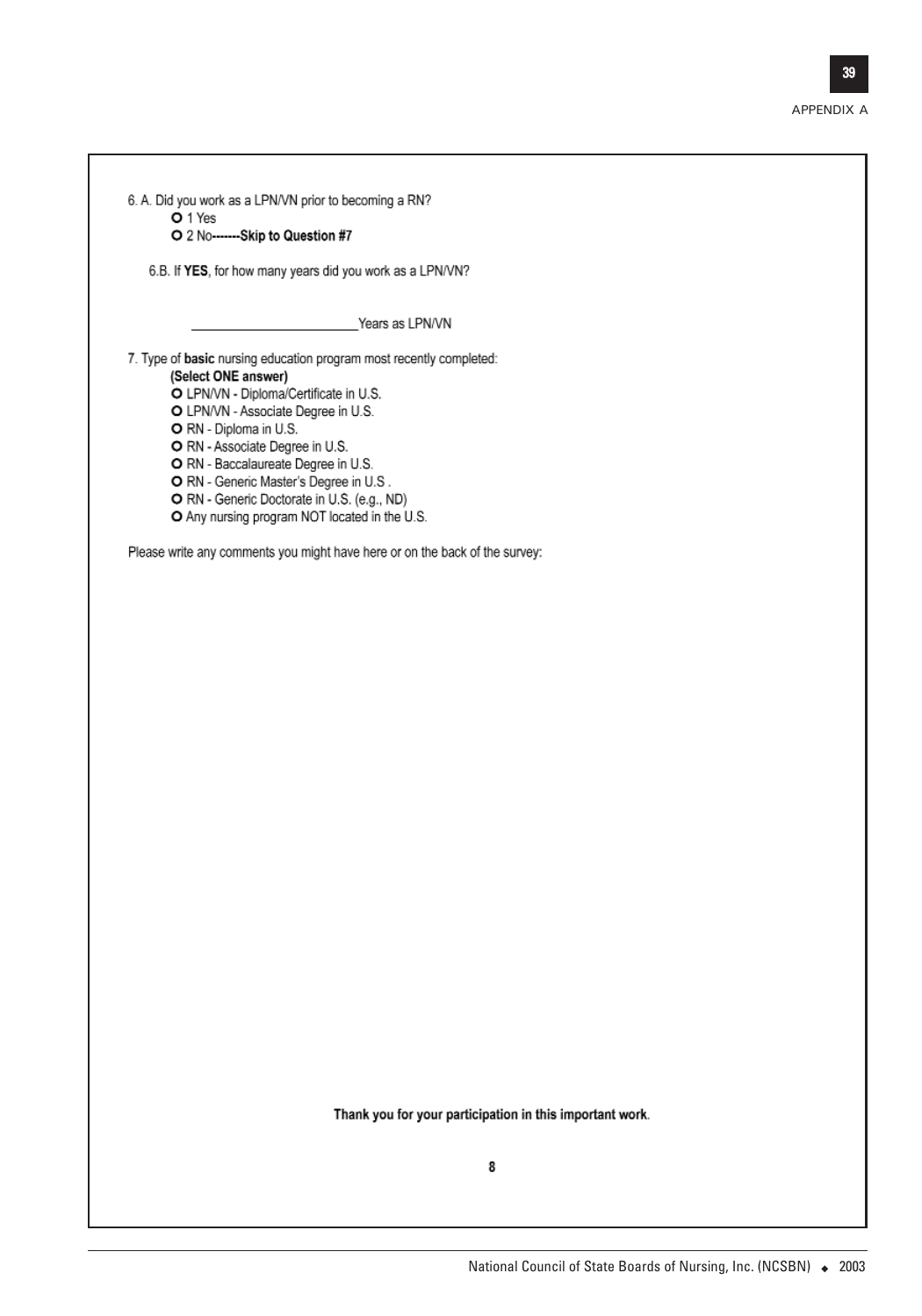6. A. Did you work as a LPN/VN prior to becoming a RN?

- O 1 Yes
- O 2 No**-------Skip to Question #7**

6.B. If **YES**, for how many years did you work as a LPN/VN?

________________________Years as LPN/VN

7. Type of **basic** nursing education program most recently completed:

**(Select ONE answer)**

- O LPN/VN - Diploma/Certificate in U.S.
- O LPN/VN - Associate Degree in U.S.
- O RN - Diploma in U.S.
- O RN - Associate Degree in U.S.
- O RN - Baccalaureate Degree in U.S.
- O RN - Generic Master's Degree in U.S .
- O RN - Generic Doctorate in U.S. (e.g., ND)
- O Any nursing program NOT located in the U.S.

Please write any comments you might have here or on the back of the survey:

**Thank you for your participation in this important work.**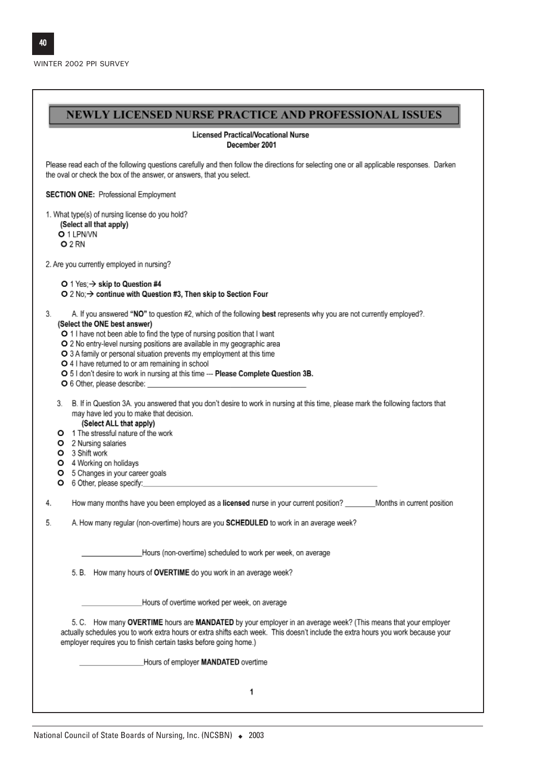# NEWLY LICENSED NURSE PRACTICE AND PROFESSIONAL ISSUES

**Licensed Practical/Vocational Nurse**
**December 2001**

Please read each of the following questions carefully and then follow the directions for selecting one or all applicable responses. Darken the oval or check the box of the answer, or answers, that you select.

**SECTION ONE:** Professional Employment

1. What type(s) of nursing license do you hold?
   **(Select all that apply)**
   - O 1 LPN/VN
   - O 2 RN

2. Are you currently employed in nursing?

   - O 1 Yes;→ **skip to Question #4**
   - O 2 No;→ **continue with Question #3, Then skip to Section Four**

3. A. If you answered **"NO"** to question #2, which of the following **best** represents why you are not currently employed?.
   **(Select the ONE best answer)**
   - O 1 I have not been able to find the type of nursing position that I want
   - O 2 No entry-level nursing positions are available in my geographic area
   - O 3 A family or personal situation prevents my employment at this time
   - O 4 I have returned to or am remaining in school
   - O 5 I don't desire to work in nursing at this time --- **Please Complete Question 3B.**
   - O 6 Other, please describe: ________________________________________

   3. B. If in Question 3A. you answered that you don't desire to work in nursing at this time, please mark the following factors that may have led you to make that decision.
   **(Select ALL that apply)**
   - O 1 The stressful nature of the work
   - O 2 Nursing salaries
   - O 3 Shift work
   - O 4 Working on holidays
   - O 5 Changes in your career goals
   - O 6 Other, please specify:________________________________________________

4. How many months have you been employed as a **licensed** nurse in your current position? ________Months in current position

5. A. How many regular (non-overtime) hours are you **SCHEDULED** to work in an average week?

   _______________Hours (non-overtime) scheduled to work per week, on average

   5. B. How many hours of **OVERTIME** do you work in an average week?

   _______________Hours of overtime worked per week, on average

   5. C. How many **OVERTIME** hours are **MANDATED** by your employer in an average week? (This means that your employer actually schedules you to work extra hours or extra shifts each week. This doesn't include the extra hours you work because your employer requires you to finish certain tasks before going home.)

   _______________Hours of employer **MANDATED** overtime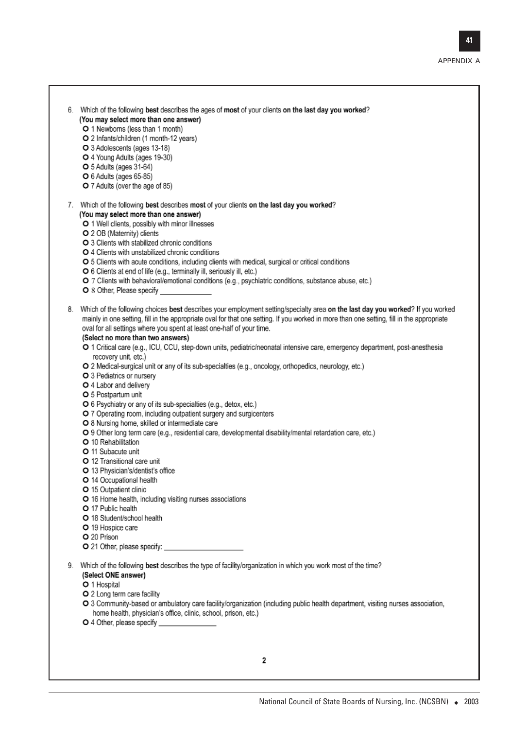6. Which of the following **best** describes the ages of **most** of your clients **on the last day you worked**?
   **(You may select more than one answer)**
   - O 1 Newborns (less than 1 month)
   - O 2 Infants/children (1 month-12 years)
   - O 3 Adolescents (ages 13-18)
   - O 4 Young Adults (ages 19-30)
   - O 5 Adults (ages 31-64)
   - O 6 Adults (ages 65-85)
   - O 7 Adults (over the age of 85)

7. Which of the following **best** describes **most** of your clients **on the last day you worked**?
   **(You may select more than one answer)**
   - O 1 Well clients, possibly with minor illnesses
   - O 2 OB (Maternity) clients
   - O 3 Clients with stabilized chronic conditions
   - O 4 Clients with unstabilized chronic conditions
   - O 5 Clients with acute conditions, including clients with medical, surgical or critical conditions
   - O 6 Clients at end of life (e.g., terminally ill, seriously ill, etc.)
   - O 7 Clients with behavioral/emotional conditions (e.g., psychiatric conditions, substance abuse, etc.)
   - O 8 Other, Please specify ______________

8. Which of the following choices **best** describes your employment setting/specialty area **on the last day you worked**? If you worked mainly in one setting, fill in the appropriate oval for that one setting. If you worked in more than one setting, fill in the appropriate oval for all settings where you spent at least one-half of your time.
   **(Select no more than two answers)**
   - O 1 Critical care (e.g., ICU, CCU, step-down units, pediatric/neonatal intensive care, emergency department, post-anesthesia recovery unit, etc.)
   - O 2 Medical-surgical unit or any of its sub-specialties (e.g., oncology, orthopedics, neurology, etc.)
   - O 3 Pediatrics or nursery
   - O 4 Labor and delivery
   - O 5 Postpartum unit
   - O 6 Psychiatry or any of its sub-specialties (e.g., detox, etc.)
   - O 7 Operating room, including outpatient surgery and surgicenters
   - O 8 Nursing home, skilled or intermediate care
   - O 9 Other long term care (e.g., residential care, developmental disability/mental retardation care, etc.)
   - O 10 Rehabilitation
   - O 11 Subacute unit
   - O 12 Transitional care unit
   - O 13 Physician's/dentist's office
   - O 14 Occupational health
   - O 15 Outpatient clinic
   - O 16 Home health, including visiting nurses associations
   - O 17 Public health
   - O 18 Student/school health
   - O 19 Hospice care
   - O 20 Prison
   - O 21 Other, please specify: ______________________

9. Which of the following **best** describes the type of facility/organization in which you work most of the time?
   **(Select ONE answer)**
   - O 1 Hospital
   - O 2 Long term care facility
   - O 3 Community-based or ambulatory care facility/organization (including public health department, visiting nurses association, home health, physician's office, clinic, school, prison, etc.)
   - O 4 Other, please specify _______________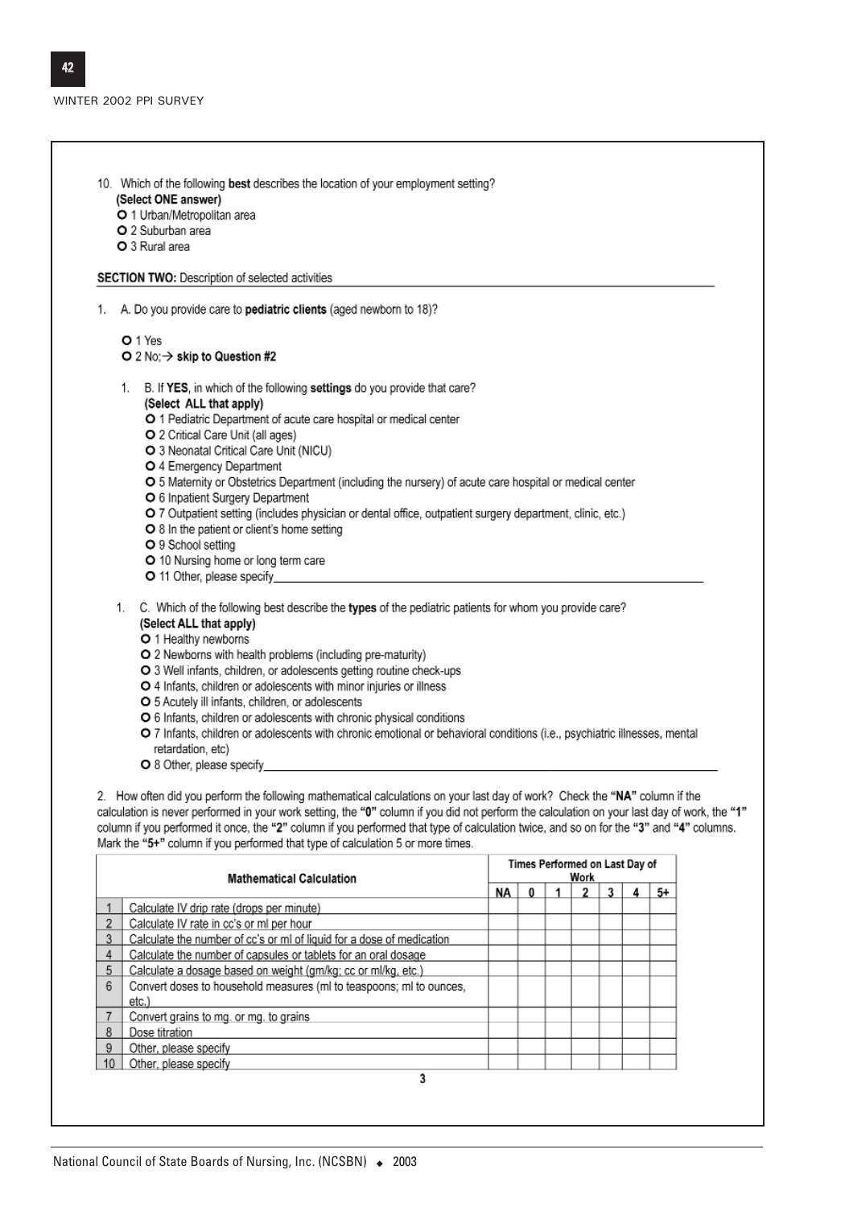10. Which of the following **best** describes the location of your employment setting?
**(Select ONE answer)**
O 1 Urban/Metropolitan area
O 2 Suburban area
O 3 Rural area

**SECTION TWO:** Description of selected activities

1. A. Do you provide care to **pediatric clients** (aged newborn to 18)?

O 1 Yes
O 2 No;→ **skip to Question #2**

1. B. If **YES**, in which of the following **settings** do you provide that care?
**(Select ALL that apply)**
O 1 Pediatric Department of acute care hospital or medical center
O 2 Critical Care Unit (all ages)
O 3 Neonatal Critical Care Unit (NICU)
O 4 Emergency Department
O 5 Maternity or Obstetrics Department (including the nursery) of acute care hospital or medical center
O 6 Inpatient Surgery Department
O 7 Outpatient setting (includes physician or dental office, outpatient surgery department, clinic, etc.)
O 8 In the patient or client's home setting
O 9 School setting
O 10 Nursing home or long term care
O 11 Other, please specify_______________

1. C. Which of the following best describe the **types** of the pediatric patients for whom you provide care?
**(Select ALL that apply)**
O 1 Healthy newborns
O 2 Newborns with health problems (including pre-maturity)
O 3 Well infants, children, or adolescents getting routine check-ups
O 4 Infants, children or adolescents with minor injuries or illness
O 5 Acutely ill infants, children, or adolescents
O 6 Infants, children or adolescents with chronic physical conditions
O 7 Infants, children or adolescents with chronic emotional or behavioral conditions (i.e., psychiatric illnesses, mental retardation, etc)
O 8 Other, please specify_______________

2. How often did you perform the following mathematical calculations on your last day of work? Check the **"NA"** column if the calculation is never performed in your work setting, the **"0"** column if you did not perform the calculation on your last day of work, the **"1"** column if you performed it once, the **"2"** column if you performed that type of calculation twice, and so on for the **"3"** and **"4"** columns. Mark the **"5+"** column if you performed that type of calculation 5 or more times.

| | Mathematical Calculation | Times Performed on Last Day of Work | | | | | | |
|---|---|---|---|---|---|---|---|---|
| | | NA | 0 | 1 | 2 | 3 | 4 | 5+ |
| 1 | Calculate IV drip rate (drops per minute) | | | | | | | |
| 2 | Calculate IV rate in cc's or ml per hour | | | | | | | |
| 3 | Calculate the number of cc's or ml of liquid for a dose of medication | | | | | | | |
| 4 | Calculate the number of capsules or tablets for an oral dosage | | | | | | | |
| 5 | Calculate a dosage based on weight (gm/kg; cc or ml/kg, etc.) | | | | | | | |
| 6 | Convert doses to household measures (ml to teaspoons; ml to ounces, etc.) | | | | | | | |
| 7 | Convert grains to mg. or mg. to grains | | | | | | | |
| 8 | Dose titration | | | | | | | |
| 9 | Other, please specify | | | | | | | |
| 10 | Other, please specify | | | | | | | |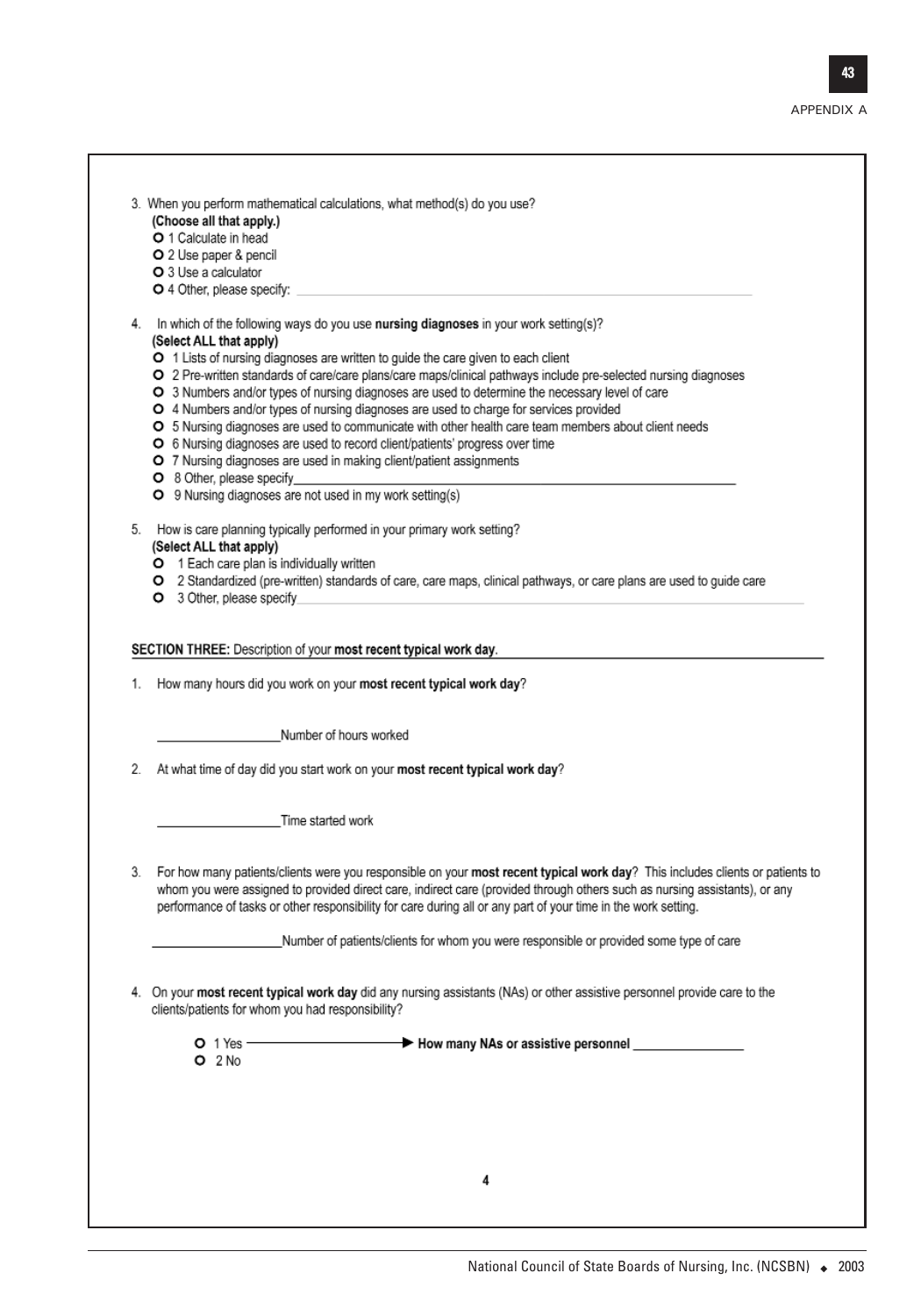3. When you perform mathematical calculations, what method(s) do you use?
**(Choose all that apply.)**
- O 1 Calculate in head
- O 2 Use paper & pencil
- O 3 Use a calculator
- O 4 Other, please specify: ______________________________

4. In which of the following ways do you use **nursing diagnoses** in your work setting(s)?
**(Select ALL that apply)**
- O 1 Lists of nursing diagnoses are written to guide the care given to each client
- O 2 Pre-written standards of care/care plans/care maps/clinical pathways include pre-selected nursing diagnoses
- O 3 Numbers and/or types of nursing diagnoses are used to determine the necessary level of care
- O 4 Numbers and/or types of nursing diagnoses are used to charge for services provided
- O 5 Nursing diagnoses are used to communicate with other health care team members about client needs
- O 6 Nursing diagnoses are used to record client/patients' progress over time
- O 7 Nursing diagnoses are used in making client/patient assignments
- O 8 Other, please specify______________________________
- O 9 Nursing diagnoses are not used in my work setting(s)

5. How is care planning typically performed in your primary work setting?
**(Select ALL that apply)**
- O 1 Each care plan is individually written
- O 2 Standardized (pre-written) standards of care, care maps, clinical pathways, or care plans are used to guide care
- O 3 Other, please specify______________________________

**SECTION THREE:** Description of your **most recent typical work day**.

1. How many hours did you work on your **most recent typical work day**?

__________________Number of hours worked

2. At what time of day did you start work on your **most recent typical work day**?

__________________Time started work

3. For how many patients/clients were you responsible on your **most recent typical work day**? This includes clients or patients to whom you were assigned to provided direct care, indirect care (provided through others such as nursing assistants), or any performance of tasks or other responsibility for care during all or any part of your time in the work setting.

__________________Number of patients/clients for whom you were responsible or provided some type of care

4. On your **most recent typical work day** did any nursing assistants (NAs) or other assistive personnel provide care to the clients/patients for whom you had responsibility?

- O 1 Yes ——————► **How many NAs or assistive personnel** ________________
- O 2 No

4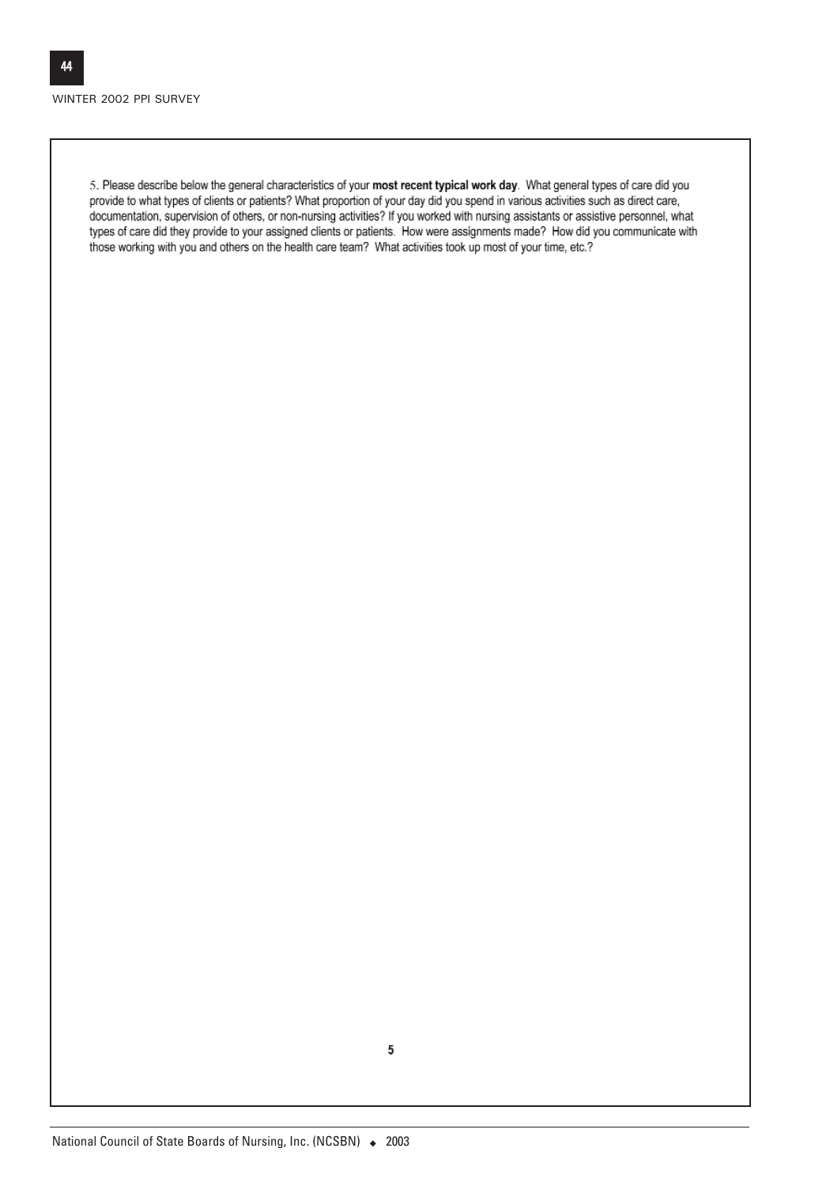5. Please describe below the general characteristics of your **most recent typical work day**. What general types of care did you provide to what types of clients or patients? What proportion of your day did you spend in various activities such as direct care, documentation, supervision of others, or non-nursing activities? If you worked with nursing assistants or assistive personnel, what types of care did they provide to your assigned clients or patients. How were assignments made? How did you communicate with those working with you and others on the health care team? What activities took up most of your time, etc.?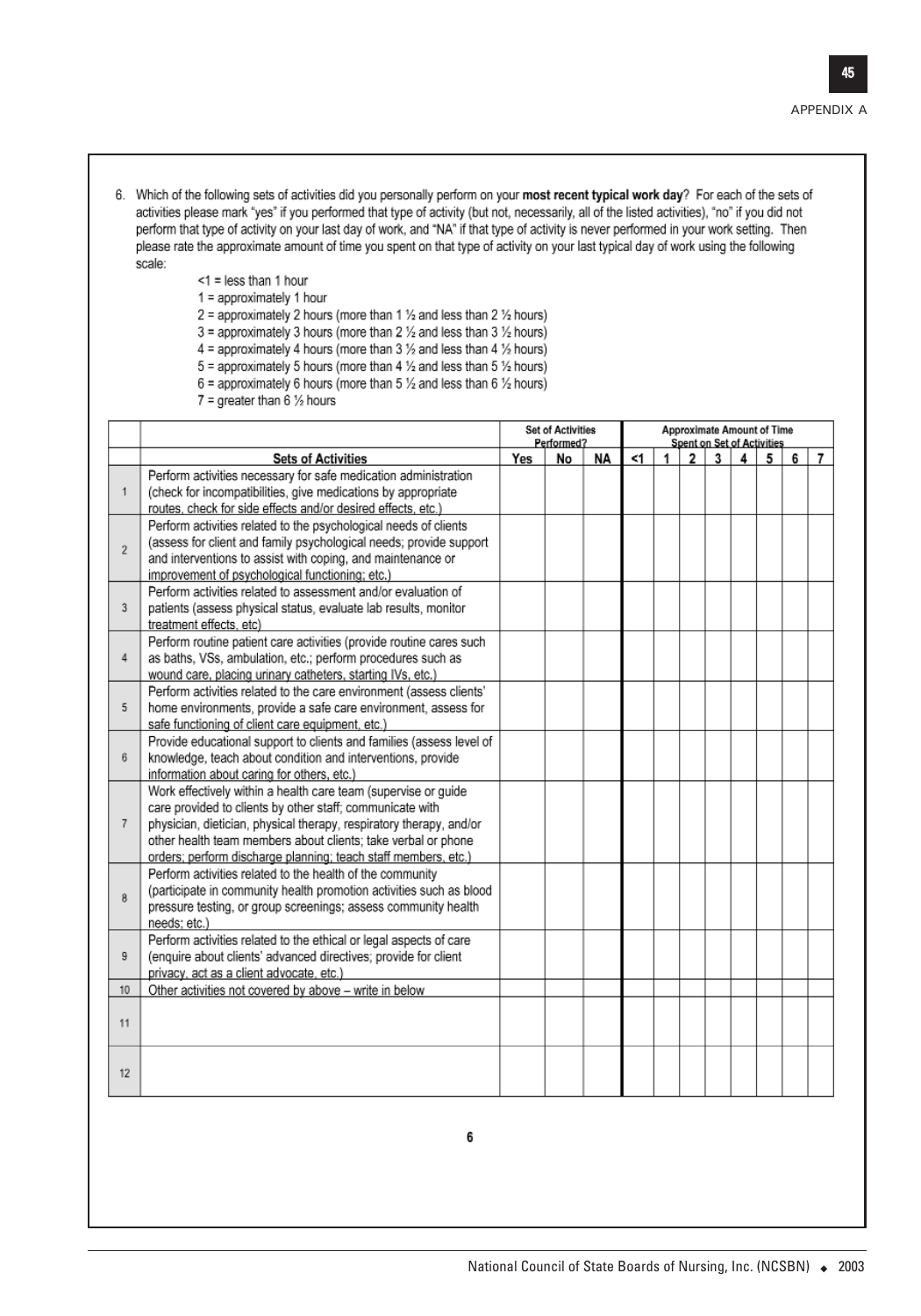6. Which of the following sets of activities did you personally perform on your **most recent typical work day**? For each of the sets of activities please mark "yes" if you performed that type of activity (but not, necessarily, all of the listed activities), "no" if you did not perform that type of activity on your last day of work, and "NA" if that type of activity is never performed in your work setting. Then please rate the approximate amount of time you spent on that type of activity on your last typical day of work using the following scale:

   <1 = less than 1 hour
   1 = approximately 1 hour
   2 = approximately 2 hours (more than 1 ½ and less than 2 ½ hours)
   3 = approximately 3 hours (more than 2 ½ and less than 3 ½ hours)
   4 = approximately 4 hours (more than 3 ½ and less than 4 ½ hours)
   5 = approximately 5 hours (more than 4 ½ and less than 5 ½ hours)
   6 = approximately 6 hours (more than 5 ½ and less than 6 ½ hours)
   7 = greater than 6 ½ hours

| | | Set of Activities Performed? | | | Approximate Amount of Time Spent on Set of Activities | | | | | | | |
|---|---|---|---|---|---|---|---|---|---|---|---|---|
| | **Sets of Activities** | **Yes** | **No** | **NA** | **<1** | **1** | **2** | **3** | **4** | **5** | **6** | **7** |
| 1 | Perform activities necessary for safe medication administration (check for incompatibilities, give medications by appropriate routes, check for side effects and/or desired effects, etc.) | | | | | | | | | | | |
| 2 | Perform activities related to the psychological needs of clients (assess for client and family psychological needs; provide support and interventions to assist with coping, and maintenance or improvement of psychological functioning; etc.) | | | | | | | | | | | |
| 3 | Perform activities related to assessment and/or evaluation of patients (assess physical status, evaluate lab results, monitor treatment effects, etc) | | | | | | | | | | | |
| 4 | Perform routine patient care activities (provide routine cares such as baths, VSs, ambulation, etc.; perform procedures such as wound care, placing urinary catheters, starting IVs, etc.) | | | | | | | | | | | |
| 5 | Perform activities related to the care environment (assess clients' home environments, provide a safe care environment, assess for safe functioning of client care equipment, etc.) | | | | | | | | | | | |
| 6 | Provide educational support to clients and families (assess level of knowledge, teach about condition and interventions, provide information about caring for others, etc.) | | | | | | | | | | | |
| 7 | Work effectively within a health care team (supervise or guide care provided to clients by other staff; communicate with physician, dietician, physical therapy, respiratory therapy, and/or other health team members about clients; take verbal or phone orders; perform discharge planning; teach staff members, etc.) | | | | | | | | | | | |
| 8 | Perform activities related to the health of the community (participate in community health promotion activities such as blood pressure testing, or group screenings; assess community health needs; etc.) | | | | | | | | | | | |
| 9 | Perform activities related to the ethical or legal aspects of care (enquire about clients' advanced directives; provide for client privacy, act as a client advocate, etc.) | | | | | | | | | | | |
| 10 | Other activities not covered by above – write in below | | | | | | | | | | | |
| 11 | | | | | | | | | | | | |
| 12 | | | | | | | | | | | | |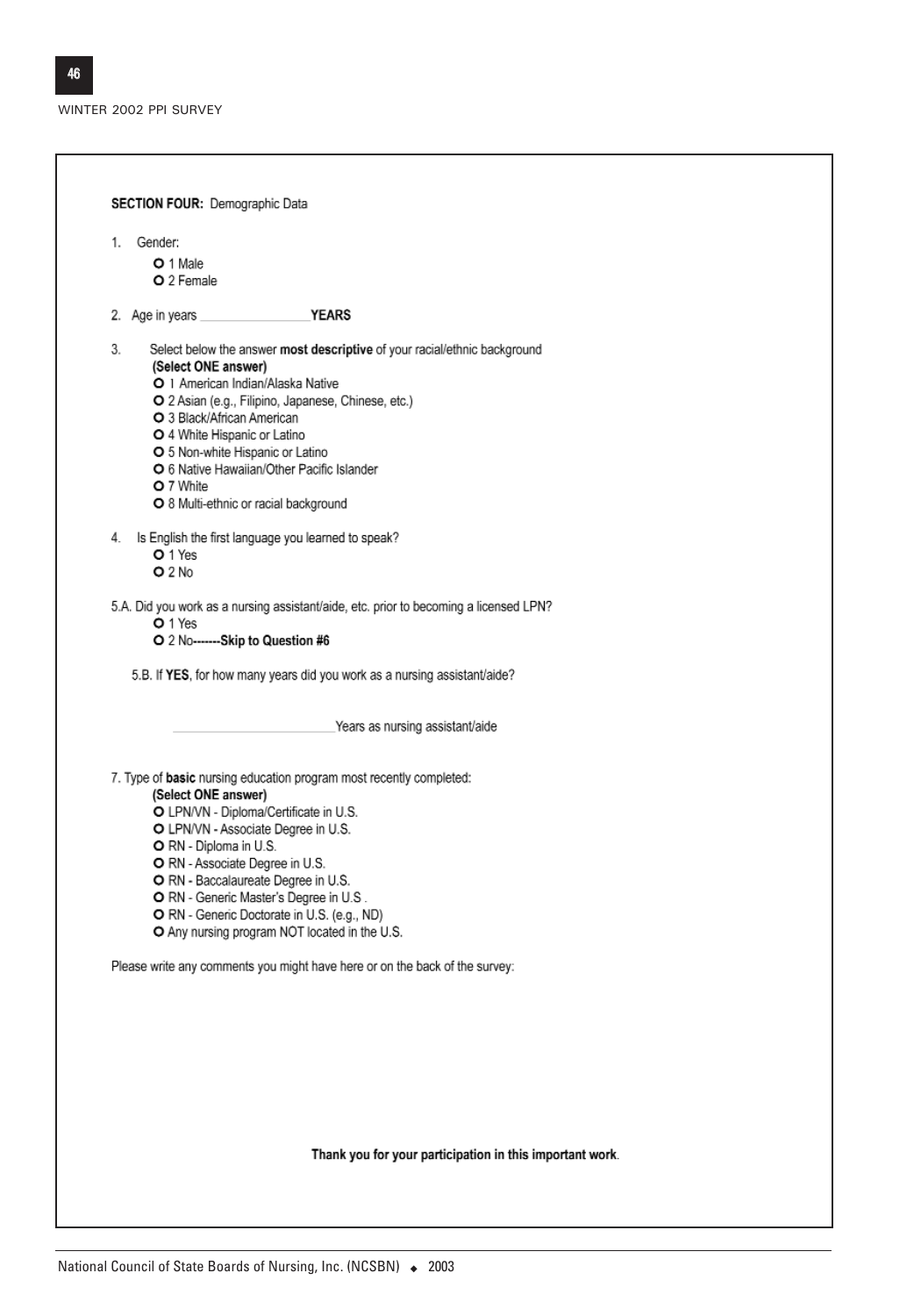**SECTION FOUR:** Demographic Data

1. Gender:
   - O 1 Male
   - O 2 Female

2. Age in years ________________ **YEARS**

3. Select below the answer **most descriptive** of your racial/ethnic background
   **(Select ONE answer)**
   - O 1 American Indian/Alaska Native
   - O 2 Asian (e.g., Filipino, Japanese, Chinese, etc.)
   - O 3 Black/African American
   - O 4 White Hispanic or Latino
   - O 5 Non-white Hispanic or Latino
   - O 6 Native Hawaiian/Other Pacific Islander
   - O 7 White
   - O 8 Multi-ethnic or racial background

4. Is English the first language you learned to speak?
   - O 1 Yes
   - O 2 No

5.A. Did you work as a nursing assistant/aide, etc. prior to becoming a licensed LPN?
   - O 1 Yes
   - O 2 No**-------Skip to Question #6**

5.B. If **YES**, for how many years did you work as a nursing assistant/aide?

________________________ Years as nursing assistant/aide

7. Type of **basic** nursing education program most recently completed:
   **(Select ONE answer)**
   - O LPN/VN - Diploma/Certificate in U.S.
   - O LPN/VN - Associate Degree in U.S.
   - O RN - Diploma in U.S.
   - O RN - Associate Degree in U.S.
   - O RN - Baccalaureate Degree in U.S.
   - O RN - Generic Master's Degree in U.S .
   - O RN - Generic Doctorate in U.S. (e.g., ND)
   - O Any nursing program NOT located in the U.S.

Please write any comments you might have here or on the back of the survey:

**Thank you for your participation in this important work**.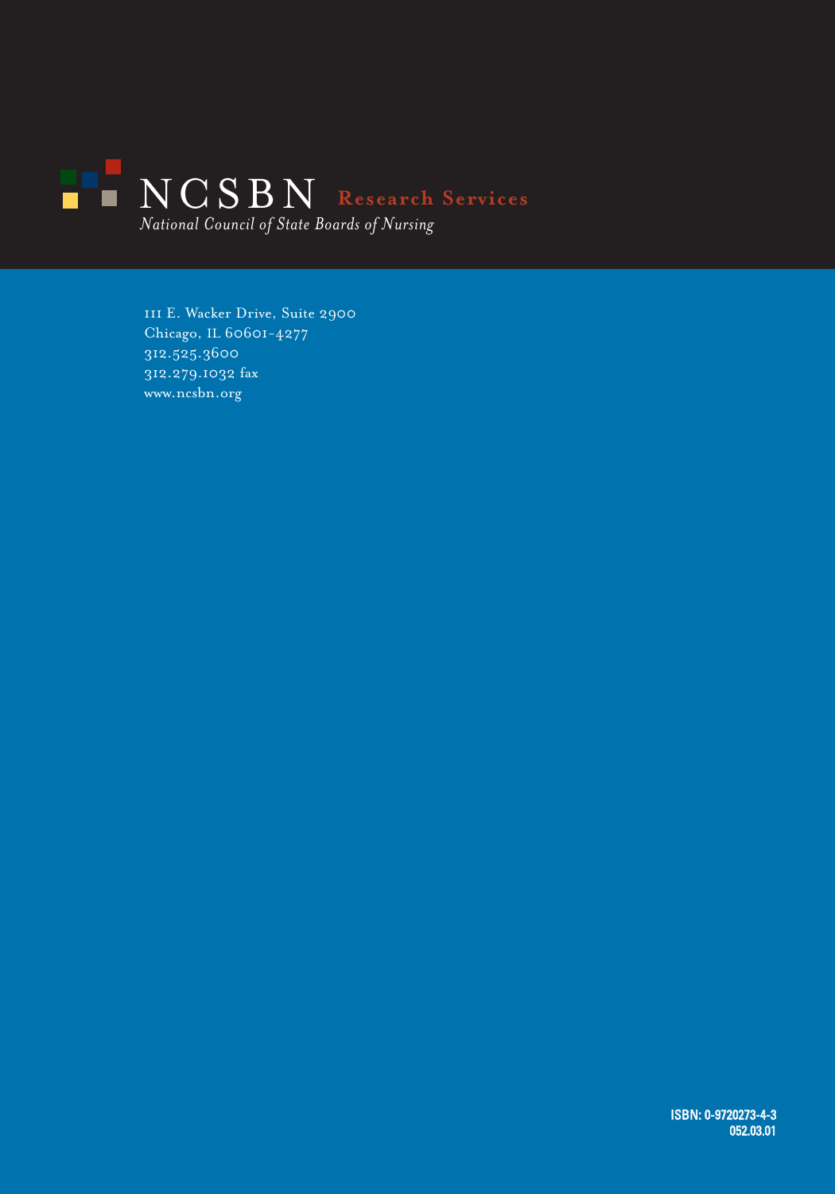NCSBN **Research Services**

*National Council of State Boards of Nursing*

111 E. Wacker Drive, Suite 2900
Chicago, IL 60601-4277
312.525.3600
312.279.1032 fax
www.ncsbn.org

**ISBN: 0-9720273-4-3**
**052.03.01**